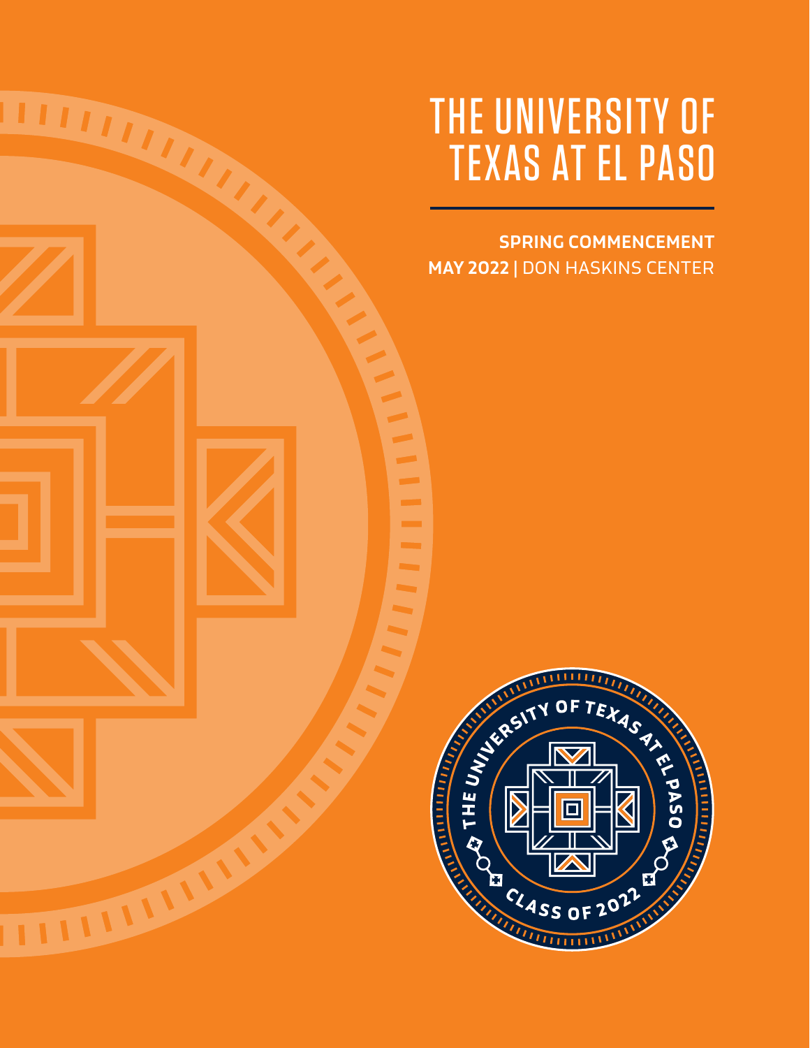# THE UNIVERSITY OF TEXAS AT EL PASO

**SPRING COMMENCEMENT**

**MAY 2022** | DON HASKINS CENTER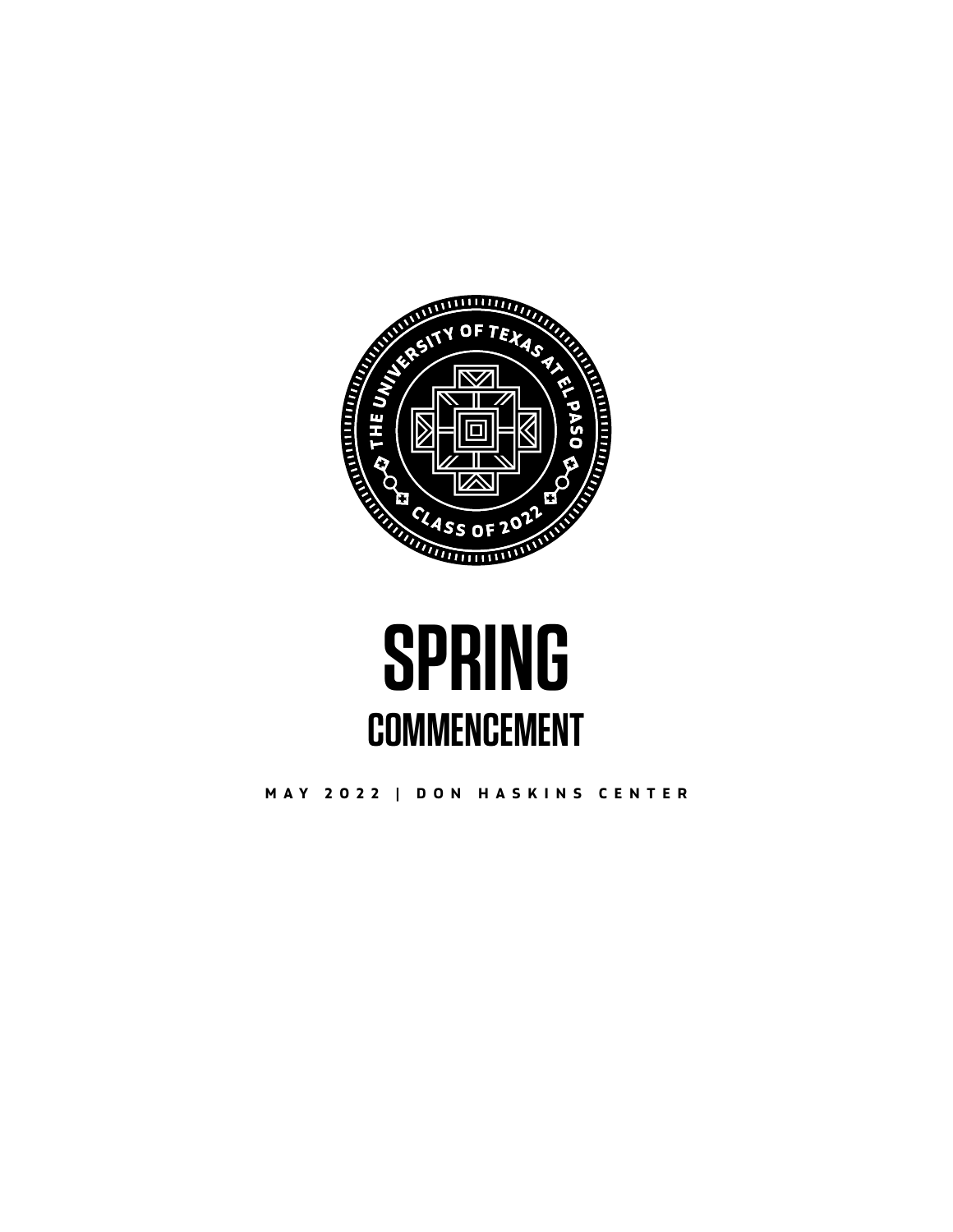THE UNIVERSITY OF TEXAS AT EL PASO

CLASS OF 2022

# SPRING

## COMMENCEMENT

MAY 2022 | DON HASKINS CENTER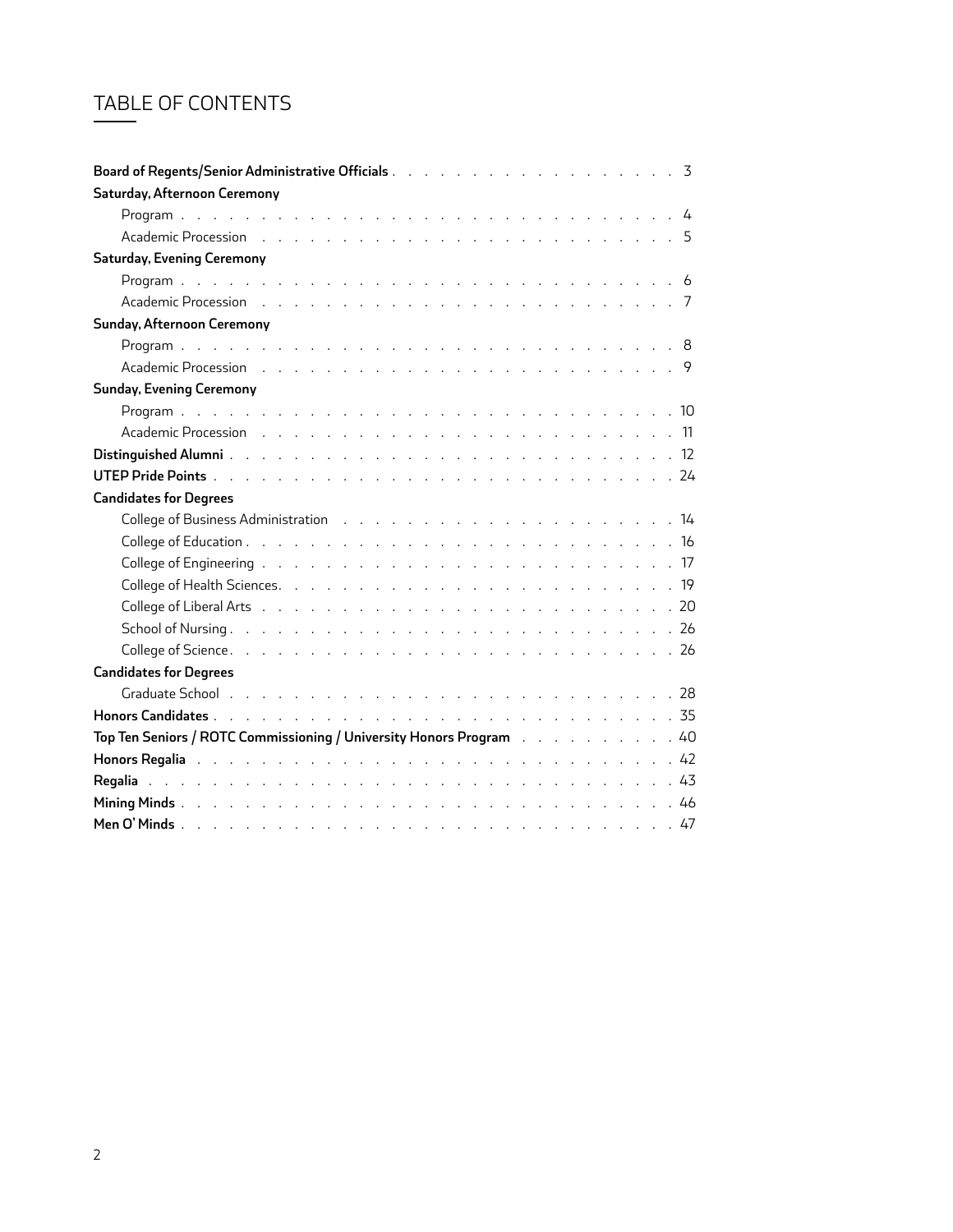# TABLE OF CONTENTS

**Board of Regents/Senior Administrative Officials** . . . . . 3

**Saturday, Afternoon Ceremony**

- Program . . . . . 4
- Academic Procession . . . . . 5

**Saturday, Evening Ceremony**

- Program . . . . . 6
- Academic Procession . . . . . 7

**Sunday, Afternoon Ceremony**

- Program . . . . . 8
- Academic Procession . . . . . 9

**Sunday, Evening Ceremony**

- Program . . . . . 10
- Academic Procession . . . . . 11

**Distinguished Alumni** . . . . . 12

**UTEP Pride Points** . . . . . 24

**Candidates for Degrees**

- College of Business Administration . . . . . 14
- College of Education . . . . . 16
- College of Engineering . . . . . 17
- College of Health Sciences . . . . . 19
- College of Liberal Arts . . . . . 20
- School of Nursing . . . . . 26
- College of Science . . . . . 26

**Candidates for Degrees**

- Graduate School . . . . . 28

**Honors Candidates** . . . . . 35

**Top Ten Seniors / ROTC Commissioning / University Honors Program** . . . . . 40

**Honors Regalia** . . . . . 42

**Regalia** . . . . . 43

**Mining Minds** . . . . . 46

**Men O' Minds** . . . . . 47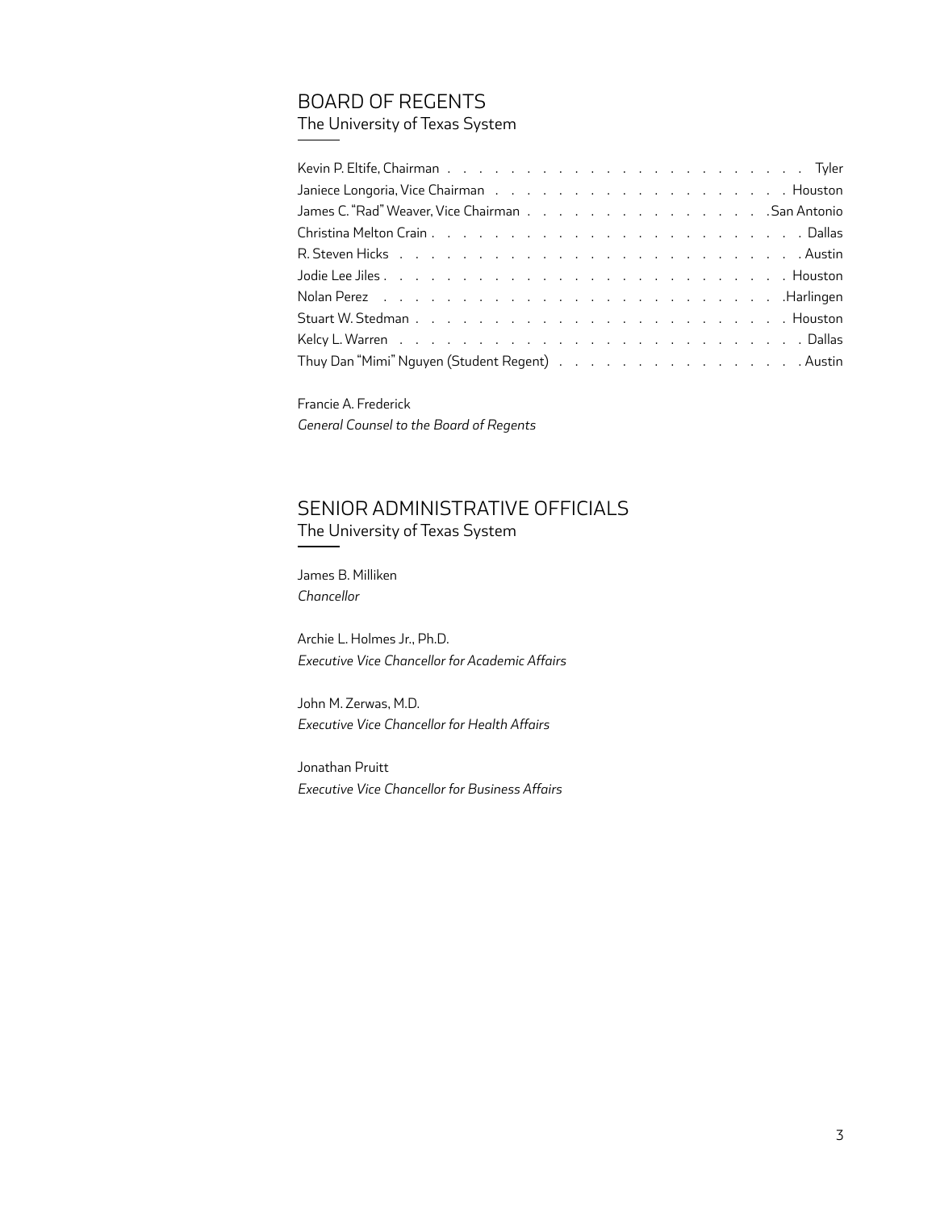## BOARD OF REGENTS

The University of Texas System

| | |
|---|---|
| Kevin P. Eltife, Chairman | Tyler |
| Janiece Longoria, Vice Chairman | Houston |
| James C. "Rad" Weaver, Vice Chairman | San Antonio |
| Christina Melton Crain | Dallas |
| R. Steven Hicks | Austin |
| Jodie Lee Jiles | Houston |
| Nolan Perez | Harlingen |
| Stuart W. Stedman | Houston |
| Kelcy L. Warren | Dallas |
| Thuy Dan "Mimi" Nguyen (Student Regent) | Austin |

Francie A. Frederick
*General Counsel to the Board of Regents*

## SENIOR ADMINISTRATIVE OFFICIALS

The University of Texas System

James B. Milliken
*Chancellor*

Archie L. Holmes Jr., Ph.D.
*Executive Vice Chancellor for Academic Affairs*

John M. Zerwas, M.D.
*Executive Vice Chancellor for Health Affairs*

Jonathan Pruitt
*Executive Vice Chancellor for Business Affairs*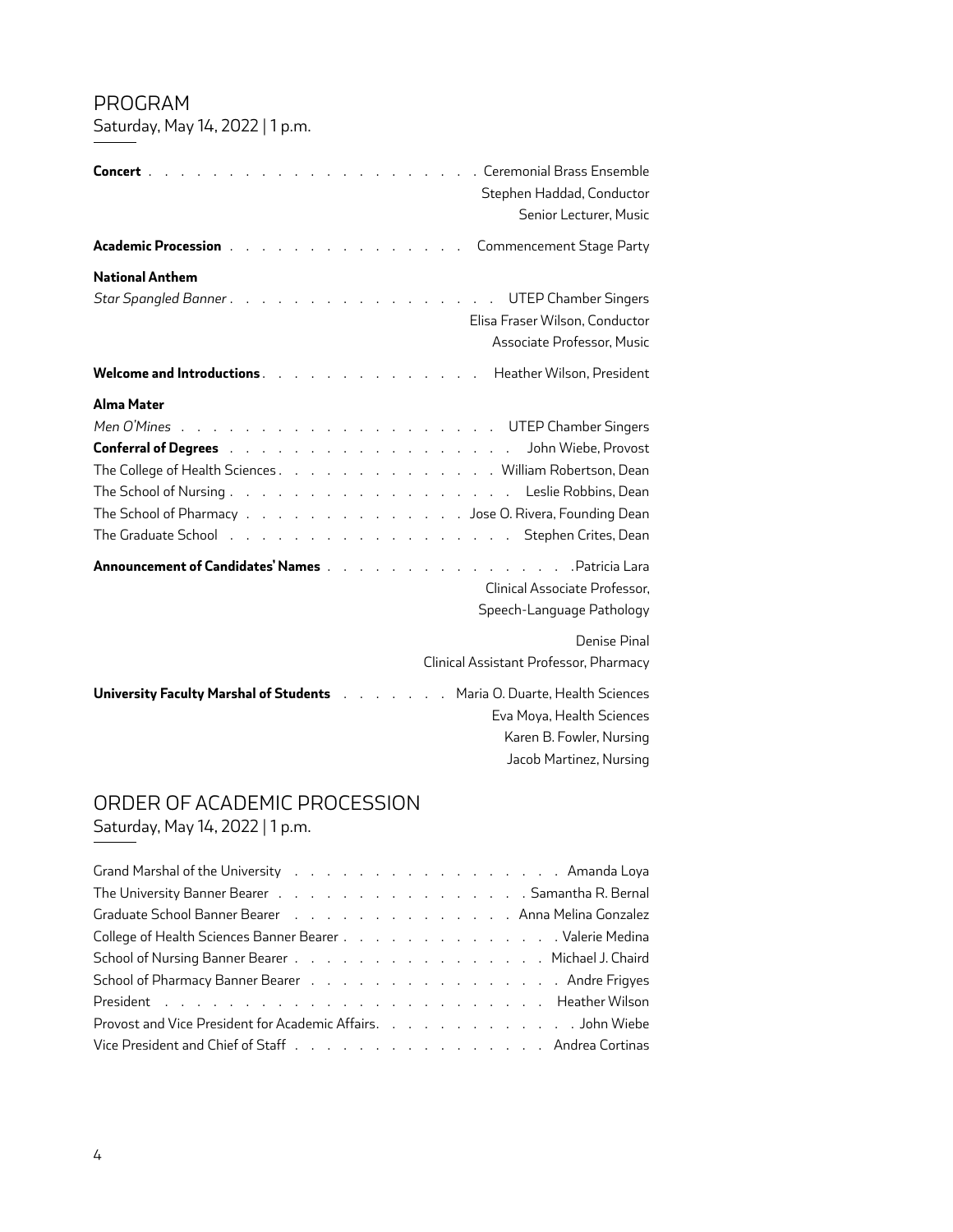## PROGRAM

Saturday, May 14, 2022 | 1 p.m.

**Concert** . . . . . . . . . . . . . . . . . . . . Ceremonial Brass Ensemble
Stephen Haddad, Conductor
Senior Lecturer, Music

**Academic Procession** . . . . . . . . . . . . . . . Commencement Stage Party

**National Anthem**

*Star Spangled Banner* . . . . . . . . . . . . . . . . . UTEP Chamber Singers
Elisa Fraser Wilson, Conductor
Associate Professor, Music

**Welcome and Introductions** . . . . . . . . . . . . . Heather Wilson, President

**Alma Mater**

*Men O'Mines* . . . . . . . . . . . . . . . . . . . UTEP Chamber Singers

**Conferral of Degrees** . . . . . . . . . . . . . . . . . John Wiebe, Provost

The College of Health Sciences . . . . . . . . . . . . . William Robertson, Dean

The School of Nursing . . . . . . . . . . . . . . . . . Leslie Robbins, Dean

The School of Pharmacy . . . . . . . . . . . . . Jose O. Rivera, Founding Dean

The Graduate School . . . . . . . . . . . . . . . . . . Stephen Crites, Dean

**Announcement of Candidates' Names** . . . . . . . . . . . . . . . Patricia Lara
Clinical Associate Professor,
Speech-Language Pathology

Denise Pinal
Clinical Assistant Professor, Pharmacy

**University Faculty Marshal of Students** . . . . . . . Maria O. Duarte, Health Sciences
Eva Moya, Health Sciences
Karen B. Fowler, Nursing
Jacob Martinez, Nursing

## ORDER OF ACADEMIC PROCESSION

Saturday, May 14, 2022 | 1 p.m.

Grand Marshal of the University . . . . . . . . . . . . . . . . Amanda Loya

The University Banner Bearer . . . . . . . . . . . . . . . Samantha R. Bernal

Graduate School Banner Bearer . . . . . . . . . . . . . Anna Melina Gonzalez

College of Health Sciences Banner Bearer . . . . . . . . . . . . . Valerie Medina

School of Nursing Banner Bearer . . . . . . . . . . . . . . . . Michael J. Chaird

School of Pharmacy Banner Bearer . . . . . . . . . . . . . . . . Andre Frigyes

President . . . . . . . . . . . . . . . . . . . . . . . Heather Wilson

Provost and Vice President for Academic Affairs. . . . . . . . . . . . . John Wiebe

Vice President and Chief of Staff . . . . . . . . . . . . . . . Andrea Cortinas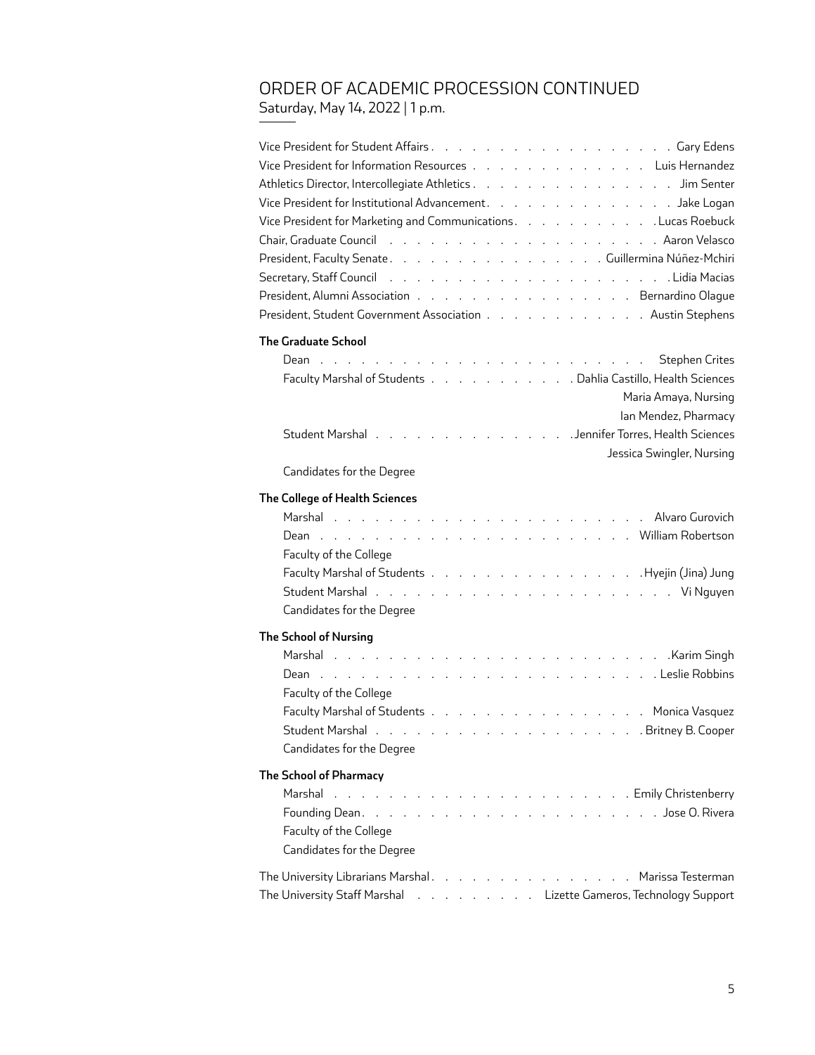# ORDER OF ACADEMIC PROCESSION CONTINUED

Saturday, May 14, 2022 | 1 p.m.

Vice President for Student Affairs . . . . . . . . . . . . . . . . . . Gary Edens
Vice President for Information Resources . . . . . . . . . . . . . Luis Hernandez
Athletics Director, Intercollegiate Athletics . . . . . . . . . . . . . . . Jim Senter
Vice President for Institutional Advancement . . . . . . . . . . . . . . Jake Logan
Vice President for Marketing and Communications . . . . . . . . . . . Lucas Roebuck
Chair, Graduate Council . . . . . . . . . . . . . . . . . . . . . Aaron Velasco
President, Faculty Senate . . . . . . . . . . . . . . . . . Guillermina Núñez-Mchiri
Secretary, Staff Council . . . . . . . . . . . . . . . . . . . . . Lidia Macias
President, Alumni Association . . . . . . . . . . . . . . . . Bernardino Olague
President, Student Government Association . . . . . . . . . . . . Austin Stephens

**The Graduate School**

Dean . . . . . . . . . . . . . . . . . . . . . . . . Stephen Crites
Faculty Marshal of Students . . . . . . . . . . . Dahlia Castillo, Health Sciences
Maria Amaya, Nursing
Ian Mendez, Pharmacy
Student Marshal . . . . . . . . . . . . . . . Jennifer Torres, Health Sciences
Jessica Swingler, Nursing
Candidates for the Degree

**The College of Health Sciences**

Marshal . . . . . . . . . . . . . . . . . . . . . . . Alvaro Gurovich
Dean . . . . . . . . . . . . . . . . . . . . . . . William Robertson
Faculty of the College
Faculty Marshal of Students . . . . . . . . . . . . . . . . Hyejin (Jina) Jung
Student Marshal . . . . . . . . . . . . . . . . . . . . . . . Vi Nguyen
Candidates for the Degree

**The School of Nursing**

Marshal . . . . . . . . . . . . . . . . . . . . . . . . . Karim Singh
Dean . . . . . . . . . . . . . . . . . . . . . . . . . Leslie Robbins
Faculty of the College
Faculty Marshal of Students . . . . . . . . . . . . . . . . Monica Vasquez
Student Marshal . . . . . . . . . . . . . . . . . . . . Britney B. Cooper
Candidates for the Degree

**The School of Pharmacy**

Marshal . . . . . . . . . . . . . . . . . . . . . . Emily Christenberry
Founding Dean . . . . . . . . . . . . . . . . . . . . . . Jose O. Rivera
Faculty of the College
Candidates for the Degree

The University Librarians Marshal . . . . . . . . . . . . . . . . Marissa Testerman
The University Staff Marshal . . . . . . . . . . Lizette Gameros, Technology Support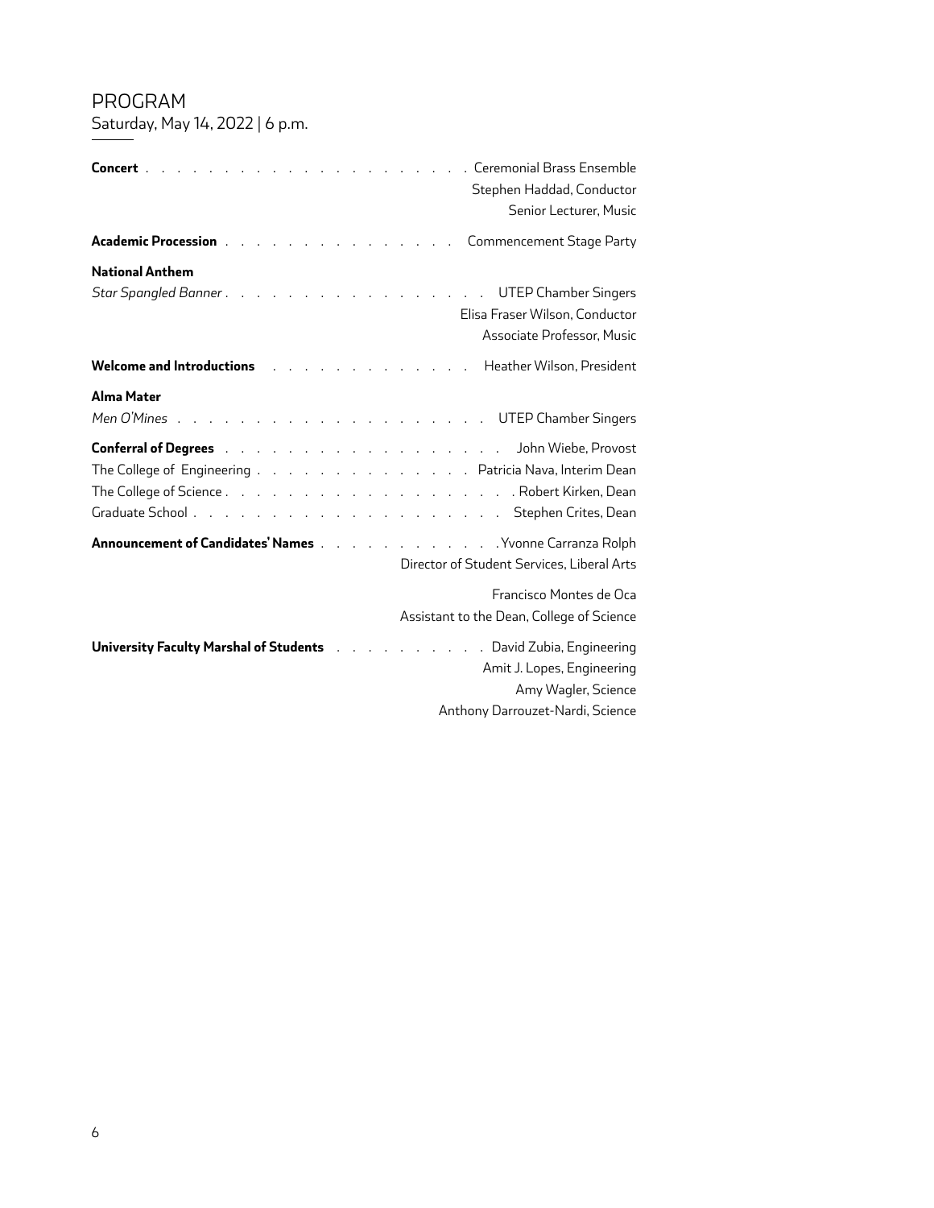# PROGRAM

Saturday, May 14, 2022 | 6 p.m.

**Concert** . . . . . . . . . . . . . . . . . . . . . Ceremonial Brass Ensemble
Stephen Haddad, Conductor
Senior Lecturer, Music

**Academic Procession** . . . . . . . . . . . . . . . Commencement Stage Party

**National Anthem**

*Star Spangled Banner* . . . . . . . . . . . . . . . . . UTEP Chamber Singers
Elisa Fraser Wilson, Conductor
Associate Professor, Music

**Welcome and Introductions** . . . . . . . . . . . . . Heather Wilson, President

**Alma Mater**

*Men O'Mines* . . . . . . . . . . . . . . . . . . . . UTEP Chamber Singers

**Conferral of Degrees** . . . . . . . . . . . . . . . . . . John Wiebe, Provost

The College of Engineering . . . . . . . . . . . . . . Patricia Nava, Interim Dean

The College of Science . . . . . . . . . . . . . . . . . . . Robert Kirken, Dean

Graduate School . . . . . . . . . . . . . . . . . . . . Stephen Crites, Dean

**Announcement of Candidates' Names** . . . . . . . . . . . . Yvonne Carranza Rolph
Director of Student Services, Liberal Arts

Francisco Montes de Oca
Assistant to the Dean, College of Science

**University Faculty Marshal of Students** . . . . . . . . . . David Zubia, Engineering
Amit J. Lopes, Engineering
Amy Wagler, Science
Anthony Darrouzet-Nardi, Science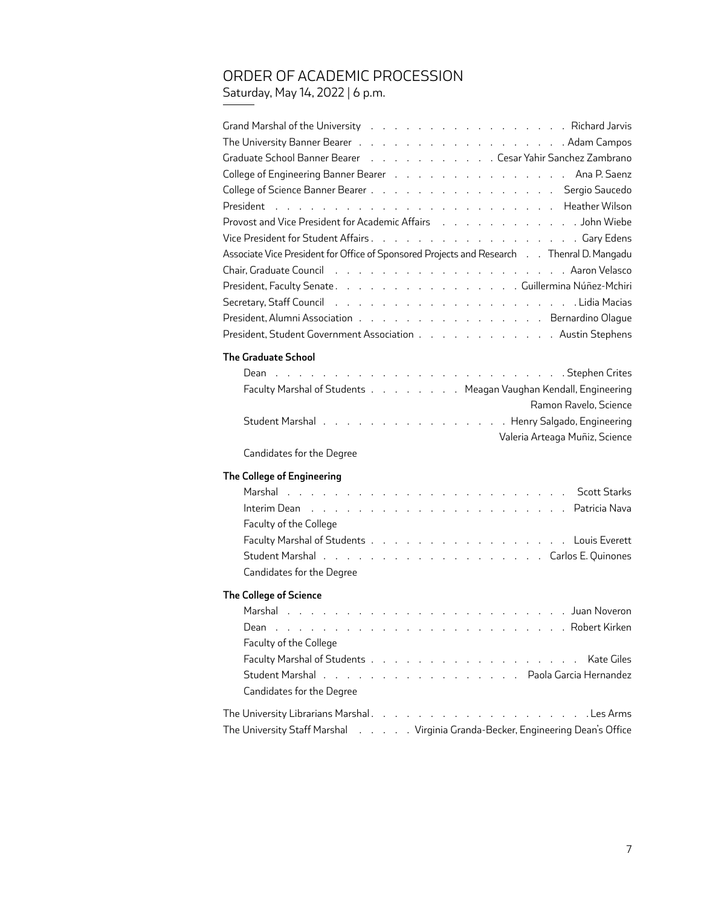# ORDER OF ACADEMIC PROCESSION

Saturday, May 14, 2022 | 6 p.m.

Grand Marshal of the University . . . . . . . . . . . . . . . . . . Richard Jarvis
The University Banner Bearer . . . . . . . . . . . . . . . . . . Adam Campos
Graduate School Banner Bearer . . . . . . . . . . . Cesar Yahir Sanchez Zambrano
College of Engineering Banner Bearer . . . . . . . . . . . . . . . . Ana P. Saenz
College of Science Banner Bearer . . . . . . . . . . . . . . . . . Sergio Saucedo
President . . . . . . . . . . . . . . . . . . . . . . . . . . Heather Wilson
Provost and Vice President for Academic Affairs . . . . . . . . . . . . . John Wiebe
Vice President for Student Affairs . . . . . . . . . . . . . . . . . . Gary Edens
Associate Vice President for Office of Sponsored Projects and Research . . Thenral D. Mangadu
Chair, Graduate Council . . . . . . . . . . . . . . . . . . . . . Aaron Velasco
President, Faculty Senate . . . . . . . . . . . . . . . . Guillermina Núñez-Mchiri
Secretary, Staff Council . . . . . . . . . . . . . . . . . . . . . Lidia Macias
President, Alumni Association . . . . . . . . . . . . . . . . . Bernardino Olague
President, Student Government Association . . . . . . . . . . . . . Austin Stephens

**The Graduate School**

Dean . . . . . . . . . . . . . . . . . . . . . . . . . . Stephen Crites
Faculty Marshal of Students . . . . . . . . . Meagan Vaughan Kendall, Engineering
Ramon Ravelo, Science
Student Marshal . . . . . . . . . . . . . . . . . . Henry Salgado, Engineering
Valeria Arteaga Muñiz, Science
Candidates for the Degree

**The College of Engineering**

Marshal . . . . . . . . . . . . . . . . . . . . . . . . . Scott Starks
Interim Dean . . . . . . . . . . . . . . . . . . . . . . . Patricia Nava
Faculty of the College
Faculty Marshal of Students . . . . . . . . . . . . . . . . . . Louis Everett
Student Marshal . . . . . . . . . . . . . . . . . . . . Carlos E. Quinones
Candidates for the Degree

**The College of Science**

Marshal . . . . . . . . . . . . . . . . . . . . . . . . . Juan Noveron
Dean . . . . . . . . . . . . . . . . . . . . . . . . . . Robert Kirken
Faculty of the College
Faculty Marshal of Students . . . . . . . . . . . . . . . . . . . Kate Giles
Student Marshal . . . . . . . . . . . . . . . . . . Paola Garcia Hernandez
Candidates for the Degree

The University Librarians Marshal . . . . . . . . . . . . . . . . . . . Les Arms
The University Staff Marshal . . . . . Virginia Granda-Becker, Engineering Dean's Office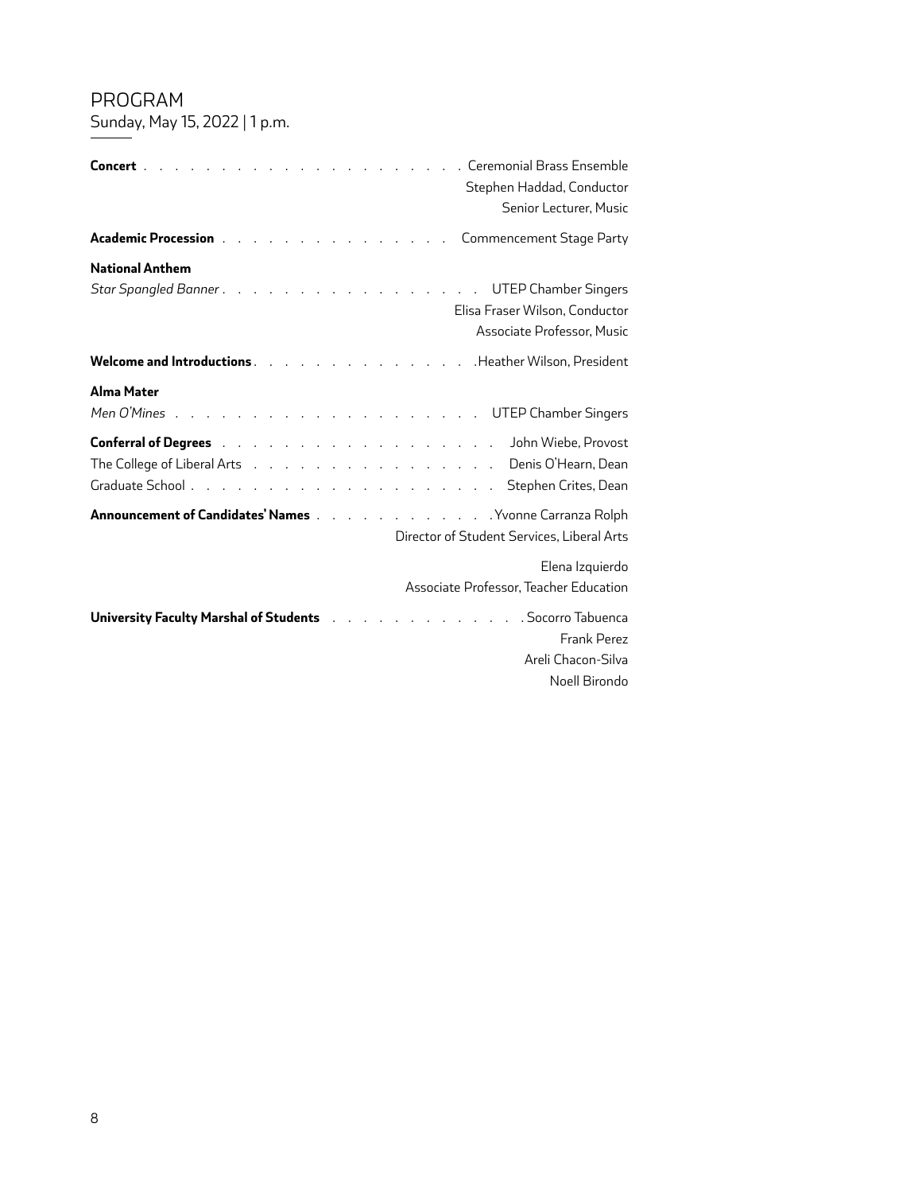## PROGRAM

Sunday, May 15, 2022 | 1 p.m.

**Concert** . . . . . . . . . . . . . . . . . . . . . Ceremonial Brass Ensemble
Stephen Haddad, Conductor
Senior Lecturer, Music

**Academic Procession** . . . . . . . . . . . . . . . Commencement Stage Party

**National Anthem**

*Star Spangled Banner* . . . . . . . . . . . . . . . . . UTEP Chamber Singers
Elisa Fraser Wilson, Conductor
Associate Professor, Music

**Welcome and Introductions** . . . . . . . . . . . . . . Heather Wilson, President

**Alma Mater**

*Men O'Mines* . . . . . . . . . . . . . . . . . . . . UTEP Chamber Singers

**Conferral of Degrees** . . . . . . . . . . . . . . . . . . John Wiebe, Provost
The College of Liberal Arts . . . . . . . . . . . . . . . . Denis O'Hearn, Dean
Graduate School . . . . . . . . . . . . . . . . . . . . . Stephen Crites, Dean

**Announcement of Candidates' Names** . . . . . . . . . . . . Yvonne Carranza Rolph
Director of Student Services, Liberal Arts

Elena Izquierdo
Associate Professor, Teacher Education

**University Faculty Marshal of Students** . . . . . . . . . . . . . Socorro Tabuenca
Frank Perez
Areli Chacon-Silva
Noell Birondo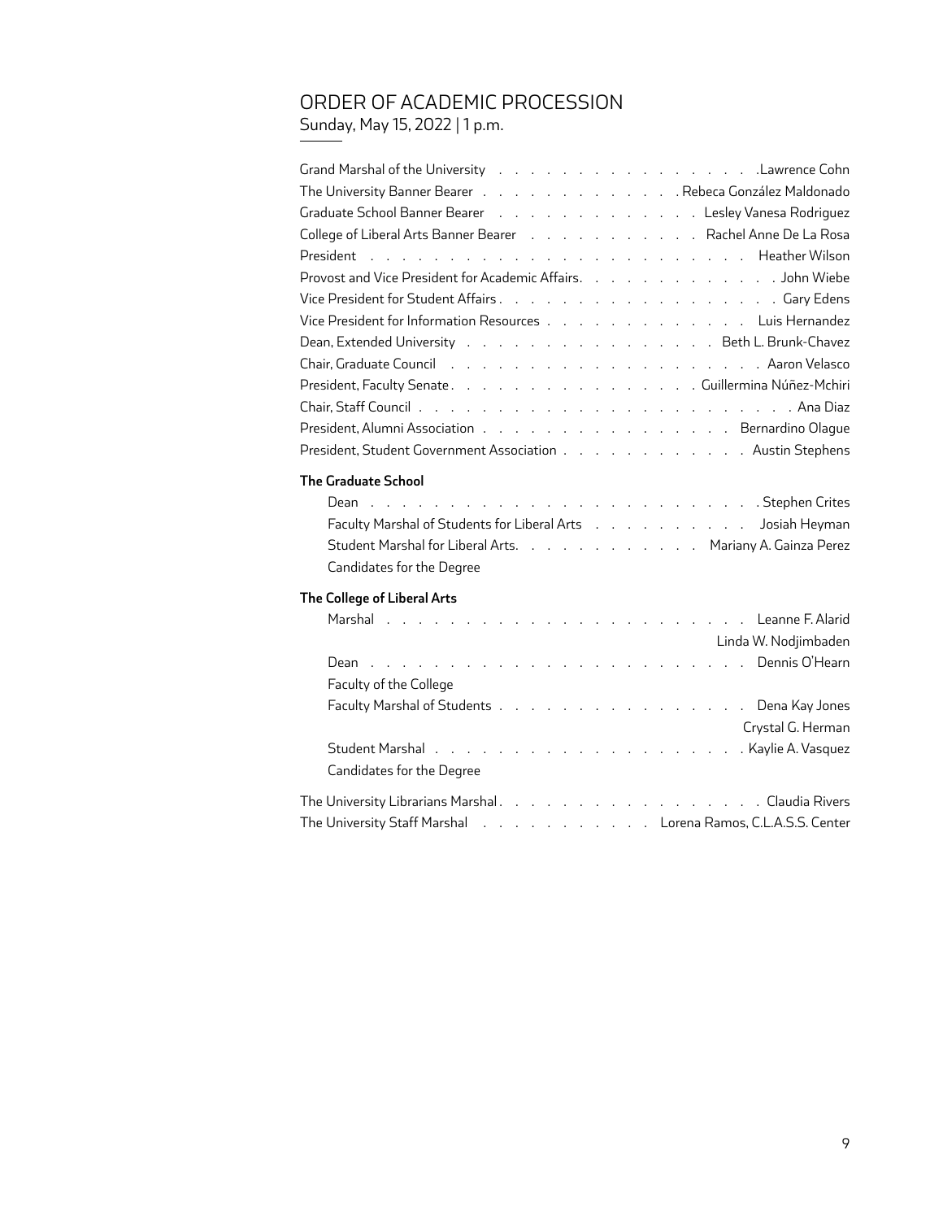## ORDER OF ACADEMIC PROCESSION

Sunday, May 15, 2022 | 1 p.m.

Grand Marshal of the University . . . . . . . . . . . . . . . . . . Lawrence Cohn
The University Banner Bearer . . . . . . . . . . . . . Rebeca González Maldonado
Graduate School Banner Bearer . . . . . . . . . . . . . Lesley Vanesa Rodriguez
College of Liberal Arts Banner Bearer . . . . . . . . . . . Rachel Anne De La Rosa
President . . . . . . . . . . . . . . . . . . . . . . . . . Heather Wilson
Provost and Vice President for Academic Affairs. . . . . . . . . . . . . . John Wiebe
Vice President for Student Affairs . . . . . . . . . . . . . . . . . . . . Gary Edens
Vice President for Information Resources . . . . . . . . . . . . . . Luis Hernandez
Dean, Extended University . . . . . . . . . . . . . . . . Beth L. Brunk-Chavez
Chair, Graduate Council . . . . . . . . . . . . . . . . . . . . . . Aaron Velasco
President, Faculty Senate . . . . . . . . . . . . . . . . . Guillermina Núñez-Mchiri
Chair, Staff Council . . . . . . . . . . . . . . . . . . . . . . . . . . Ana Diaz
President, Alumni Association . . . . . . . . . . . . . . . . . Bernardino Olague
President, Student Government Association . . . . . . . . . . . . . Austin Stephens

**The Graduate School**

Dean . . . . . . . . . . . . . . . . . . . . . . . . . . Stephen Crites
Faculty Marshal of Students for Liberal Arts . . . . . . . . . . . Josiah Heyman
Student Marshal for Liberal Arts. . . . . . . . . . . . . Mariany A. Gainza Perez
Candidates for the Degree

**The College of Liberal Arts**

Marshal . . . . . . . . . . . . . . . . . . . . . . . . Leanne F. Alarid
Linda W. Nodjimbaden
Dean . . . . . . . . . . . . . . . . . . . . . . . . . Dennis O'Hearn
Faculty of the College
Faculty Marshal of Students . . . . . . . . . . . . . . . . . Dena Kay Jones
Crystal G. Herman
Student Marshal . . . . . . . . . . . . . . . . . . . . . Kaylie A. Vasquez
Candidates for the Degree

The University Librarians Marshal . . . . . . . . . . . . . . . . . . Claudia Rivers
The University Staff Marshal . . . . . . . . . . . . Lorena Ramos, C.L.A.S.S. Center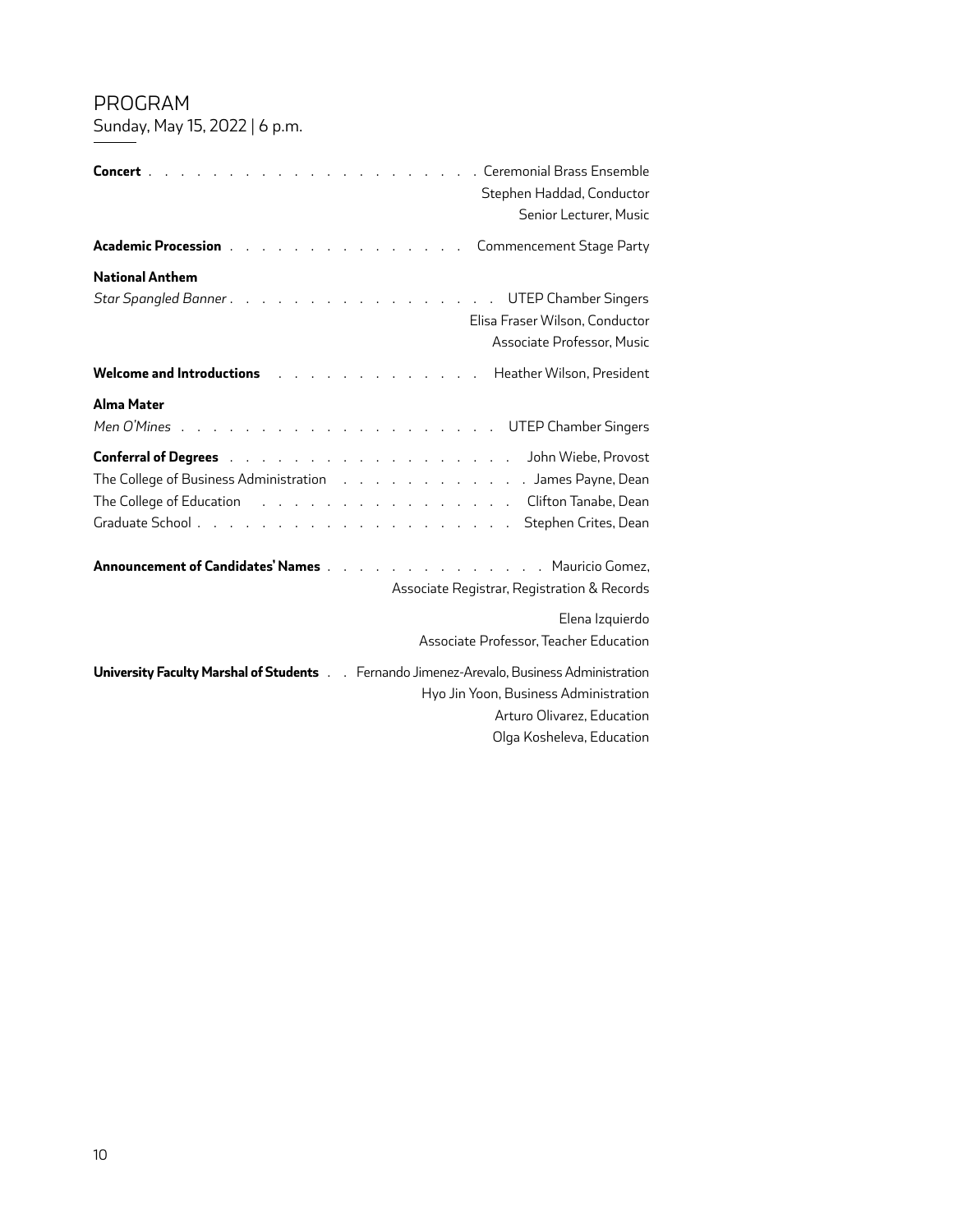# PROGRAM

Sunday, May 15, 2022 | 6 p.m.

**Concert** . . . . . . . . . . . . . . . . . . . . . Ceremonial Brass Ensemble
Stephen Haddad, Conductor
Senior Lecturer, Music

**Academic Procession** . . . . . . . . . . . . . . . Commencement Stage Party

**National Anthem**

*Star Spangled Banner* . . . . . . . . . . . . . . . . . UTEP Chamber Singers
Elisa Fraser Wilson, Conductor
Associate Professor, Music

**Welcome and Introductions** . . . . . . . . . . . . . Heather Wilson, President

**Alma Mater**

*Men O'Mines* . . . . . . . . . . . . . . . . . . . . UTEP Chamber Singers

**Conferral of Degrees** . . . . . . . . . . . . . . . . . . John Wiebe, Provost

The College of Business Administration . . . . . . . . . . . . . James Payne, Dean

The College of Education . . . . . . . . . . . . . . . . Clifton Tanabe, Dean

Graduate School . . . . . . . . . . . . . . . . . . . . Stephen Crites, Dean

**Announcement of Candidates' Names** . . . . . . . . . . . . . . Mauricio Gomez,
Associate Registrar, Registration & Records

Elena Izquierdo
Associate Professor, Teacher Education

**University Faculty Marshal of Students** . . Fernando Jimenez-Arevalo, Business Administration
Hyo Jin Yoon, Business Administration
Arturo Olivarez, Education
Olga Kosheleva, Education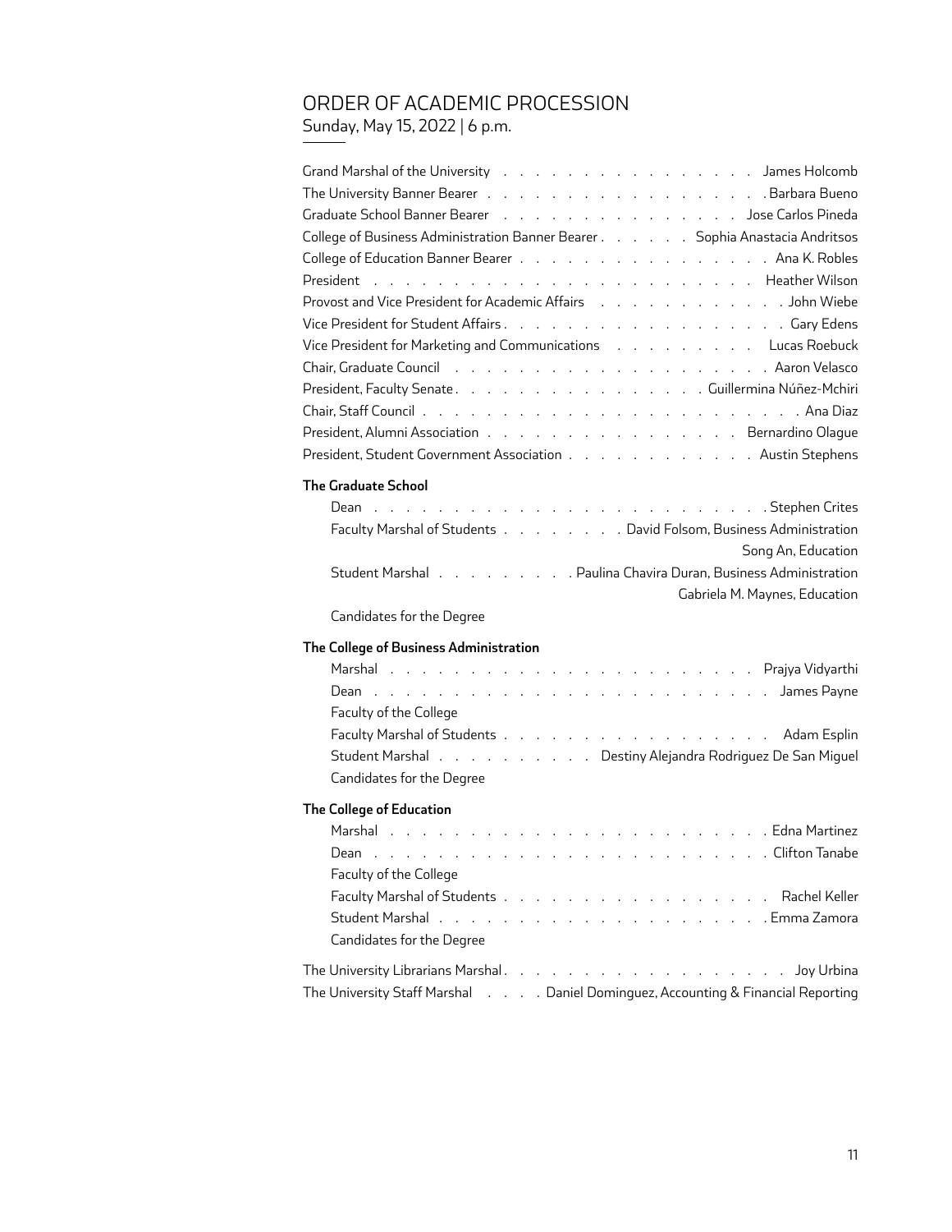# ORDER OF ACADEMIC PROCESSION

Sunday, May 15, 2022 | 6 p.m.

Grand Marshal of the University . . . . . . . . . . . . . . . . James Holcomb
The University Banner Bearer . . . . . . . . . . . . . . . . . . Barbara Bueno
Graduate School Banner Bearer . . . . . . . . . . . . . . . Jose Carlos Pineda
College of Business Administration Banner Bearer . . . . . . . Sophia Anastacia Andritsos
College of Education Banner Bearer . . . . . . . . . . . . . . . . Ana K. Robles
President . . . . . . . . . . . . . . . . . . . . . . . . . . Heather Wilson
Provost and Vice President for Academic Affairs . . . . . . . . . . . . . John Wiebe
Vice President for Student Affairs . . . . . . . . . . . . . . . . . . . Gary Edens
Vice President for Marketing and Communications . . . . . . . . . . Lucas Roebuck
Chair, Graduate Council . . . . . . . . . . . . . . . . . . . . . . Aaron Velasco
President, Faculty Senate . . . . . . . . . . . . . . . . . Guillermina Núñez-Mchiri
Chair, Staff Council . . . . . . . . . . . . . . . . . . . . . . . . . . Ana Diaz
President, Alumni Association . . . . . . . . . . . . . . . . . Bernardino Olague
President, Student Government Association . . . . . . . . . . . . Austin Stephens

**The Graduate School**

Dean . . . . . . . . . . . . . . . . . . . . . . . . . . . Stephen Crites
Faculty Marshal of Students . . . . . . . . . David Folsom, Business Administration
Song An, Education
Student Marshal . . . . . . . . . . Paulina Chavira Duran, Business Administration
Gabriela M. Maynes, Education
Candidates for the Degree

**The College of Business Administration**

Marshal . . . . . . . . . . . . . . . . . . . . . . . . . Prajya Vidyarthi
Dean . . . . . . . . . . . . . . . . . . . . . . . . . . . James Payne
Faculty of the College
Faculty Marshal of Students . . . . . . . . . . . . . . . . . . . Adam Esplin
Student Marshal . . . . . . . . . . . Destiny Alejandra Rodriguez De San Miguel
Candidates for the Degree

**The College of Education**

Marshal . . . . . . . . . . . . . . . . . . . . . . . . . . Edna Martinez
Dean . . . . . . . . . . . . . . . . . . . . . . . . . . . Clifton Tanabe
Faculty of the College
Faculty Marshal of Students . . . . . . . . . . . . . . . . . . Rachel Keller
Student Marshal . . . . . . . . . . . . . . . . . . . . . . . Emma Zamora
Candidates for the Degree

The University Librarians Marshal . . . . . . . . . . . . . . . . . . . Joy Urbina
The University Staff Marshal . . . . Daniel Dominguez, Accounting & Financial Reporting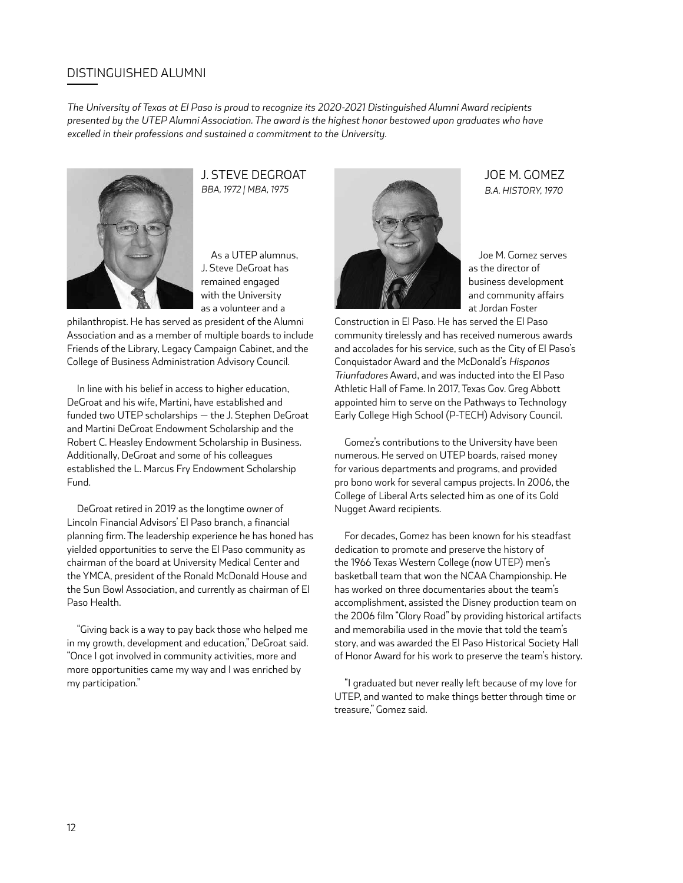## DISTINGUISHED ALUMNI

*The University of Texas at El Paso is proud to recognize its 2020-2021 Distinguished Alumni Award recipients presented by the UTEP Alumni Association. The award is the highest honor bestowed upon graduates who have excelled in their professions and sustained a commitment to the University.*

### J. STEVE DEGROAT

*BBA, 1972 | MBA, 1975*

As a UTEP alumnus, J. Steve DeGroat has remained engaged with the University as a volunteer and a philanthropist. He has served as president of the Alumni Association and as a member of multiple boards to include Friends of the Library, Legacy Campaign Cabinet, and the College of Business Administration Advisory Council.

In line with his belief in access to higher education, DeGroat and his wife, Martini, have established and funded two UTEP scholarships — the J. Stephen DeGroat and Martini DeGroat Endowment Scholarship and the Robert C. Heasley Endowment Scholarship in Business. Additionally, DeGroat and some of his colleagues established the L. Marcus Fry Endowment Scholarship Fund.

DeGroat retired in 2019 as the longtime owner of Lincoln Financial Advisors' El Paso branch, a financial planning firm. The leadership experience he has honed has yielded opportunities to serve the El Paso community as chairman of the board at University Medical Center and the YMCA, president of the Ronald McDonald House and the Sun Bowl Association, and currently as chairman of El Paso Health.

"Giving back is a way to pay back those who helped me in my growth, development and education," DeGroat said. "Once I got involved in community activities, more and more opportunities came my way and I was enriched by my participation."

### JOE M. GOMEZ

*B.A. HISTORY, 1970*

Joe M. Gomez serves as the director of business development and community affairs at Jordan Foster Construction in El Paso. He has served the El Paso community tirelessly and has received numerous awards and accolades for his service, such as the City of El Paso's Conquistador Award and the McDonald's *Hispanos Triunfadores* Award, and was inducted into the El Paso Athletic Hall of Fame. In 2017, Texas Gov. Greg Abbott appointed him to serve on the Pathways to Technology Early College High School (P-TECH) Advisory Council.

Gomez's contributions to the University have been numerous. He served on UTEP boards, raised money for various departments and programs, and provided pro bono work for several campus projects. In 2006, the College of Liberal Arts selected him as one of its Gold Nugget Award recipients.

For decades, Gomez has been known for his steadfast dedication to promote and preserve the history of the 1966 Texas Western College (now UTEP) men's basketball team that won the NCAA Championship. He has worked on three documentaries about the team's accomplishment, assisted the Disney production team on the 2006 film "Glory Road" by providing historical artifacts and memorabilia used in the movie that told the team's story, and was awarded the El Paso Historical Society Hall of Honor Award for his work to preserve the team's history.

"I graduated but never really left because of my love for UTEP, and wanted to make things better through time or treasure," Gomez said.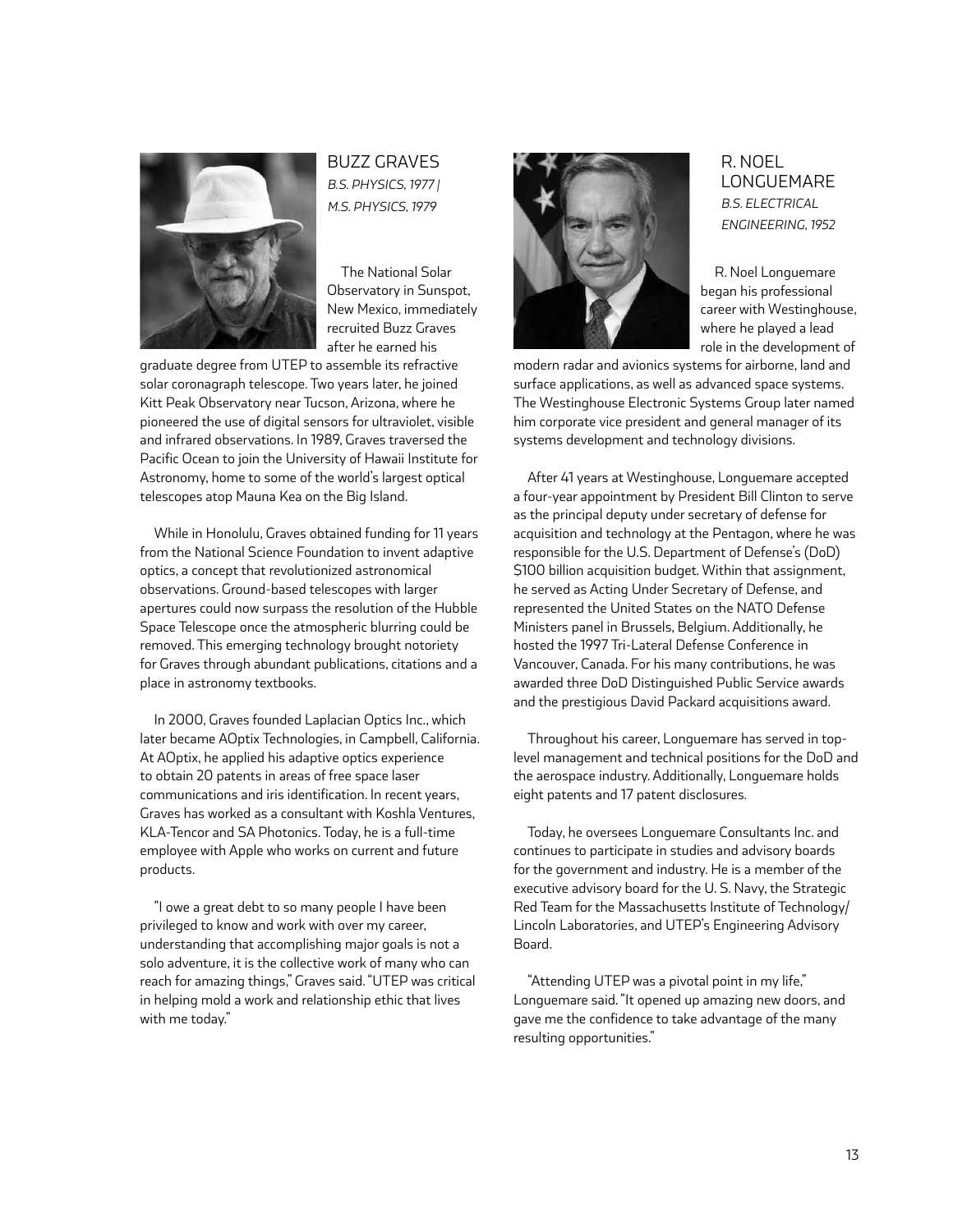## BUZZ GRAVES

*B.S. PHYSICS, 1977 | M.S. PHYSICS, 1979*

The National Solar Observatory in Sunspot, New Mexico, immediately recruited Buzz Graves after he earned his graduate degree from UTEP to assemble its refractive solar coronagraph telescope. Two years later, he joined Kitt Peak Observatory near Tucson, Arizona, where he pioneered the use of digital sensors for ultraviolet, visible and infrared observations. In 1989, Graves traversed the Pacific Ocean to join the University of Hawaii Institute for Astronomy, home to some of the world's largest optical telescopes atop Mauna Kea on the Big Island.

While in Honolulu, Graves obtained funding for 11 years from the National Science Foundation to invent adaptive optics, a concept that revolutionized astronomical observations. Ground-based telescopes with larger apertures could now surpass the resolution of the Hubble Space Telescope once the atmospheric blurring could be removed. This emerging technology brought notoriety for Graves through abundant publications, citations and a place in astronomy textbooks.

In 2000, Graves founded Laplacian Optics Inc., which later became AOptix Technologies, in Campbell, California. At AOptix, he applied his adaptive optics experience to obtain 20 patents in areas of free space laser communications and iris identification. In recent years, Graves has worked as a consultant with Koshla Ventures, KLA-Tencor and SA Photonics. Today, he is a full-time employee with Apple who works on current and future products.

"I owe a great debt to so many people I have been privileged to know and work with over my career, understanding that accomplishing major goals is not a solo adventure, it is the collective work of many who can reach for amazing things," Graves said. "UTEP was critical in helping mold a work and relationship ethic that lives with me today."

## R. NOEL LONGUEMARE

*B.S. ELECTRICAL ENGINEERING, 1952*

R. Noel Longuemare began his professional career with Westinghouse, where he played a lead role in the development of modern radar and avionics systems for airborne, land and surface applications, as well as advanced space systems. The Westinghouse Electronic Systems Group later named him corporate vice president and general manager of its systems development and technology divisions.

After 41 years at Westinghouse, Longuemare accepted a four-year appointment by President Bill Clinton to serve as the principal deputy under secretary of defense for acquisition and technology at the Pentagon, where he was responsible for the U.S. Department of Defense's (DoD) $100 billion acquisition budget. Within that assignment, he served as Acting Under Secretary of Defense, and represented the United States on the NATO Defense Ministers panel in Brussels, Belgium. Additionally, he hosted the 1997 Tri-Lateral Defense Conference in Vancouver, Canada. For his many contributions, he was awarded three DoD Distinguished Public Service awards and the prestigious David Packard acquisitions award.

Throughout his career, Longuemare has served in top-level management and technical positions for the DoD and the aerospace industry. Additionally, Longuemare holds eight patents and 17 patent disclosures.

Today, he oversees Longuemare Consultants Inc. and continues to participate in studies and advisory boards for the government and industry. He is a member of the executive advisory board for the U. S. Navy, the Strategic Red Team for the Massachusetts Institute of Technology/Lincoln Laboratories, and UTEP's Engineering Advisory Board.

"Attending UTEP was a pivotal point in my life," Longuemare said. "It opened up amazing new doors, and gave me the confidence to take advantage of the many resulting opportunities."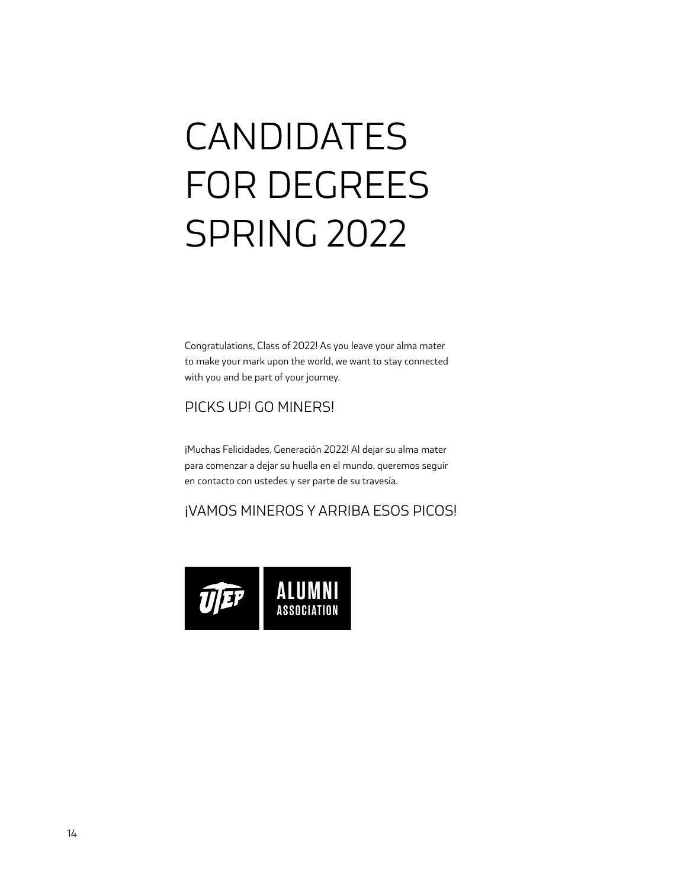# CANDIDATES FOR DEGREES SPRING 2022

Congratulations, Class of 2022! As you leave your alma mater to make your mark upon the world, we want to stay connected with you and be part of your journey.

## PICKS UP! GO MINERS!

¡Muchas Felicidades, Generación 2022! Al dejar su alma mater para comenzar a dejar su huella en el mundo, queremos seguir en contacto con ustedes y ser parte de su travesía.

## ¡VAMOS MINEROS Y ARRIBA ESOS PICOS!

UTEP ALUMNI ASSOCIATION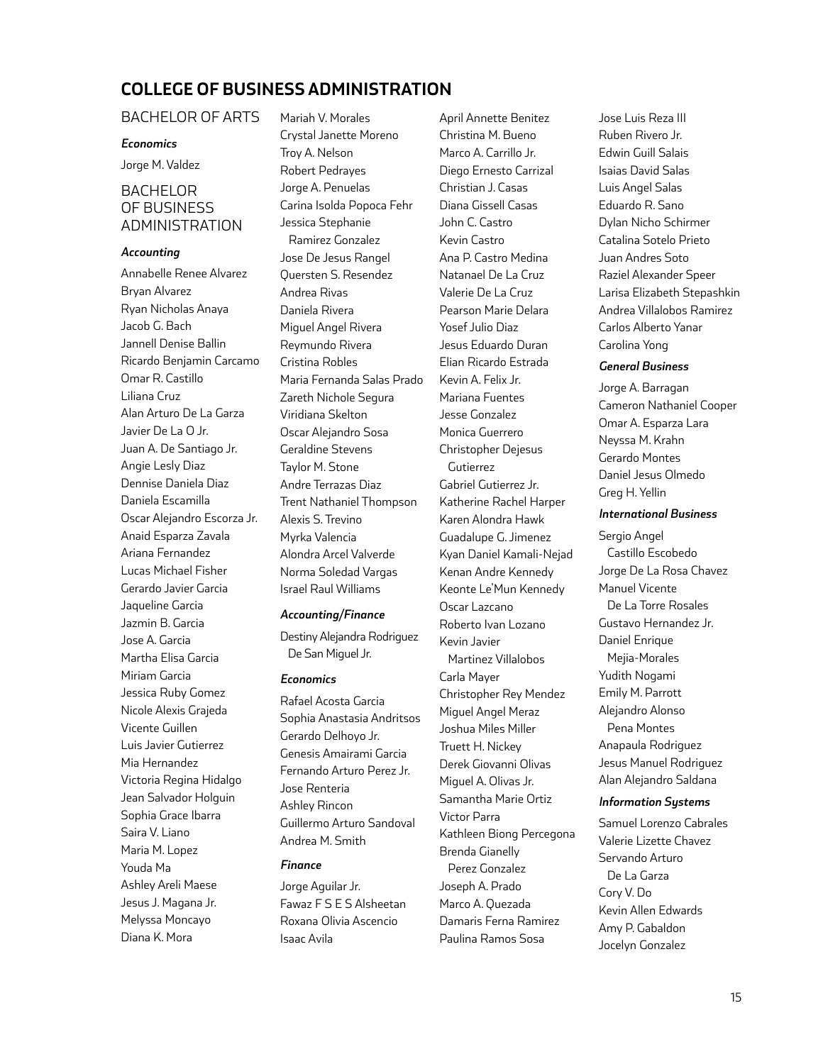# COLLEGE OF BUSINESS ADMINISTRATION

## BACHELOR OF ARTS

### *Economics*

Jorge M. Valdez

## BACHELOR OF BUSINESS ADMINISTRATION

### *Accounting*

Annabelle Renee Alvarez
Bryan Alvarez
Ryan Nicholas Anaya
Jacob G. Bach
Jannell Denise Ballin
Ricardo Benjamin Carcamo
Omar R. Castillo
Liliana Cruz
Alan Arturo De La Garza
Javier De La O Jr.
Juan A. De Santiago Jr.
Angie Lesly Diaz
Dennise Daniela Diaz
Daniela Escamilla
Oscar Alejandro Escorza Jr.
Anaid Esparza Zavala
Ariana Fernandez
Lucas Michael Fisher
Gerardo Javier Garcia
Jaqueline Garcia
Jazmin B. Garcia
Jose A. Garcia
Martha Elisa Garcia
Miriam Garcia
Jessica Ruby Gomez
Nicole Alexis Grajeda
Vicente Guillen
Luis Javier Gutierrez
Mia Hernandez
Victoria Regina Hidalgo
Jean Salvador Holguin
Sophia Grace Ibarra
Saira V. Liano
Maria M. Lopez
Youda Ma
Ashley Areli Maese
Jesus J. Magana Jr.
Melyssa Moncayo
Diana K. Mora
Mariah V. Morales
Crystal Janette Moreno
Troy A. Nelson
Robert Pedrayes
Jorge A. Penuelas
Carina Isolda Popoca Fehr
Jessica Stephanie Ramirez Gonzalez
Jose De Jesus Rangel
Quersten S. Resendez
Andrea Rivas
Daniela Rivera
Miguel Angel Rivera
Reymundo Rivera
Cristina Robles
Maria Fernanda Salas Prado
Zareth Nichole Segura
Viridiana Skelton
Oscar Alejandro Sosa
Geraldine Stevens
Taylor M. Stone
Andre Terrazas Diaz
Trent Nathaniel Thompson
Alexis S. Trevino
Myrka Valencia
Alondra Arcel Valverde
Norma Soledad Vargas
Israel Raul Williams

### *Accounting/Finance*

Destiny Alejandra Rodriguez De San Miguel Jr.

### *Economics*

Rafael Acosta Garcia
Sophia Anastasia Andritsos
Gerardo Delhoyo Jr.
Genesis Amairami Garcia
Fernando Arturo Perez Jr.
Jose Renteria
Ashley Rincon
Guillermo Arturo Sandoval
Andrea M. Smith

### *Finance*

Jorge Aguilar Jr.
Fawaz F S E S Alsheetan
Roxana Olivia Ascencio
Isaac Avila
April Annette Benitez
Christina M. Bueno
Marco A. Carrillo Jr.
Diego Ernesto Carrizal
Christian J. Casas
Diana Gissell Casas
John C. Castro
Kevin Castro
Ana P. Castro Medina
Natanael De La Cruz
Valerie De La Cruz
Pearson Marie Delara
Yosef Julio Diaz
Jesus Eduardo Duran
Elian Ricardo Estrada
Kevin A. Felix Jr.
Mariana Fuentes
Jesse Gonzalez
Monica Guerrero
Christopher Dejesus Gutierrez
Gabriel Gutierrez Jr.
Katherine Rachel Harper
Karen Alondra Hawk
Guadalupe G. Jimenez
Kyan Daniel Kamali-Nejad
Kenan Andre Kennedy
Keonte Le'Mun Kennedy
Oscar Lazcano
Roberto Ivan Lozano
Kevin Javier Martinez Villalobos
Carla Mayer
Christopher Rey Mendez
Miguel Angel Meraz
Joshua Miles Miller
Truett H. Nickey
Derek Giovanni Olivas
Miguel A. Olivas Jr.
Samantha Marie Ortiz
Victor Parra
Kathleen Biong Percegona
Brenda Gianelly Perez Gonzalez
Joseph A. Prado
Marco A. Quezada
Damaris Ferna Ramirez
Paulina Ramos Sosa
Jose Luis Reza III
Ruben Rivero Jr.
Edwin Guill Salais
Isaias David Salas
Luis Angel Salas
Eduardo R. Sano
Dylan Nicho Schirmer
Catalina Sotelo Prieto
Juan Andres Soto
Raziel Alexander Speer
Larisa Elizabeth Stepashkin
Andrea Villalobos Ramirez
Carlos Alberto Yanar
Carolina Yong

### *General Business*

Jorge A. Barragan
Cameron Nathaniel Cooper
Omar A. Esparza Lara
Neyssa M. Krahn
Gerardo Montes
Daniel Jesus Olmedo
Greg H. Yellin

### *International Business*

Sergio Angel Castillo Escobedo
Jorge De La Rosa Chavez
Manuel Vicente De La Torre Rosales
Gustavo Hernandez Jr.
Daniel Enrique Mejia-Morales
Yudith Nogami
Emily M. Parrott
Alejandro Alonso Pena Montes
Anapaula Rodriguez
Jesus Manuel Rodriguez
Alan Alejandro Saldana

### *Information Systems*

Samuel Lorenzo Cabrales
Valerie Lizette Chavez
Servando Arturo De La Garza
Cory V. Do
Kevin Allen Edwards
Amy P. Gabaldon
Jocelyn Gonzalez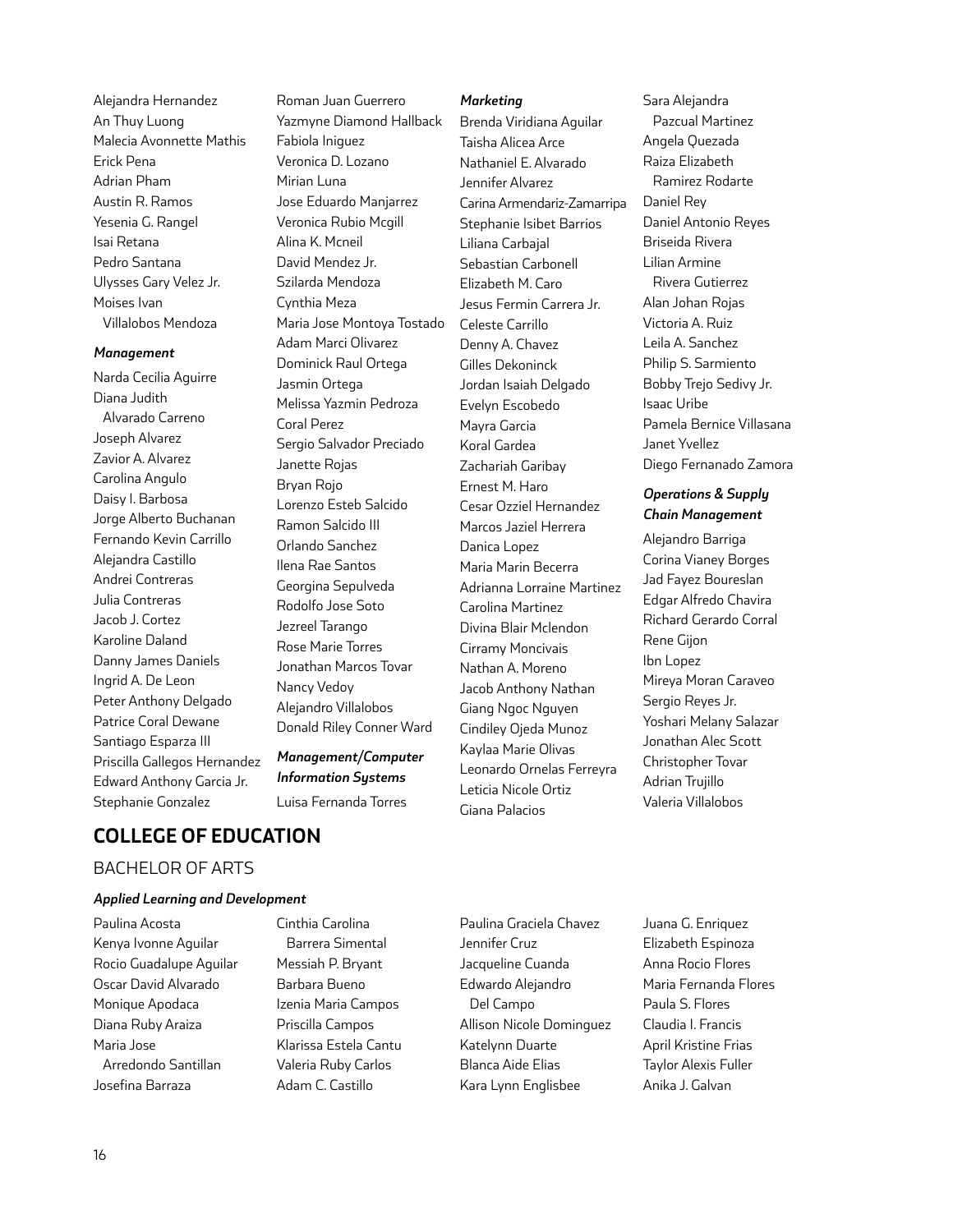Alejandra Hernandez
An Thuy Luong
Malecia Avonnette Mathis
Erick Pena
Adrian Pham
Austin R. Ramos
Yesenia G. Rangel
Isai Retana
Pedro Santana
Ulysses Gary Velez Jr.
Moises Ivan Villalobos Mendoza

*Management*

Narda Cecilia Aguirre
Diana Judith Alvarado Carreno
Joseph Alvarez
Zavior A. Alvarez
Carolina Angulo
Daisy I. Barbosa
Jorge Alberto Buchanan
Fernando Kevin Carrillo
Alejandra Castillo
Andrei Contreras
Julia Contreras
Jacob J. Cortez
Karoline Daland
Danny James Daniels
Ingrid A. De Leon
Peter Anthony Delgado
Patrice Coral Dewane
Santiago Esparza III
Priscilla Gallegos Hernandez
Edward Anthony Garcia Jr.
Stephanie Gonzalez
Roman Juan Guerrero
Yazmyne Diamond Hallback
Fabiola Iniguez
Veronica D. Lozano
Mirian Luna
Jose Eduardo Manjarrez
Veronica Rubio Mcgill
Alina K. Mcneil
David Mendez Jr.
Szilarda Mendoza
Cynthia Meza
Maria Jose Montoya Tostado
Adam Marci Olivarez
Dominick Raul Ortega
Jasmin Ortega
Melissa Yazmin Pedroza
Coral Perez
Sergio Salvador Preciado
Janette Rojas
Bryan Rojo
Lorenzo Esteb Salcido
Ramon Salcido III
Orlando Sanchez
Ilena Rae Santos
Georgina Sepulveda
Rodolfo Jose Soto
Jezreel Tarango
Rose Marie Torres
Jonathan Marcos Tovar
Nancy Vedoy
Alejandro Villalobos
Donald Riley Conner Ward

*Management/Computer Information Systems*

Luisa Fernanda Torres

*Marketing*

Brenda Viridiana Aguilar
Taisha Alicea Arce
Nathaniel E. Alvarado
Jennifer Alvarez
Carina Armendariz-Zamarripa
Stephanie Isibet Barrios
Liliana Carbajal
Sebastian Carbonell
Elizabeth M. Caro
Jesus Fermin Carrera Jr.
Celeste Carrillo
Denny A. Chavez
Gilles Dekoninck
Jordan Isaiah Delgado
Evelyn Escobedo
Mayra Garcia
Koral Gardea
Zachariah Garibay
Ernest M. Haro
Cesar Ozziel Hernandez
Marcos Jaziel Herrera
Danica Lopez
Maria Marin Becerra
Adrianna Lorraine Martinez
Carolina Martinez
Divina Blair Mclendon
Cirramy Moncivais
Nathan A. Moreno
Jacob Anthony Nathan
Giang Ngoc Nguyen
Cindiley Ojeda Munoz
Kaylaa Marie Olivas
Leonardo Ornelas Ferreyra
Leticia Nicole Ortiz
Giana Palacios
Sara Alejandra Pazcual Martinez
Angela Quezada
Raiza Elizabeth Ramirez Rodarte
Daniel Rey
Daniel Antonio Reyes
Briseida Rivera
Lilian Armine Rivera Gutierrez
Alan Johan Rojas
Victoria A. Ruiz
Leila A. Sanchez
Philip S. Sarmiento
Bobby Trejo Sedivy Jr.
Isaac Uribe
Pamela Bernice Villasana
Janet Yvellez
Diego Fernanado Zamora

*Operations & Supply Chain Management*

Alejandro Barriga
Corina Vianey Borges
Jad Fayez Boureslan
Edgar Alfredo Chavira
Richard Gerardo Corral
Rene Gijon
Ibn Lopez
Mireya Moran Caraveo
Sergio Reyes Jr.
Yoshari Melany Salazar
Jonathan Alec Scott
Christopher Tovar
Adrian Trujillo
Valeria Villalobos

## COLLEGE OF EDUCATION

### BACHELOR OF ARTS

*Applied Learning and Development*

Paulina Acosta
Kenya Ivonne Aguilar
Rocio Guadalupe Aguilar
Oscar David Alvarado
Monique Apodaca
Diana Ruby Araiza
Maria Jose Arredondo Santillan
Josefina Barraza
Cinthia Carolina Barrera Simental
Messiah P. Bryant
Barbara Bueno
Izenia Maria Campos
Priscilla Campos
Klarissa Estela Cantu
Valeria Ruby Carlos
Adam C. Castillo
Paulina Graciela Chavez
Jennifer Cruz
Jacqueline Cuanda
Edwardo Alejandro Del Campo
Allison Nicole Dominguez
Katelynn Duarte
Blanca Aide Elias
Kara Lynn Englisbee
Juana G. Enriquez
Elizabeth Espinoza
Anna Rocio Flores
Maria Fernanda Flores
Paula S. Flores
Claudia I. Francis
April Kristine Frias
Taylor Alexis Fuller
Anika J. Galvan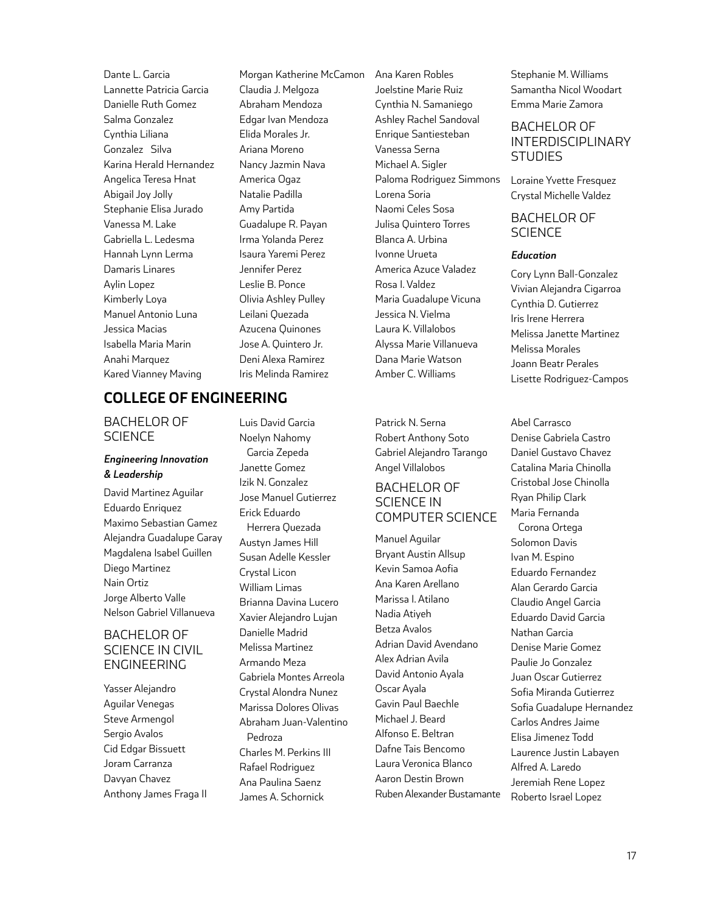Dante L. Garcia
Lannette Patricia Garcia
Danielle Ruth Gomez
Salma Gonzalez
Cynthia Liliana Gonzalez Silva
Karina Herald Hernandez
Angelica Teresa Hnat
Abigail Joy Jolly
Stephanie Elisa Jurado
Vanessa M. Lake
Gabriella L. Ledesma
Hannah Lynn Lerma
Damaris Linares
Aylin Lopez
Kimberly Loya
Manuel Antonio Luna
Jessica Macias
Isabella Maria Marin
Anahi Marquez
Kared Vianney Maving
Morgan Katherine McCamon
Claudia J. Melgoza
Abraham Mendoza
Edgar Ivan Mendoza
Elida Morales Jr.
Ariana Moreno
Nancy Jazmin Nava
America Ogaz
Natalie Padilla
Amy Partida
Guadalupe R. Payan
Irma Yolanda Perez
Isaura Yaremi Perez
Jennifer Perez
Leslie B. Ponce
Olivia Ashley Pulley
Leilani Quezada
Azucena Quinones
Jose A. Quintero Jr.
Deni Alexa Ramirez
Iris Melinda Ramirez
Ana Karen Robles
Joelstine Marie Ruiz
Cynthia N. Samaniego
Ashley Rachel Sandoval
Enrique Santiesteban
Vanessa Serna
Michael A. Sigler
Paloma Rodriguez Simmons
Lorena Soria
Naomi Celes Sosa
Julisa Quintero Torres
Blanca A. Urbina
Ivonne Urueta
America Azuce Valadez
Rosa I. Valdez
Maria Guadalupe Vicuna
Jessica N. Vielma
Laura K. Villalobos
Alyssa Marie Villanueva
Dana Marie Watson
Amber C. Williams
Stephanie M. Williams
Samantha Nicol Woodart
Emma Marie Zamora

### BACHELOR OF INTERDISCIPLINARY STUDIES

Loraine Yvette Fresquez
Crystal Michelle Valdez

### BACHELOR OF SCIENCE

***Education***

Cory Lynn Ball-Gonzalez
Vivian Alejandra Cigarroa
Cynthia D. Gutierrez
Iris Irene Herrera
Melissa Janette Martinez
Melissa Morales
Joann Beatr Perales
Lisette Rodriguez-Campos

## COLLEGE OF ENGINEERING

### BACHELOR OF SCIENCE

***Engineering Innovation & Leadership***

David Martinez Aguilar
Eduardo Enriquez
Maximo Sebastian Gamez
Alejandra Guadalupe Garay
Magdalena Isabel Guillen
Diego Martinez
Nain Ortiz
Jorge Alberto Valle
Nelson Gabriel Villanueva

### BACHELOR OF SCIENCE IN CIVIL ENGINEERING

Yasser Alejandro Aguilar Venegas
Steve Armengol
Sergio Avalos
Cid Edgar Bissuett
Joram Carranza
Davyan Chavez
Anthony James Fraga II
Luis David Garcia
Noelyn Nahomy Garcia Zepeda
Janette Gomez
Izik N. Gonzalez
Jose Manuel Gutierrez
Erick Eduardo Herrera Quezada
Austyn James Hill
Susan Adelle Kessler
Crystal Licon
William Limas
Brianna Davina Lucero
Xavier Alejandro Lujan
Danielle Madrid
Melissa Martinez
Armando Meza
Gabriela Montes Arreola
Crystal Alondra Nunez
Marissa Dolores Olivas
Abraham Juan-Valentino Pedroza
Charles M. Perkins III
Rafael Rodriguez
Ana Paulina Saenz
James A. Schornick
Patrick N. Serna
Robert Anthony Soto
Gabriel Alejandro Tarango
Angel Villalobos

### BACHELOR OF SCIENCE IN COMPUTER SCIENCE

Manuel Aguilar
Bryant Austin Allsup
Kevin Samoa Aofia
Ana Karen Arellano
Marissa I. Atilano
Nadia Atiyeh
Betza Avalos
Adrian David Avendano
Alex Adrian Avila
David Antonio Ayala
Oscar Ayala
Gavin Paul Baechle
Michael J. Beard
Alfonso E. Beltran
Dafne Tais Bencomo
Laura Veronica Blanco
Aaron Destin Brown
Ruben Alexander Bustamante
Abel Carrasco
Denise Gabriela Castro
Daniel Gustavo Chavez
Catalina Maria Chinolla
Cristobal Jose Chinolla
Ryan Philip Clark
Maria Fernanda Corona Ortega
Solomon Davis
Ivan M. Espino
Eduardo Fernandez
Alan Gerardo Garcia
Claudio Angel Garcia
Eduardo David Garcia
Nathan Garcia
Denise Marie Gomez
Paulie Jo Gonzalez
Juan Oscar Gutierrez
Sofia Miranda Gutierrez
Sofia Guadalupe Hernandez
Carlos Andres Jaime
Elisa Jimenez Todd
Laurence Justin Labayen
Alfred A. Laredo
Jeremiah Rene Lopez
Roberto Israel Lopez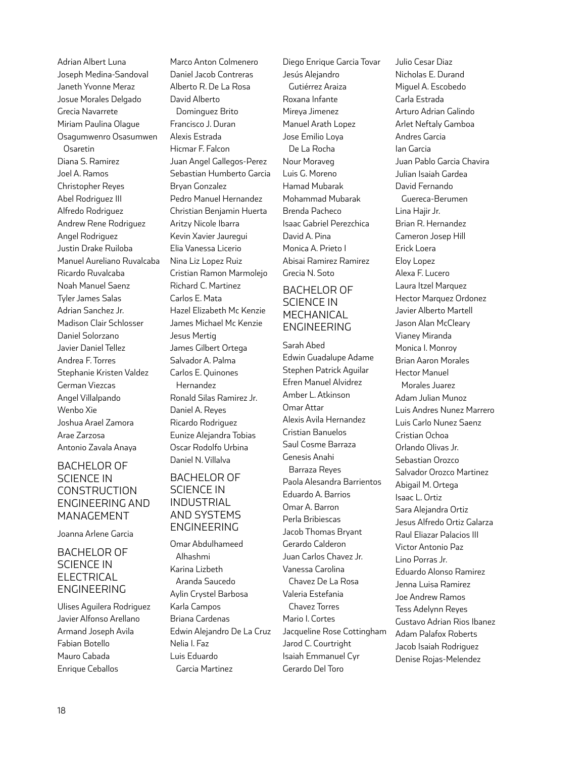Adrian Albert Luna
Joseph Medina-Sandoval
Janeth Yvonne Meraz
Josue Morales Delgado
Grecia Navarrete
Miriam Paulina Olague
Osagumwenro Osasumwen Osaretin
Diana S. Ramirez
Joel A. Ramos
Christopher Reyes
Abel Rodriguez III
Alfredo Rodriguez
Andrew Rene Rodriguez
Angel Rodriguez
Justin Drake Ruiloba
Manuel Aureliano Ruvalcaba
Ricardo Ruvalcaba
Noah Manuel Saenz
Tyler James Salas
Adrian Sanchez Jr.
Madison Clair Schlosser
Daniel Solorzano
Javier Daniel Tellez
Andrea F. Torres
Stephanie Kristen Valdez
German Viezcas
Angel Villalpando
Wenbo Xie
Joshua Arael Zamora
Arae Zarzosa
Antonio Zavala Anaya

## BACHELOR OF SCIENCE IN CONSTRUCTION ENGINEERING AND MANAGEMENT

Joanna Arlene Garcia

## BACHELOR OF SCIENCE IN ELECTRICAL ENGINEERING

Ulises Aguilera Rodriguez
Javier Alfonso Arellano
Armand Joseph Avila
Fabian Botello
Mauro Cabada
Enrique Ceballos
Marco Anton Colmenero
Daniel Jacob Contreras
Alberto R. De La Rosa
David Alberto Dominguez Brito
Francisco J. Duran
Alexis Estrada
Hicmar F. Falcon
Juan Angel Gallegos-Perez
Sebastian Humberto Garcia
Bryan Gonzalez
Pedro Manuel Hernandez
Christian Benjamin Huerta
Aritzy Nicole Ibarra
Kevin Xavier Jauregui
Elia Vanessa Licerio
Nina Liz Lopez Ruiz
Cristian Ramon Marmolejo
Richard C. Martinez
Carlos E. Mata
Hazel Elizabeth Mc Kenzie
James Michael Mc Kenzie
Jesus Mertig
James Gilbert Ortega
Salvador A. Palma
Carlos E. Quinones Hernandez
Ronald Silas Ramirez Jr.
Daniel A. Reyes
Ricardo Rodriguez
Eunize Alejandra Tobias
Oscar Rodolfo Urbina
Daniel N. Villalva

## BACHELOR OF SCIENCE IN INDUSTRIAL AND SYSTEMS ENGINEERING

Omar Abdulhameed Alhashmi
Karina Lizbeth Aranda Saucedo
Aylin Crystel Barbosa
Karla Campos
Briana Cardenas
Edwin Alejandro De La Cruz
Nelia I. Faz
Luis Eduardo Garcia Martinez
Diego Enrique Garcia Tovar
Jesús Alejandro Gutiérrez Araiza
Roxana Infante
Mireya Jimenez
Manuel Arath Lopez
Jose Emilio Loya De La Rocha
Nour Moraveg
Luis G. Moreno
Hamad Mubarak
Mohammad Mubarak
Brenda Pacheco
Isaac Gabriel Perezchica
David A. Pina
Monica A. Prieto I
Abisai Ramirez Ramirez
Grecia N. Soto

## BACHELOR OF SCIENCE IN MECHANICAL ENGINEERING

Sarah Abed
Edwin Guadalupe Adame
Stephen Patrick Aguilar
Efren Manuel Alvidrez
Amber L. Atkinson
Omar Attar
Alexis Avila Hernandez
Cristian Banuelos
Saul Cosme Barraza
Genesis Anahi Barraza Reyes
Paola Alesandra Barrientos
Eduardo A. Barrios
Omar A. Barron
Perla Bribiescas
Jacob Thomas Bryant
Gerardo Calderon
Juan Carlos Chavez Jr.
Vanessa Carolina Chavez De La Rosa
Valeria Estefania Chavez Torres
Mario I. Cortes
Jacqueline Rose Cottingham
Jarod C. Courtright
Isaiah Emmanuel Cyr
Gerardo Del Toro
Julio Cesar Diaz
Nicholas E. Durand
Miguel A. Escobedo
Carla Estrada
Arturo Adrian Galindo
Arlet Neftaly Gamboa
Andres Garcia
Ian Garcia
Juan Pablo Garcia Chavira
Julian Isaiah Gardea
David Fernando Guereca-Berumen
Lina Hajir Jr.
Brian R. Hernandez
Cameron Josep Hill
Erick Loera
Eloy Lopez
Alexa F. Lucero
Laura Itzel Marquez
Hector Marquez Ordonez
Javier Alberto Martell
Jason Alan McCleary
Vianey Miranda
Monica I. Monroy
Brian Aaron Morales
Hector Manuel Morales Juarez
Adam Julian Munoz
Luis Andres Nunez Marrero
Luis Carlo Nunez Saenz
Cristian Ochoa
Orlando Olivas Jr.
Sebastian Orozco
Salvador Orozco Martinez
Abigail M. Ortega
Isaac L. Ortiz
Sara Alejandra Ortiz
Jesus Alfredo Ortiz Galarza
Raul Eliazar Palacios III
Victor Antonio Paz
Lino Porras Jr.
Eduardo Alonso Ramirez
Jenna Luisa Ramirez
Joe Andrew Ramos
Tess Adelynn Reyes
Gustavo Adrian Rios Ibanez
Adam Palafox Roberts
Jacob Isaiah Rodriguez
Denise Rojas-Melendez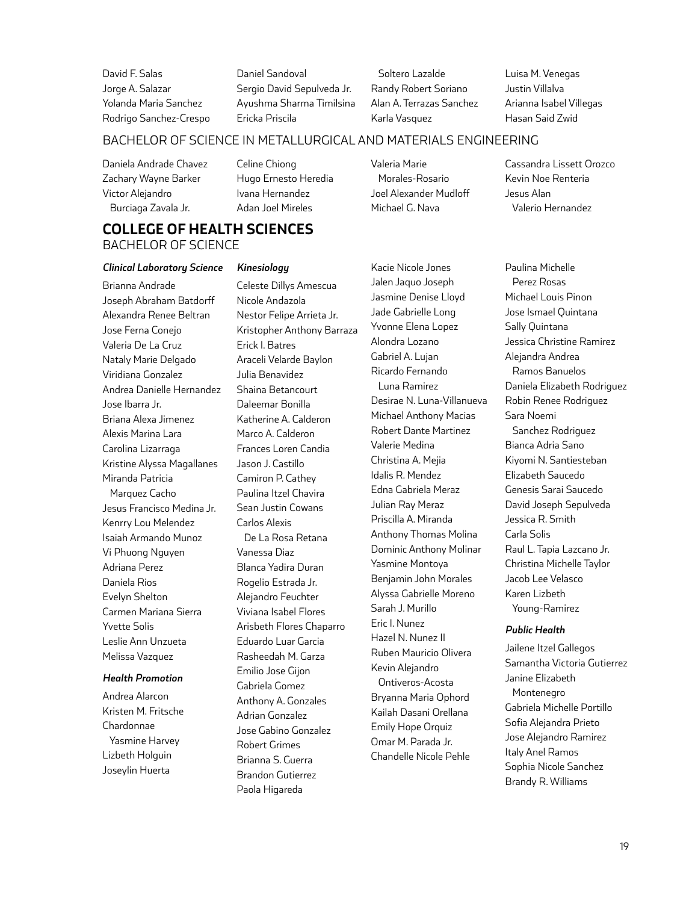David F. Salas
Jorge A. Salazar
Yolanda Maria Sanchez
Rodrigo Sanchez-Crespo
Daniel Sandoval
Sergio David Sepulveda Jr.
Ayushma Sharma Timilsina
Ericka Priscila
Soltero Lazalde
Randy Robert Soriano
Alan A. Terrazas Sanchez
Karla Vasquez
Luisa M. Venegas
Justin Villalva
Arianna Isabel Villegas
Hasan Said Zwid

BACHELOR OF SCIENCE IN METALLURGICAL AND MATERIALS ENGINEERING

Daniela Andrade Chavez
Zachary Wayne Barker
Victor Alejandro Burciaga Zavala Jr.
Celine Chiong
Hugo Ernesto Heredia
Ivana Hernandez
Adan Joel Mireles
Valeria Marie Morales-Rosario
Joel Alexander Mudloff
Michael G. Nava
Cassandra Lissett Orozco
Kevin Noe Renteria
Jesus Alan Valerio Hernandez

# COLLEGE OF HEALTH SCIENCES

BACHELOR OF SCIENCE

***Clinical Laboratory Science***

Brianna Andrade
Joseph Abraham Batdorff
Alexandra Renee Beltran
Jose Ferna Conejo
Valeria De La Cruz
Nataly Marie Delgado
Viridiana Gonzalez
Andrea Danielle Hernandez
Jose Ibarra Jr.
Briana Alexa Jimenez
Alexis Marina Lara
Carolina Lizarraga
Kristine Alyssa Magallanes
Miranda Patricia Marquez Cacho
Jesus Francisco Medina Jr.
Kenrry Lou Melendez
Isaiah Armando Munoz
Vi Phuong Nguyen
Adriana Perez
Daniela Rios
Evelyn Shelton
Carmen Mariana Sierra
Yvette Solis
Leslie Ann Unzueta
Melissa Vazquez

***Health Promotion***

Andrea Alarcon
Kristen M. Fritsche
Chardonnae Yasmine Harvey
Lizbeth Holguin
Joseylin Huerta

***Kinesiology***

Celeste Dillys Amescua
Nicole Andazola
Nestor Felipe Arrieta Jr.
Kristopher Anthony Barraza
Erick I. Batres
Araceli Velarde Baylon
Julia Benavidez
Shaina Betancourt
Daleemar Bonilla
Katherine A. Calderon
Marco A. Calderon
Frances Loren Candia
Jason J. Castillo
Camiron P. Cathey
Paulina Itzel Chavira
Sean Justin Cowans
Carlos Alexis De La Rosa Retana
Vanessa Diaz
Blanca Yadira Duran
Rogelio Estrada Jr.
Alejandro Feuchter
Viviana Isabel Flores
Arisbeth Flores Chaparro
Eduardo Luar Garcia
Rasheedah M. Garza
Emilio Jose Gijon
Gabriela Gomez
Anthony A. Gonzales
Adrian Gonzalez
Jose Gabino Gonzalez
Robert Grimes
Brianna S. Guerra
Brandon Gutierrez
Paola Higareda
Kacie Nicole Jones
Jalen Jaquo Joseph
Jasmine Denise Lloyd
Jade Gabrielle Long
Yvonne Elena Lopez
Alondra Lozano
Gabriel A. Lujan
Ricardo Fernando Luna Ramirez
Desirae N. Luna-Villanueva
Michael Anthony Macias
Robert Dante Martinez
Valerie Medina
Christina A. Mejia
Idalis R. Mendez
Edna Gabriela Meraz
Julian Ray Meraz
Priscilla A. Miranda
Anthony Thomas Molina
Dominic Anthony Molinar
Yasmine Montoya
Benjamin John Morales
Alyssa Gabrielle Moreno
Sarah J. Murillo
Eric I. Nunez
Hazel N. Nunez II
Ruben Mauricio Olivera
Kevin Alejandro Ontiveros-Acosta
Bryanna Maria Ophord
Kailah Dasani Orellana
Emily Hope Orquiz
Omar M. Parada Jr.
Chandelle Nicole Pehle
Paulina Michelle Perez Rosas
Michael Louis Pinon
Jose Ismael Quintana
Sally Quintana
Jessica Christine Ramirez
Alejandra Andrea Ramos Banuelos
Daniela Elizabeth Rodriguez
Robin Renee Rodriguez
Sara Noemi Sanchez Rodriguez
Bianca Adria Sano
Kiyomi N. Santiesteban
Elizabeth Saucedo
Genesis Sarai Saucedo
David Joseph Sepulveda
Jessica R. Smith
Carla Solis
Raul L. Tapia Lazcano Jr.
Christina Michelle Taylor
Jacob Lee Velasco
Karen Lizbeth Young-Ramirez

***Public Health***

Jailene Itzel Gallegos
Samantha Victoria Gutierrez
Janine Elizabeth Montenegro
Gabriela Michelle Portillo
Sofia Alejandra Prieto
Jose Alejandro Ramirez
Italy Anel Ramos
Sophia Nicole Sanchez
Brandy R. Williams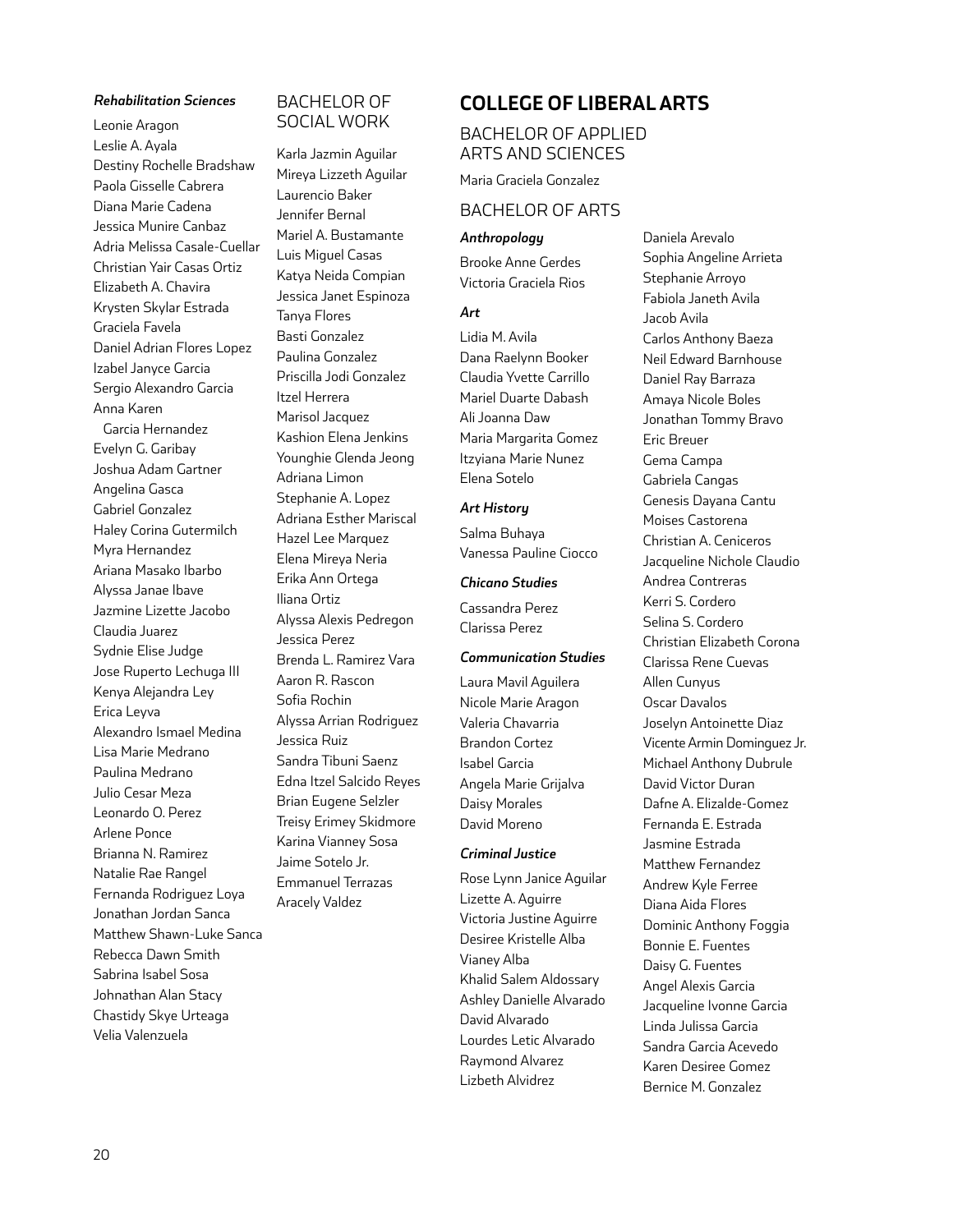***Rehabilitation Sciences***

Leonie Aragon
Leslie A. Ayala
Destiny Rochelle Bradshaw
Paola Gisselle Cabrera
Diana Marie Cadena
Jessica Munire Canbaz
Adria Melissa Casale-Cuellar
Christian Yair Casas Ortiz
Elizabeth A. Chavira
Krysten Skylar Estrada
Graciela Favela
Daniel Adrian Flores Lopez
Izabel Janyce Garcia
Sergio Alexandro Garcia
Anna Karen Garcia Hernandez
Evelyn G. Garibay
Joshua Adam Gartner
Angelina Gasca
Gabriel Gonzalez
Haley Corina Gutermilch
Myra Hernandez
Ariana Masako Ibarbo
Alyssa Janae Ibave
Jazmine Lizette Jacobo
Claudia Juarez
Sydnie Elise Judge
Jose Ruperto Lechuga III
Kenya Alejandra Ley
Erica Leyva
Alexandro Ismael Medina
Lisa Marie Medrano
Paulina Medrano
Julio Cesar Meza
Leonardo O. Perez
Arlene Ponce
Brianna N. Ramirez
Natalie Rae Rangel
Fernanda Rodriguez Loya
Jonathan Jordan Sanca
Matthew Shawn-Luke Sanca
Rebecca Dawn Smith
Sabrina Isabel Sosa
Johnathan Alan Stacy
Chastidy Skye Urteaga
Velia Valenzuela

## BACHELOR OF SOCIAL WORK

Karla Jazmin Aguilar
Mireya Lizzeth Aguilar
Laurencio Baker
Jennifer Bernal
Mariel A. Bustamante
Luis Miguel Casas
Katya Neida Compian
Jessica Janet Espinoza
Tanya Flores
Basti Gonzalez
Paulina Gonzalez
Priscilla Jodi Gonzalez
Itzel Herrera
Marisol Jacquez
Kashion Elena Jenkins
Younghie Glenda Jeong
Adriana Limon
Stephanie A. Lopez
Adriana Esther Mariscal
Hazel Lee Marquez
Elena Mireya Neria
Erika Ann Ortega
Iliana Ortiz
Alyssa Alexis Pedregon
Jessica Perez
Brenda L. Ramirez Vara
Aaron R. Rascon
Sofia Rochin
Alyssa Arrian Rodriguez
Jessica Ruiz
Sandra Tibuni Saenz
Edna Itzel Salcido Reyes
Brian Eugene Selzler
Treisy Erimey Skidmore
Karina Vianney Sosa
Jaime Sotelo Jr.
Emmanuel Terrazas
Aracely Valdez

# COLLEGE OF LIBERAL ARTS

## BACHELOR OF APPLIED ARTS AND SCIENCES

Maria Graciela Gonzalez

## BACHELOR OF ARTS

***Anthropology***

Brooke Anne Gerdes
Victoria Graciela Rios

***Art***

Lidia M. Avila
Dana Raelynn Booker
Claudia Yvette Carrillo
Mariel Duarte Dabash
Ali Joanna Daw
Maria Margarita Gomez
Itzyiana Marie Nunez
Elena Sotelo

***Art History***

Salma Buhaya
Vanessa Pauline Ciocco

***Chicano Studies***

Cassandra Perez
Clarissa Perez

***Communication Studies***

Laura Mavil Aguilera
Nicole Marie Aragon
Valeria Chavarria
Brandon Cortez
Isabel Garcia
Angela Marie Grijalva
Daisy Morales
David Moreno

***Criminal Justice***

Rose Lynn Janice Aguilar
Lizette A. Aguirre
Victoria Justine Aguirre
Desiree Kristelle Alba
Vianey Alba
Khalid Salem Aldossary
Ashley Danielle Alvarado
David Alvarado
Lourdes Letic Alvarado
Raymond Alvarez
Lizbeth Alvidrez
Daniela Arevalo
Sophia Angeline Arrieta
Stephanie Arroyo
Fabiola Janeth Avila
Jacob Avila
Carlos Anthony Baeza
Neil Edward Barnhouse
Daniel Ray Barraza
Amaya Nicole Boles
Jonathan Tommy Bravo
Eric Breuer
Gema Campa
Gabriela Cangas
Genesis Dayana Cantu
Moises Castorena
Christian A. Ceniceros
Jacqueline Nichole Claudio
Andrea Contreras
Kerri S. Cordero
Selina S. Cordero
Christian Elizabeth Corona
Clarissa Rene Cuevas
Allen Cunyus
Oscar Davalos
Joselyn Antoinette Diaz
Vicente Armin Dominguez Jr.
Michael Anthony Dubrule
David Victor Duran
Dafne A. Elizalde-Gomez
Fernanda E. Estrada
Jasmine Estrada
Matthew Fernandez
Andrew Kyle Ferree
Diana Aida Flores
Dominic Anthony Foggia
Bonnie E. Fuentes
Daisy G. Fuentes
Angel Alexis Garcia
Jacqueline Ivonne Garcia
Linda Julissa Garcia
Sandra Garcia Acevedo
Karen Desiree Gomez
Bernice M. Gonzalez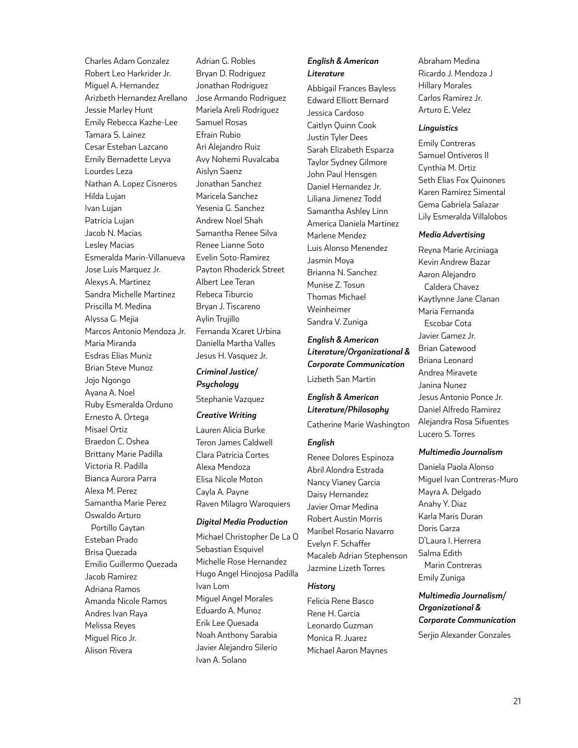Charles Adam Gonzalez
Robert Leo Harkrider Jr.
Miguel A. Hernandez
Arizbeth Hernandez Arellano
Jessie Marley Hunt
Emily Rebecca Kazhe-Lee
Tamara S. Lainez
Cesar Esteban Lazcano
Emily Bernadette Leyva
Lourdes Leza
Nathan A. Lopez Cisneros
Hilda Lujan
Ivan Lujan
Patricia Lujan
Jacob N. Macias
Lesley Macias
Esmeralda Marin-Villanueva
Jose Luis Marquez Jr.
Alexys A. Martinez
Sandra Michelle Martinez
Priscilla M. Medina
Alyssa G. Mejia
Marcos Antonio Mendoza Jr.
Maria Miranda
Esdras Elias Muniz
Brian Steve Munoz
Jojo Ngongo
Ayana A. Noel
Ruby Esmeralda Orduno
Ernesto A. Ortega
Misael Ortiz
Braedon C. Oshea
Brittany Marie Padilla
Victoria R. Padilla
Bianca Aurora Parra
Alexa M. Perez
Samantha Marie Perez
Oswaldo Arturo Portillo Gaytan
Esteban Prado
Brisa Quezada
Emilio Guillermo Quezada
Jacob Ramirez
Adriana Ramos
Amanda Nicole Ramos
Andres Ivan Raya
Melissa Reyes
Miguel Rico Jr.
Alison Rivera
Adrian G. Robles
Bryan D. Rodriguez
Jonathan Rodriguez
Jose Armando Rodriguez
Mariela Areli Rodriguez
Samuel Rosas
Efrain Rubio
Ari Alejandro Ruiz
Avy Nohemi Ruvalcaba
Aislyn Saenz
Jonathan Sanchez
Maricela Sanchez
Yesenia G. Sanchez
Andrew Noel Shah
Samantha Renee Silva
Renee Lianne Soto
Evelin Soto-Ramirez
Payton Rhoderick Street
Albert Lee Teran
Rebeca Tiburcio
Bryan J. Tiscareno
Aylin Trujillo
Fernanda Xcaret Urbina
Daniella Martha Valles
Jesus H. Vasquez Jr.

### *Criminal Justice/ Psychology*

Stephanie Vazquez

### *Creative Writing*

Lauren Alicia Burke
Teron James Caldwell
Clara Patricia Cortes
Alexa Mendoza
Elisa Nicole Moton
Cayla A. Payne
Raven Milagro Waroquiers

### *Digital Media Production*

Michael Christopher De La O
Sebastian Esquivel
Michelle Rose Hernandez
Hugo Angel Hinojosa Padilla
Ivan Lom
Miguel Angel Morales
Eduardo A. Munoz
Erik Lee Quesada
Noah Anthony Sarabia
Javier Alejandro Silerio
Ivan A. Solano

### *English & American Literature*

Abbigail Frances Bayless
Edward Elliott Bernard
Jessica Cardoso
Caitlyn Quinn Cook
Justin Tyler Dees
Sarah Elizabeth Esparza
Taylor Sydney Gilmore
John Paul Hensgen
Daniel Hernandez Jr.
Liliana Jimenez Todd
Samantha Ashley Linn
America Daniela Martinez
Marlene Mendez
Luis Alonso Menendez
Jasmin Moya
Brianna N. Sanchez
Munise Z. Tosun
Thomas Michael Weinheimer
Sandra V. Zuniga

### *English & American Literature/Organizational & Corporate Communication*

Lizbeth San Martin

### *English & American Literature/Philosophy*

Catherine Marie Washington

### *English*

Renee Dolores Espinoza
Abril Alondra Estrada
Nancy Vianey Garcia
Daisy Hernandez
Javier Omar Medina
Robert Austin Morris
Maribel Rosario Navarro
Evelyn F. Schaffer
Macaleb Adrian Stephenson
Jazmine Lizeth Torres

### *History*

Felicia Rene Basco
Rene H. Garcia
Leonardo Guzman
Monica R. Juarez
Michael Aaron Maynes
Abraham Medina
Ricardo J. Mendoza J
Hillary Morales
Carlos Ramirez Jr.
Arturo E. Velez

### *Linguistics*

Emily Contreras
Samuel Ontiveros II
Cynthia M. Ortiz
Seth Elias Fox Quinones
Karen Ramirez Simental
Gema Gabriela Salazar
Lily Esmeralda Villalobos

### *Media Advertising*

Reyna Marie Arciniaga
Kevin Andrew Bazar
Aaron Alejandro Caldera Chavez
Kaytlynne Jane Clanan
Maria Fernanda Escobar Cota
Javier Gamez Jr.
Brian Gatewood
Briana Leonard
Andrea Miravete
Janina Nunez
Jesus Antonio Ponce Jr.
Daniel Alfredo Ramirez
Alejandra Rosa Sifuentes
Lucero S. Torres

### *Multimedia Journalism*

Daniela Paola Alonso
Miguel Ivan Contreras-Muro
Mayra A. Delgado
Anahy Y. Diaz
Karla Maris Duran
Doris Garza
D'Laura I. Herrera
Salma Edith Marin Contreras
Emily Zuniga

### *Multimedia Journalism/ Organizational & Corporate Communication*

Serjio Alexander Gonzales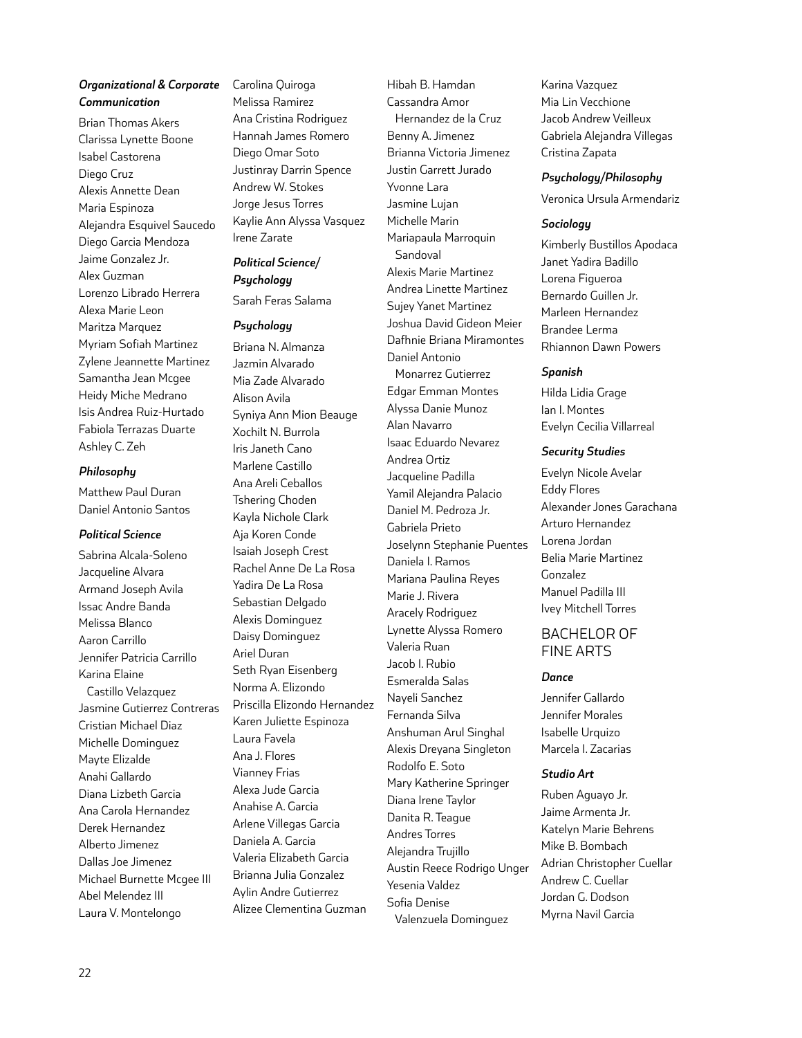***Organizational & Corporate Communication***

Brian Thomas Akers
Clarissa Lynette Boone
Isabel Castorena
Diego Cruz
Alexis Annette Dean
Maria Espinoza
Alejandra Esquivel Saucedo
Diego Garcia Mendoza
Jaime Gonzalez Jr.
Alex Guzman
Lorenzo Librado Herrera
Alexa Marie Leon
Maritza Marquez
Myriam Sofiah Martinez
Zylene Jeannette Martinez
Samantha Jean Mcgee
Heidy Miche Medrano
Isis Andrea Ruiz-Hurtado
Fabiola Terrazas Duarte
Ashley C. Zeh

***Philosophy***

Matthew Paul Duran
Daniel Antonio Santos

***Political Science***

Sabrina Alcala-Soleno
Jacqueline Alvara
Armand Joseph Avila
Issac Andre Banda
Melissa Blanco
Aaron Carrillo
Jennifer Patricia Carrillo
Karina Elaine Castillo Velazquez
Jasmine Gutierrez Contreras
Cristian Michael Diaz
Michelle Dominguez
Mayte Elizalde
Anahi Gallardo
Diana Lizbeth Garcia
Ana Carola Hernandez
Derek Hernandez
Alberto Jimenez
Dallas Joe Jimenez
Michael Burnette Mcgee III
Abel Melendez III
Laura V. Montelongo
Carolina Quiroga
Melissa Ramirez
Ana Cristina Rodriguez
Hannah James Romero
Diego Omar Soto
Justinray Darrin Spence
Andrew W. Stokes
Jorge Jesus Torres
Kaylie Ann Alyssa Vasquez
Irene Zarate

***Political Science/ Psychology***

Sarah Feras Salama

***Psychology***

Briana N. Almanza
Jazmin Alvarado
Mia Zade Alvarado
Alison Avila
Syniya Ann Mion Beauge
Xochitl N. Burrola
Iris Janeth Cano
Marlene Castillo
Ana Areli Ceballos
Tshering Choden
Kayla Nichole Clark
Aja Koren Conde
Isaiah Joseph Crest
Rachel Anne De La Rosa
Yadira De La Rosa
Sebastian Delgado
Alexis Dominguez
Daisy Dominguez
Ariel Duran
Seth Ryan Eisenberg
Norma A. Elizondo
Priscilla Elizondo Hernandez
Karen Juliette Espinoza
Laura Favela
Ana J. Flores
Vianney Frias
Alexa Jude Garcia
Anahise A. Garcia
Arlene Villegas Garcia
Daniela A. Garcia
Valeria Elizabeth Garcia
Brianna Julia Gonzalez
Aylin Andre Gutierrez
Alizee Clementina Guzman
Hibah B. Hamdan
Cassandra Amor Hernandez de la Cruz
Benny A. Jimenez
Brianna Victoria Jimenez
Justin Garrett Jurado
Yvonne Lara
Jasmine Lujan
Michelle Marin
Mariapaula Marroquin Sandoval
Alexis Marie Martinez
Andrea Linette Martinez
Sujey Yanet Martinez
Joshua David Gideon Meier
Dafhnie Briana Miramontes
Daniel Antonio Monarrez Gutierrez
Edgar Emman Montes
Alyssa Danie Munoz
Alan Navarro
Isaac Eduardo Nevarez
Andrea Ortiz
Jacqueline Padilla
Yamil Alejandra Palacio
Daniel M. Pedroza Jr.
Gabriela Prieto
Joselynn Stephanie Puentes
Daniela I. Ramos
Mariana Paulina Reyes
Marie J. Rivera
Aracely Rodriguez
Lynette Alyssa Romero
Valeria Ruan
Jacob I. Rubio
Esmeralda Salas
Nayeli Sanchez
Fernanda Silva
Anshuman Arul Singhal
Alexis Dreyana Singleton
Rodolfo E. Soto
Mary Katherine Springer
Diana Irene Taylor
Danita R. Teague
Andres Torres
Alejandra Trujillo
Austin Reece Rodrigo Unger
Yesenia Valdez
Sofia Denise Valenzuela Dominguez
Karina Vazquez
Mia Lin Vecchione
Jacob Andrew Veilleux
Gabriela Alejandra Villegas
Cristina Zapata

***Psychology/Philosophy***

Veronica Ursula Armendariz

***Sociology***

Kimberly Bustillos Apodaca
Janet Yadira Badillo
Lorena Figueroa
Bernardo Guillen Jr.
Marleen Hernandez
Brandee Lerma
Rhiannon Dawn Powers

***Spanish***

Hilda Lidia Grage
Ian I. Montes
Evelyn Cecilia Villarreal

***Security Studies***

Evelyn Nicole Avelar
Eddy Flores
Alexander Jones Garachana
Arturo Hernandez
Lorena Jordan
Belia Marie Martinez Gonzalez
Manuel Padilla III
Ivey Mitchell Torres

## BACHELOR OF FINE ARTS

***Dance***

Jennifer Gallardo
Jennifer Morales
Isabelle Urquizo
Marcela I. Zacarias

***Studio Art***

Ruben Aguayo Jr.
Jaime Armenta Jr.
Katelyn Marie Behrens
Mike B. Bombach
Adrian Christopher Cuellar
Andrew C. Cuellar
Jordan G. Dodson
Myrna Navil Garcia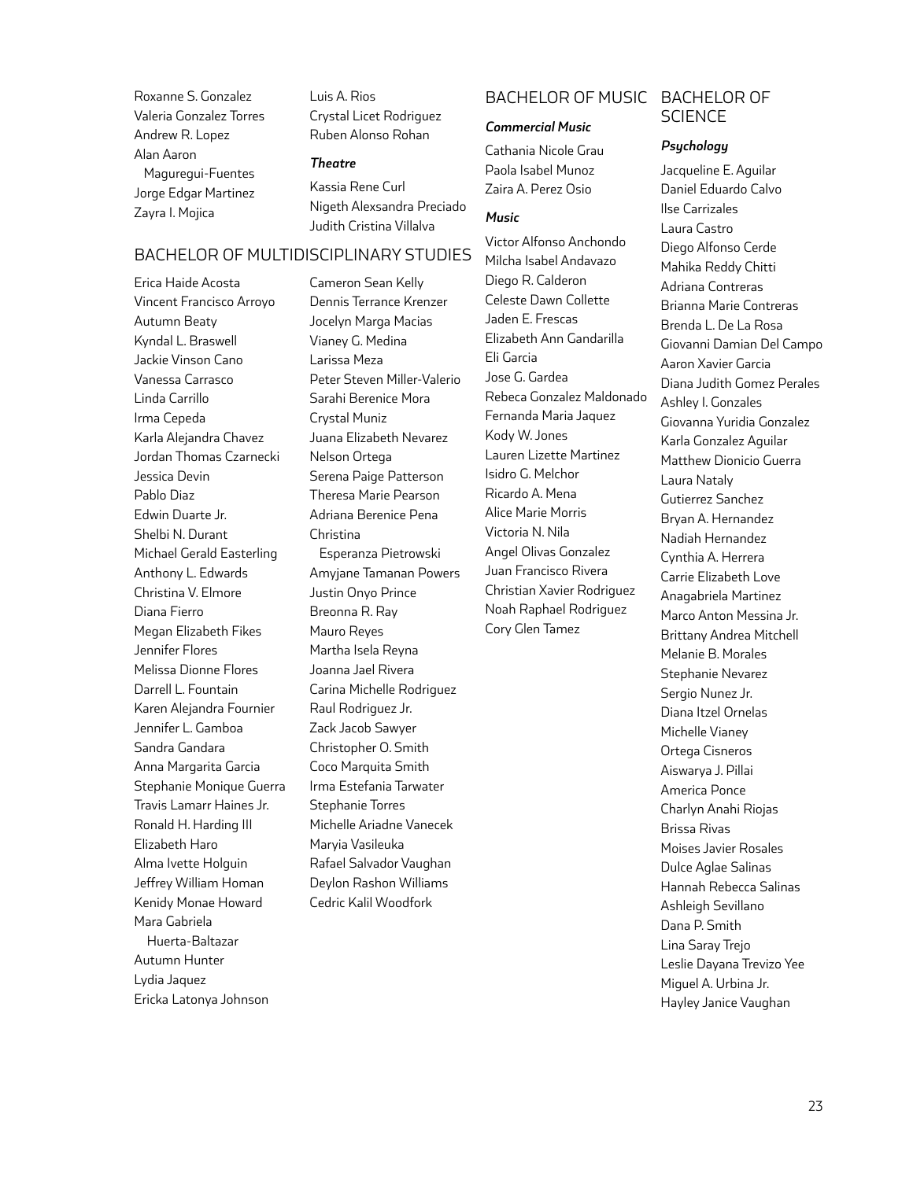Roxanne S. Gonzalez
Valeria Gonzalez Torres
Andrew R. Lopez
Alan Aaron Maguregui-Fuentes
Jorge Edgar Martinez
Zayra I. Mojica
Luis A. Rios
Crystal Licet Rodriguez
Ruben Alonso Rohan

### *Theatre*

Kassia Rene Curl
Nigeth Alexsandra Preciado
Judith Cristina Villalva

## BACHELOR OF MULTIDISCIPLINARY STUDIES

Erica Haide Acosta
Vincent Francisco Arroyo
Autumn Beaty
Kyndal L. Braswell
Jackie Vinson Cano
Vanessa Carrasco
Linda Carrillo
Irma Cepeda
Karla Alejandra Chavez
Jordan Thomas Czarnecki
Jessica Devin
Pablo Diaz
Edwin Duarte Jr.
Shelbi N. Durant
Michael Gerald Easterling
Anthony L. Edwards
Christina V. Elmore
Diana Fierro
Megan Elizabeth Fikes
Jennifer Flores
Melissa Dionne Flores
Darrell L. Fountain
Karen Alejandra Fournier
Jennifer L. Gamboa
Sandra Gandara
Anna Margarita Garcia
Stephanie Monique Guerra
Travis Lamarr Haines Jr.
Ronald H. Harding III
Elizabeth Haro
Alma Ivette Holguin
Jeffrey William Homan
Kenidy Monae Howard
Mara Gabriela Huerta-Baltazar
Autumn Hunter
Lydia Jaquez
Ericka Latonya Johnson
Cameron Sean Kelly
Dennis Terrance Krenzer
Jocelyn Marga Macias
Vianey G. Medina
Larissa Meza
Peter Steven Miller-Valerio
Sarahi Berenice Mora
Crystal Muniz
Juana Elizabeth Nevarez
Nelson Ortega
Serena Paige Patterson
Theresa Marie Pearson
Adriana Berenice Pena
Christina Esperanza Pietrowski
Amyjane Tamanan Powers
Justin Onyo Prince
Breonna R. Ray
Mauro Reyes
Martha Isela Reyna
Joanna Jael Rivera
Carina Michelle Rodriguez
Raul Rodriguez Jr.
Zack Jacob Sawyer
Christopher O. Smith
Coco Marquita Smith
Irma Estefania Tarwater
Stephanie Torres
Michelle Ariadne Vanecek
Maryia Vasileuka
Rafael Salvador Vaughan
Deylon Rashon Williams
Cedric Kalil Woodfork

## BACHELOR OF MUSIC

### *Commercial Music*

Cathania Nicole Grau
Paola Isabel Munoz
Zaira A. Perez Osio

### *Music*

Victor Alfonso Anchondo
Milcha Isabel Andavazo
Diego R. Calderon
Celeste Dawn Collette
Jaden E. Frescas
Elizabeth Ann Gandarilla
Eli Garcia
Jose G. Gardea
Rebeca Gonzalez Maldonado
Fernanda Maria Jaquez
Kody W. Jones
Lauren Lizette Martinez
Isidro G. Melchor
Ricardo A. Mena
Alice Marie Morris
Victoria N. Nila
Angel Olivas Gonzalez
Juan Francisco Rivera
Christian Xavier Rodriguez
Noah Raphael Rodriguez
Cory Glen Tamez

## BACHELOR OF SCIENCE

### *Psychology*

Jacqueline E. Aguilar
Daniel Eduardo Calvo
Ilse Carrizales
Laura Castro
Diego Alfonso Cerde
Mahika Reddy Chitti
Adriana Contreras
Brianna Marie Contreras
Brenda L. De La Rosa
Giovanni Damian Del Campo
Aaron Xavier Garcia
Diana Judith Gomez Perales
Ashley I. Gonzales
Giovanna Yuridia Gonzalez
Karla Gonzalez Aguilar
Matthew Dionicio Guerra
Laura Nataly Gutierrez Sanchez
Bryan A. Hernandez
Nadiah Hernandez
Cynthia A. Herrera
Carrie Elizabeth Love
Anagabriela Martinez
Marco Anton Messina Jr.
Brittany Andrea Mitchell
Melanie B. Morales
Stephanie Nevarez
Sergio Nunez Jr.
Diana Itzel Ornelas
Michelle Vianey Ortega Cisneros
Aiswarya J. Pillai
America Ponce
Charlyn Anahi Riojas
Brissa Rivas
Moises Javier Rosales
Dulce Aglae Salinas
Hannah Rebecca Salinas
Ashleigh Sevillano
Dana P. Smith
Lina Saray Trejo
Leslie Dayana Trevizo Yee
Miguel A. Urbina Jr.
Hayley Janice Vaughan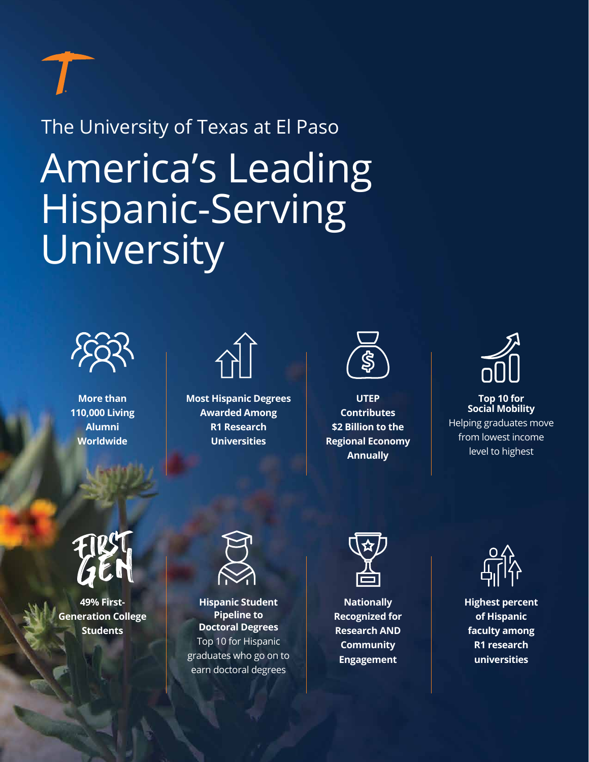The University of Texas at El Paso

# America's Leading Hispanic-Serving University

**More than 110,000 Living Alumni Worldwide**

**Most Hispanic Degrees Awarded Among R1 Research Universities**

**UTEP Contributes $2 Billion to the Regional Economy Annually**

**Top 10 for Social Mobility**
Helping graduates move from lowest income level to highest

FIRST GEN

**49% First-Generation College Students**

**Hispanic Student Pipeline to Doctoral Degrees**
Top 10 for Hispanic graduates who go on to earn doctoral degrees

**Nationally Recognized for Research AND Community Engagement**

**Highest percent of Hispanic faculty among R1 research universities**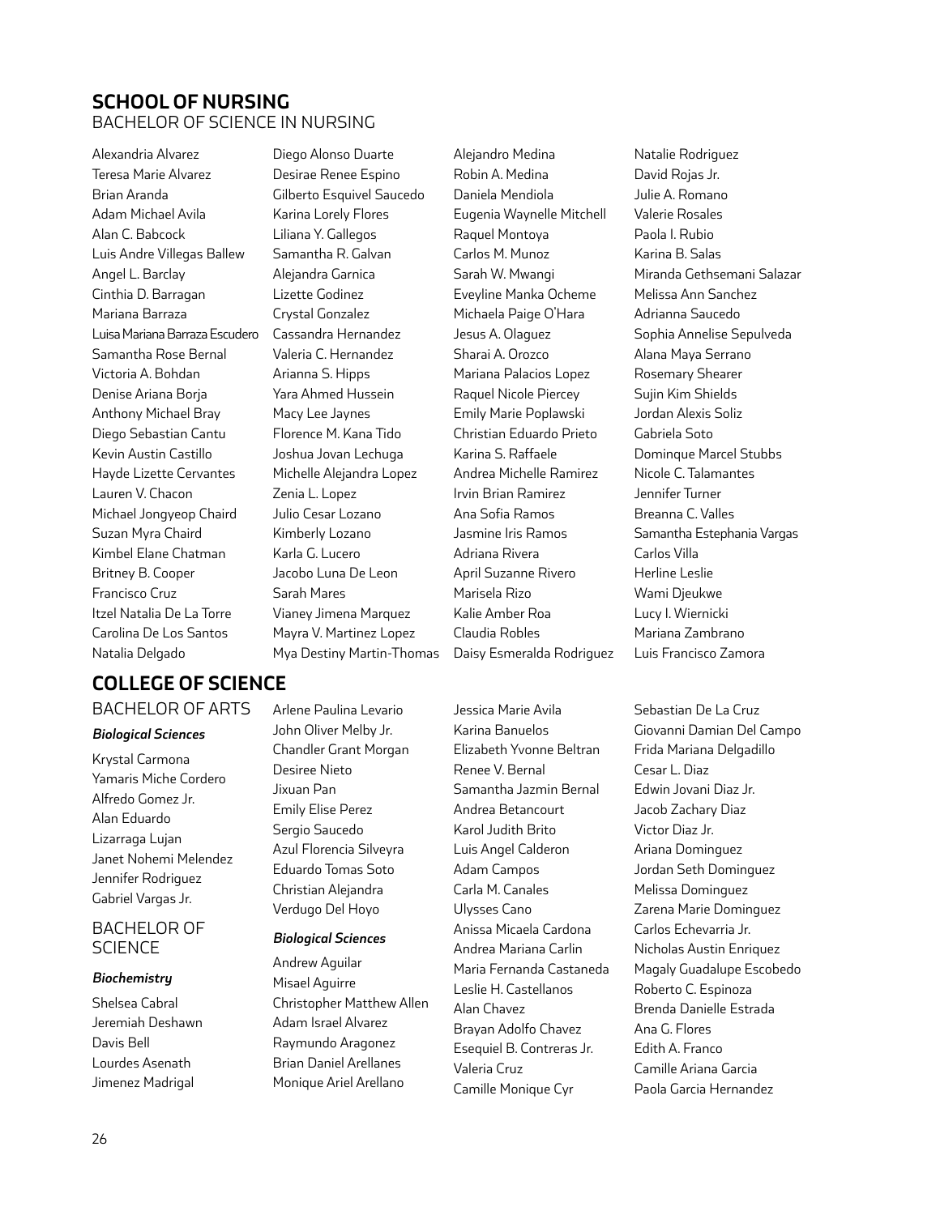## SCHOOL OF NURSING

BACHELOR OF SCIENCE IN NURSING

Alexandria Alvarez
Teresa Marie Alvarez
Brian Aranda
Adam Michael Avila
Alan C. Babcock
Luis Andre Villegas Ballew
Angel L. Barclay
Cinthia D. Barragan
Mariana Barraza
Luisa Mariana Barraza Escudero
Samantha Rose Bernal
Victoria A. Bohdan
Denise Ariana Borja
Anthony Michael Bray
Diego Sebastian Cantu
Kevin Austin Castillo
Hayde Lizette Cervantes
Lauren V. Chacon
Michael Jongyeop Chaird
Suzan Myra Chaird
Kimbel Elane Chatman
Britney B. Cooper
Francisco Cruz
Itzel Natalia De La Torre
Carolina De Los Santos
Natalia Delgado
Diego Alonso Duarte
Desirae Renee Espino
Gilberto Esquivel Saucedo
Karina Lorely Flores
Liliana Y. Gallegos
Samantha R. Galvan
Alejandra Garnica
Lizette Godinez
Crystal Gonzalez
Cassandra Hernandez
Valeria C. Hernandez
Arianna S. Hipps
Yara Ahmed Hussein
Macy Lee Jaynes
Florence M. Kana Tido
Joshua Jovan Lechuga
Michelle Alejandra Lopez
Zenia L. Lopez
Julio Cesar Lozano
Kimberly Lozano
Karla G. Lucero
Jacobo Luna De Leon
Sarah Mares
Vianey Jimena Marquez
Mayra V. Martinez Lopez
Mya Destiny Martin-Thomas
Alejandro Medina
Robin A. Medina
Daniela Mendiola
Eugenia Waynelle Mitchell
Raquel Montoya
Carlos M. Munoz
Sarah W. Mwangi
Eveyline Manka Ocheme
Michaela Paige O'Hara
Jesus A. Olaguez
Sharai A. Orozco
Mariana Palacios Lopez
Raquel Nicole Piercey
Emily Marie Poplawski
Christian Eduardo Prieto
Karina S. Raffaele
Andrea Michelle Ramirez
Irvin Brian Ramirez
Ana Sofia Ramos
Jasmine Iris Ramos
Adriana Rivera
April Suzanne Rivero
Marisela Rizo
Kalie Amber Roa
Claudia Robles
Daisy Esmeralda Rodriguez
Natalie Rodriguez
David Rojas Jr.
Julie A. Romano
Valerie Rosales
Paola I. Rubio
Karina B. Salas
Miranda Gethsemani Salazar
Melissa Ann Sanchez
Adrianna Saucedo
Sophia Annelise Sepulveda
Alana Maya Serrano
Rosemary Shearer
Sujin Kim Shields
Jordan Alexis Soliz
Gabriela Soto
Dominque Marcel Stubbs
Nicole C. Talamantes
Jennifer Turner
Breanna C. Valles
Samantha Estephania Vargas
Carlos Villa
Herline Leslie
Wami Djeukwe
Lucy I. Wiernicki
Mariana Zambrano
Luis Francisco Zamora

## COLLEGE OF SCIENCE

### BACHELOR OF ARTS

#### *Biological Sciences*

Krystal Carmona
Yamaris Miche Cordero
Alfredo Gomez Jr.
Alan Eduardo Lizarraga Lujan
Janet Nohemi Melendez
Jennifer Rodriguez
Gabriel Vargas Jr.
Arlene Paulina Levario
John Oliver Melby Jr.
Chandler Grant Morgan
Desiree Nieto
Jixuan Pan
Emily Elise Perez
Sergio Saucedo
Azul Florencia Silveyra
Eduardo Tomas Soto
Christian Alejandra Verdugo Del Hoyo

### BACHELOR OF SCIENCE

#### *Biochemistry*

Shelsea Cabral
Jeremiah Deshawn Davis Bell
Lourdes Asenath Jimenez Madrigal

#### *Biological Sciences*

Andrew Aguilar
Misael Aguirre
Christopher Matthew Allen
Adam Israel Alvarez
Raymundo Aragonez
Brian Daniel Arellanes
Monique Ariel Arellano
Jessica Marie Avila
Karina Banuelos
Elizabeth Yvonne Beltran
Renee V. Bernal
Samantha Jazmin Bernal
Andrea Betancourt
Karol Judith Brito
Luis Angel Calderon
Adam Campos
Carla M. Canales
Ulysses Cano
Anissa Micaela Cardona
Andrea Mariana Carlin
Maria Fernanda Castaneda
Leslie H. Castellanos
Alan Chavez
Brayan Adolfo Chavez
Esequiel B. Contreras Jr.
Valeria Cruz
Camille Monique Cyr
Sebastian De La Cruz
Giovanni Damian Del Campo
Frida Mariana Delgadillo
Cesar L. Diaz
Edwin Jovani Diaz Jr.
Jacob Zachary Diaz
Victor Diaz Jr.
Ariana Dominguez
Jordan Seth Dominguez
Melissa Dominguez
Zarena Marie Dominguez
Carlos Echevarria Jr.
Nicholas Austin Enriquez
Magaly Guadalupe Escobedo
Roberto C. Espinoza
Brenda Danielle Estrada
Ana G. Flores
Edith A. Franco
Camille Ariana Garcia
Paola Garcia Hernandez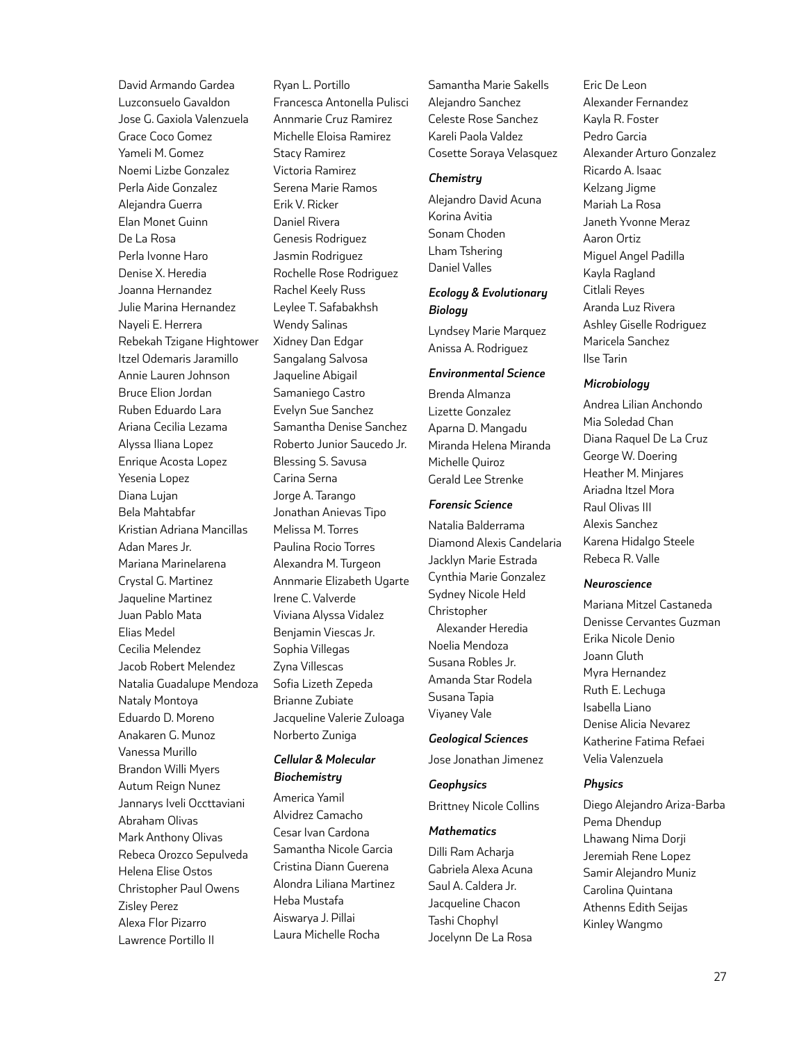David Armando Gardea
Luzconsuelo Gavaldon
Jose G. Gaxiola Valenzuela
Grace Coco Gomez
Yameli M. Gomez
Noemi Lizbe Gonzalez
Perla Aide Gonzalez
Alejandra Guerra
Elan Monet Guinn
De La Rosa
Perla Ivonne Haro
Denise X. Heredia
Joanna Hernandez
Julie Marina Hernandez
Nayeli E. Herrera
Rebekah Tzigane Hightower
Itzel Odemaris Jaramillo
Annie Lauren Johnson
Bruce Elion Jordan
Ruben Eduardo Lara
Ariana Cecilia Lezama
Alyssa Iliana Lopez
Enrique Acosta Lopez
Yesenia Lopez
Diana Lujan
Bela Mahtabfar
Kristian Adriana Mancillas
Adan Mares Jr.
Mariana Marinelarena
Crystal G. Martinez
Jaqueline Martinez
Juan Pablo Mata
Elias Medel
Cecilia Melendez
Jacob Robert Melendez
Natalia Guadalupe Mendoza
Nataly Montoya
Eduardo D. Moreno
Anakaren G. Munoz
Vanessa Murillo
Brandon Willi Myers
Autum Reign Nunez
Jannarys Iveli Occttaviani
Abraham Olivas
Mark Anthony Olivas
Rebeca Orozco Sepulveda
Helena Elise Ostos
Christopher Paul Owens
Zisley Perez
Alexa Flor Pizarro
Lawrence Portillo II
Ryan L. Portillo
Francesca Antonella Pulisci
Annmarie Cruz Ramirez
Michelle Eloisa Ramirez
Stacy Ramirez
Victoria Ramirez
Serena Marie Ramos
Erik V. Ricker
Daniel Rivera
Genesis Rodriguez
Jasmin Rodriguez
Rochelle Rose Rodriguez
Rachel Keely Russ
Leylee T. Safabakhsh
Wendy Salinas
Xidney Dan Edgar
Sangalang Salvosa
Jaqueline Abigail
Samaniego Castro
Evelyn Sue Sanchez
Samantha Denise Sanchez
Roberto Junior Saucedo Jr.
Blessing S. Savusa
Carina Serna
Jorge A. Tarango
Jonathan Anievas Tipo
Melissa M. Torres
Paulina Rocio Torres
Alexandra M. Turgeon
Annmarie Elizabeth Ugarte
Irene C. Valverde
Viviana Alyssa Vidalez
Benjamin Viescas Jr.
Sophia Villegas
Zyna Villescas
Sofia Lizeth Zepeda
Brianne Zubiate
Jacqueline Valerie Zuloaga
Norberto Zuniga

### *Cellular & Molecular Biochemistry*

America Yamil
Alvidrez Camacho
Cesar Ivan Cardona
Samantha Nicole Garcia
Cristina Diann Guerena
Alondra Liliana Martinez
Heba Mustafa
Aiswarya J. Pillai
Laura Michelle Rocha
Samantha Marie Sakells
Alejandro Sanchez
Celeste Rose Sanchez
Kareli Paola Valdez
Cosette Soraya Velasquez

### *Chemistry*

Alejandro David Acuna
Korina Avitia
Sonam Choden
Lham Tshering
Daniel Valles

### *Ecology & Evolutionary Biology*

Lyndsey Marie Marquez
Anissa A. Rodriguez

### *Environmental Science*

Brenda Almanza
Lizette Gonzalez
Aparna D. Mangadu
Miranda Helena Miranda
Michelle Quiroz
Gerald Lee Strenke

### *Forensic Science*

Natalia Balderrama
Diamond Alexis Candelaria
Jacklyn Marie Estrada
Cynthia Marie Gonzalez
Sydney Nicole Held
Christopher Alexander Heredia
Noelia Mendoza
Susana Robles Jr.
Amanda Star Rodela
Susana Tapia
Viyaney Vale

### *Geological Sciences*

Jose Jonathan Jimenez

### *Geophysics*

Brittney Nicole Collins

### *Mathematics*

Dilli Ram Acharja
Gabriela Alexa Acuna
Saul A. Caldera Jr.
Jacqueline Chacon
Tashi Chophyl
Jocelynn De La Rosa
Eric De Leon
Alexander Fernandez
Kayla R. Foster
Pedro Garcia
Alexander Arturo Gonzalez
Ricardo A. Isaac
Kelzang Jigme
Mariah La Rosa
Janeth Yvonne Meraz
Aaron Ortiz
Miguel Angel Padilla
Kayla Ragland
Citlali Reyes
Aranda Luz Rivera
Ashley Giselle Rodriguez
Maricela Sanchez
Ilse Tarin

### *Microbiology*

Andrea Lilian Anchondo
Mia Soledad Chan
Diana Raquel De La Cruz
George W. Doering
Heather M. Minjares
Ariadna Itzel Mora
Raul Olivas III
Alexis Sanchez
Karena Hidalgo Steele
Rebeca R. Valle

### *Neuroscience*

Mariana Mitzel Castaneda
Denisse Cervantes Guzman
Erika Nicole Denio
Joann Gluth
Myra Hernandez
Ruth E. Lechuga
Isabella Liano
Denise Alicia Nevarez
Katherine Fatima Refaei
Velia Valenzuela

### *Physics*

Diego Alejandro Ariza-Barba
Pema Dhendup
Lhawang Nima Dorji
Jeremiah Rene Lopez
Samir Alejandro Muniz
Carolina Quintana
Athenns Edith Seijas
Kinley Wangmo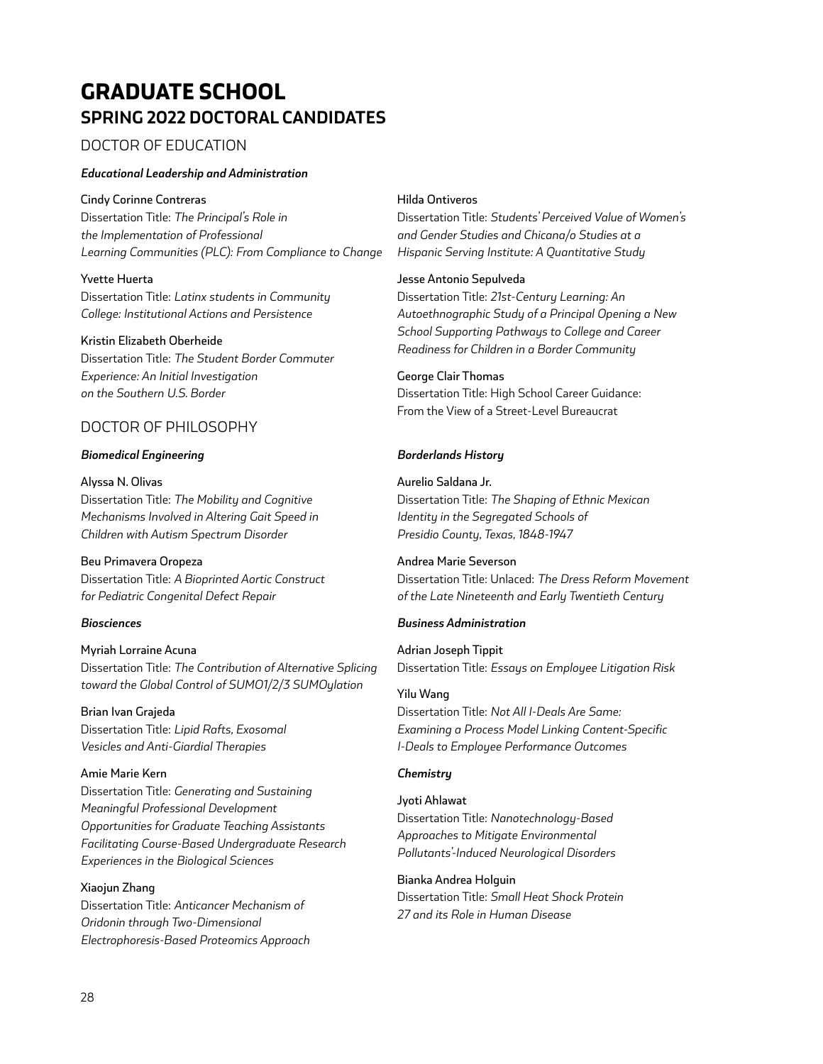# GRADUATE SCHOOL

## SPRING 2022 DOCTORAL CANDIDATES

### DOCTOR OF EDUCATION

***Educational Leadership and Administration***

Cindy Corinne Contreras
Dissertation Title: *The Principal's Role in the Implementation of Professional Learning Communities (PLC): From Compliance to Change*

Yvette Huerta
Dissertation Title: *Latinx students in Community College: Institutional Actions and Persistence*

Kristin Elizabeth Oberheide
Dissertation Title: *The Student Border Commuter Experience: An Initial Investigation on the Southern U.S. Border*

Hilda Ontiveros
Dissertation Title: *Students' Perceived Value of Women's and Gender Studies and Chicana/o Studies at a Hispanic Serving Institute: A Quantitative Study*

Jesse Antonio Sepulveda
Dissertation Title: *21st-Century Learning: An Autoethnographic Study of a Principal Opening a New School Supporting Pathways to College and Career Readiness for Children in a Border Community*

George Clair Thomas
Dissertation Title: High School Career Guidance: From the View of a Street-Level Bureaucrat

### DOCTOR OF PHILOSOPHY

***Biomedical Engineering***

Alyssa N. Olivas
Dissertation Title: *The Mobility and Cognitive Mechanisms Involved in Altering Gait Speed in Children with Autism Spectrum Disorder*

Beu Primavera Oropeza
Dissertation Title: *A Bioprinted Aortic Construct for Pediatric Congenital Defect Repair*

***Biosciences***

Myriah Lorraine Acuna
Dissertation Title: *The Contribution of Alternative Splicing toward the Global Control of SUMO1/2/3 SUMOylation*

Brian Ivan Grajeda
Dissertation Title: *Lipid Rafts, Exosomal Vesicles and Anti-Giardial Therapies*

Amie Marie Kern
Dissertation Title: *Generating and Sustaining Meaningful Professional Development Opportunities for Graduate Teaching Assistants Facilitating Course-Based Undergraduate Research Experiences in the Biological Sciences*

Xiaojun Zhang
Dissertation Title: *Anticancer Mechanism of Oridonin through Two-Dimensional Electrophoresis-Based Proteomics Approach*

***Borderlands History***

Aurelio Saldana Jr.
Dissertation Title: *The Shaping of Ethnic Mexican Identity in the Segregated Schools of Presidio County, Texas, 1848-1947*

Andrea Marie Severson
Dissertation Title: Unlaced: *The Dress Reform Movement of the Late Nineteenth and Early Twentieth Century*

***Business Administration***

Adrian Joseph Tippit
Dissertation Title: *Essays on Employee Litigation Risk*

Yilu Wang
Dissertation Title: *Not All I-Deals Are Same: Examining a Process Model Linking Content-Specific I-Deals to Employee Performance Outcomes*

***Chemistry***

Jyoti Ahlawat
Dissertation Title: *Nanotechnology-Based Approaches to Mitigate Environmental Pollutants'-Induced Neurological Disorders*

Bianka Andrea Holguin
Dissertation Title: *Small Heat Shock Protein 27 and its Role in Human Disease*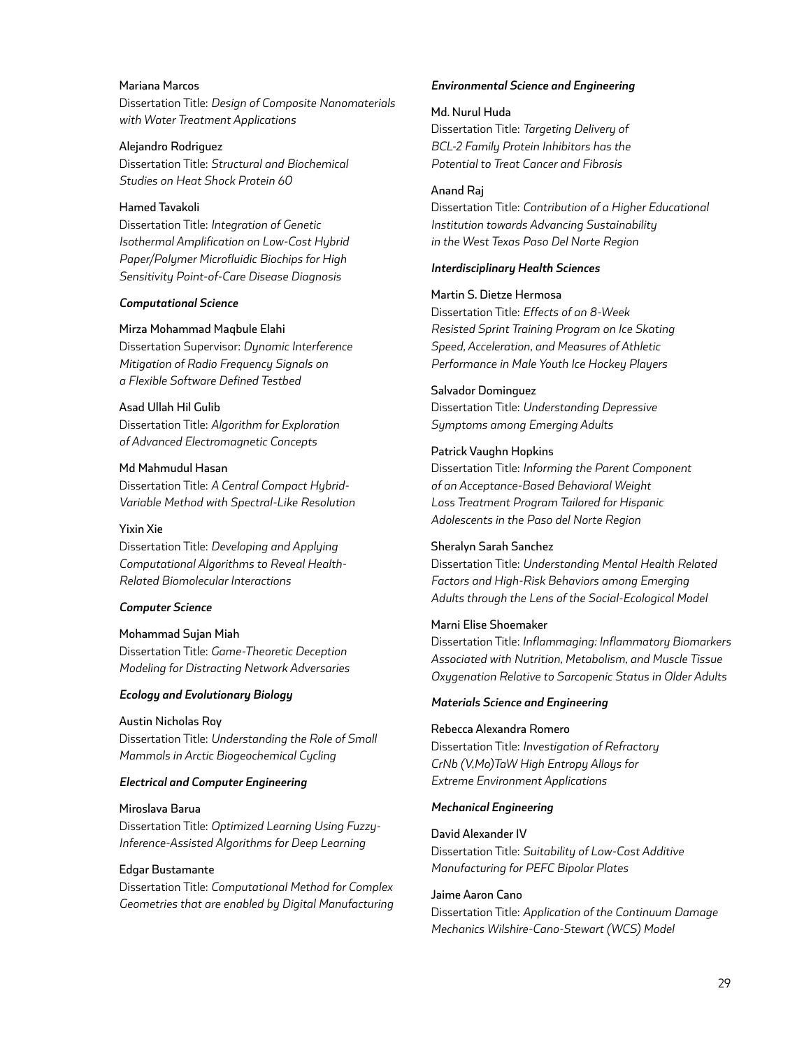Mariana Marcos
Dissertation Title: *Design of Composite Nanomaterials with Water Treatment Applications*

Alejandro Rodriguez
Dissertation Title: *Structural and Biochemical Studies on Heat Shock Protein 60*

Hamed Tavakoli
Dissertation Title: *Integration of Genetic Isothermal Amplification on Low-Cost Hybrid Paper/Polymer Microfluidic Biochips for High Sensitivity Point-of-Care Disease Diagnosis*

***Computational Science***

Mirza Mohammad Maqbule Elahi
Dissertation Supervisor: *Dynamic Interference Mitigation of Radio Frequency Signals on a Flexible Software Defined Testbed*

Asad Ullah Hil Gulib
Dissertation Title: *Algorithm for Exploration of Advanced Electromagnetic Concepts*

Md Mahmudul Hasan
Dissertation Title: *A Central Compact Hybrid-Variable Method with Spectral-Like Resolution*

Yixin Xie
Dissertation Title: *Developing and Applying Computational Algorithms to Reveal Health-Related Biomolecular Interactions*

***Computer Science***

Mohammad Sujan Miah
Dissertation Title: *Game-Theoretic Deception Modeling for Distracting Network Adversaries*

***Ecology and Evolutionary Biology***

Austin Nicholas Roy
Dissertation Title: *Understanding the Role of Small Mammals in Arctic Biogeochemical Cycling*

***Electrical and Computer Engineering***

Miroslava Barua
Dissertation Title: *Optimized Learning Using Fuzzy-Inference-Assisted Algorithms for Deep Learning*

Edgar Bustamante
Dissertation Title: *Computational Method for Complex Geometries that are enabled by Digital Manufacturing*

***Environmental Science and Engineering***

Md. Nurul Huda
Dissertation Title: *Targeting Delivery of BCL-2 Family Protein Inhibitors has the Potential to Treat Cancer and Fibrosis*

Anand Raj
Dissertation Title: *Contribution of a Higher Educational Institution towards Advancing Sustainability in the West Texas Paso Del Norte Region*

***Interdisciplinary Health Sciences***

Martin S. Dietze Hermosa
Dissertation Title: *Effects of an 8-Week Resisted Sprint Training Program on Ice Skating Speed, Acceleration, and Measures of Athletic Performance in Male Youth Ice Hockey Players*

Salvador Dominguez
Dissertation Title: *Understanding Depressive Symptoms among Emerging Adults*

Patrick Vaughn Hopkins
Dissertation Title: *Informing the Parent Component of an Acceptance-Based Behavioral Weight Loss Treatment Program Tailored for Hispanic Adolescents in the Paso del Norte Region*

Sheralyn Sarah Sanchez
Dissertation Title: *Understanding Mental Health Related Factors and High-Risk Behaviors among Emerging Adults through the Lens of the Social-Ecological Model*

Marni Elise Shoemaker
Dissertation Title: *Inflammaging: Inflammatory Biomarkers Associated with Nutrition, Metabolism, and Muscle Tissue Oxygenation Relative to Sarcopenic Status in Older Adults*

***Materials Science and Engineering***

Rebecca Alexandra Romero
Dissertation Title: *Investigation of Refractory CrNb (V,Mo)TaW High Entropy Alloys for Extreme Environment Applications*

***Mechanical Engineering***

David Alexander IV
Dissertation Title: *Suitability of Low-Cost Additive Manufacturing for PEFC Bipolar Plates*

Jaime Aaron Cano
Dissertation Title: *Application of the Continuum Damage Mechanics Wilshire-Cano-Stewart (WCS) Model*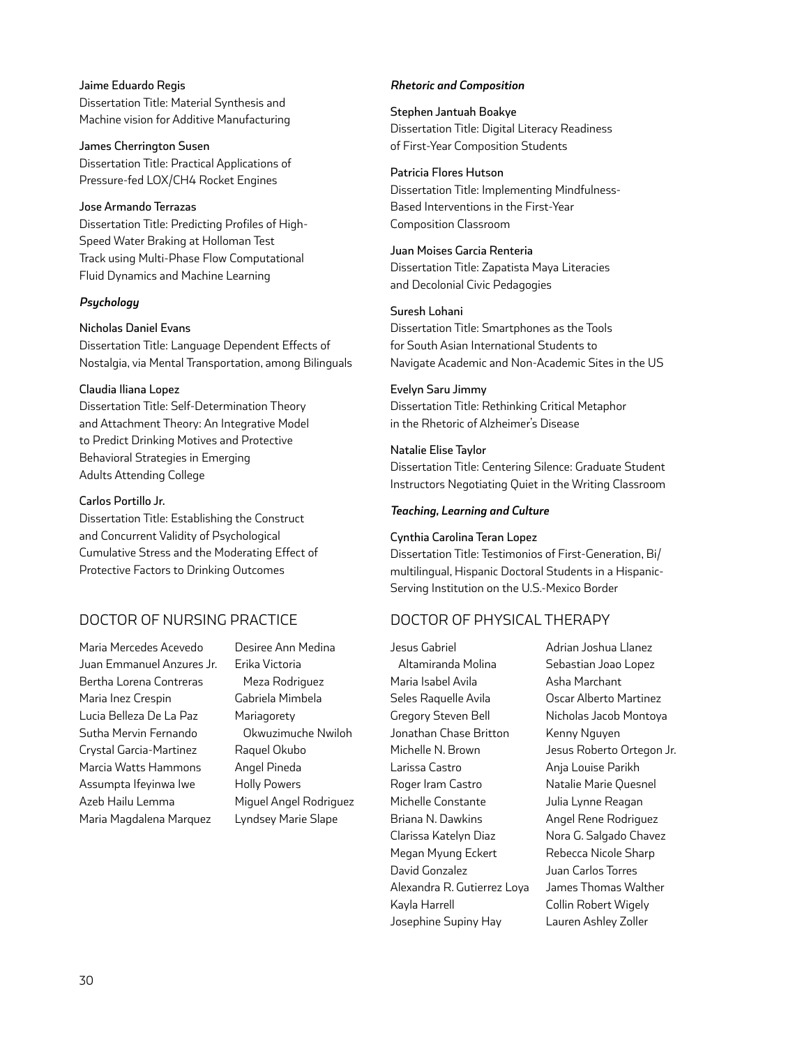**Jaime Eduardo Regis**
Dissertation Title: Material Synthesis and Machine vision for Additive Manufacturing

**James Cherrington Susen**
Dissertation Title: Practical Applications of Pressure-fed LOX/CH4 Rocket Engines

**Jose Armando Terrazas**
Dissertation Title: Predicting Profiles of High-Speed Water Braking at Holloman Test Track using Multi-Phase Flow Computational Fluid Dynamics and Machine Learning

### *Psychology*

**Nicholas Daniel Evans**
Dissertation Title: Language Dependent Effects of Nostalgia, via Mental Transportation, among Bilinguals

**Claudia Iliana Lopez**
Dissertation Title: Self-Determination Theory and Attachment Theory: An Integrative Model to Predict Drinking Motives and Protective Behavioral Strategies in Emerging Adults Attending College

**Carlos Portillo Jr.**
Dissertation Title: Establishing the Construct and Concurrent Validity of Psychological Cumulative Stress and the Moderating Effect of Protective Factors to Drinking Outcomes

### *Rhetoric and Composition*

**Stephen Jantuah Boakye**
Dissertation Title: Digital Literacy Readiness of First-Year Composition Students

**Patricia Flores Hutson**
Dissertation Title: Implementing Mindfulness-Based Interventions in the First-Year Composition Classroom

**Juan Moises Garcia Renteria**
Dissertation Title: Zapatista Maya Literacies and Decolonial Civic Pedagogies

**Suresh Lohani**
Dissertation Title: Smartphones as the Tools for South Asian International Students to Navigate Academic and Non-Academic Sites in the US

**Evelyn Saru Jimmy**
Dissertation Title: Rethinking Critical Metaphor in the Rhetoric of Alzheimer's Disease

**Natalie Elise Taylor**
Dissertation Title: Centering Silence: Graduate Student Instructors Negotiating Quiet in the Writing Classroom

### *Teaching, Learning and Culture*

**Cynthia Carolina Teran Lopez**
Dissertation Title: Testimonios of First-Generation, Bi/multilingual, Hispanic Doctoral Students in a Hispanic-Serving Institution on the U.S.-Mexico Border

## DOCTOR OF NURSING PRACTICE

Maria Mercedes Acevedo
Juan Emmanuel Anzures Jr.
Bertha Lorena Contreras
Maria Inez Crespin
Lucia Belleza De La Paz
Sutha Mervin Fernando
Crystal Garcia-Martinez
Marcia Watts Hammons
Assumpta Ifeyinwa Iwe
Azeb Hailu Lemma
Maria Magdalena Marquez
Desiree Ann Medina
Erika Victoria Meza Rodriguez
Gabriela Mimbela
Mariagorety Okwuzimuche Nwiloh
Raquel Okubo
Angel Pineda
Holly Powers
Miguel Angel Rodriguez
Lyndsey Marie Slape

## DOCTOR OF PHYSICAL THERAPY

Jesus Gabriel Altamiranda Molina
Maria Isabel Avila
Seles Raquelle Avila
Gregory Steven Bell
Jonathan Chase Britton
Michelle N. Brown
Larissa Castro
Roger Iram Castro
Michelle Constante
Briana N. Dawkins
Clarissa Katelyn Diaz
Megan Myung Eckert
David Gonzalez
Alexandra R. Gutierrez Loya
Kayla Harrell
Josephine Supiny Hay
Adrian Joshua Llanez
Sebastian Joao Lopez
Asha Marchant
Oscar Alberto Martinez
Nicholas Jacob Montoya
Kenny Nguyen
Jesus Roberto Ortegon Jr.
Anja Louise Parikh
Natalie Marie Quesnel
Julia Lynne Reagan
Angel Rene Rodriguez
Nora G. Salgado Chavez
Rebecca Nicole Sharp
Juan Carlos Torres
James Thomas Walther
Collin Robert Wigely
Lauren Ashley Zoller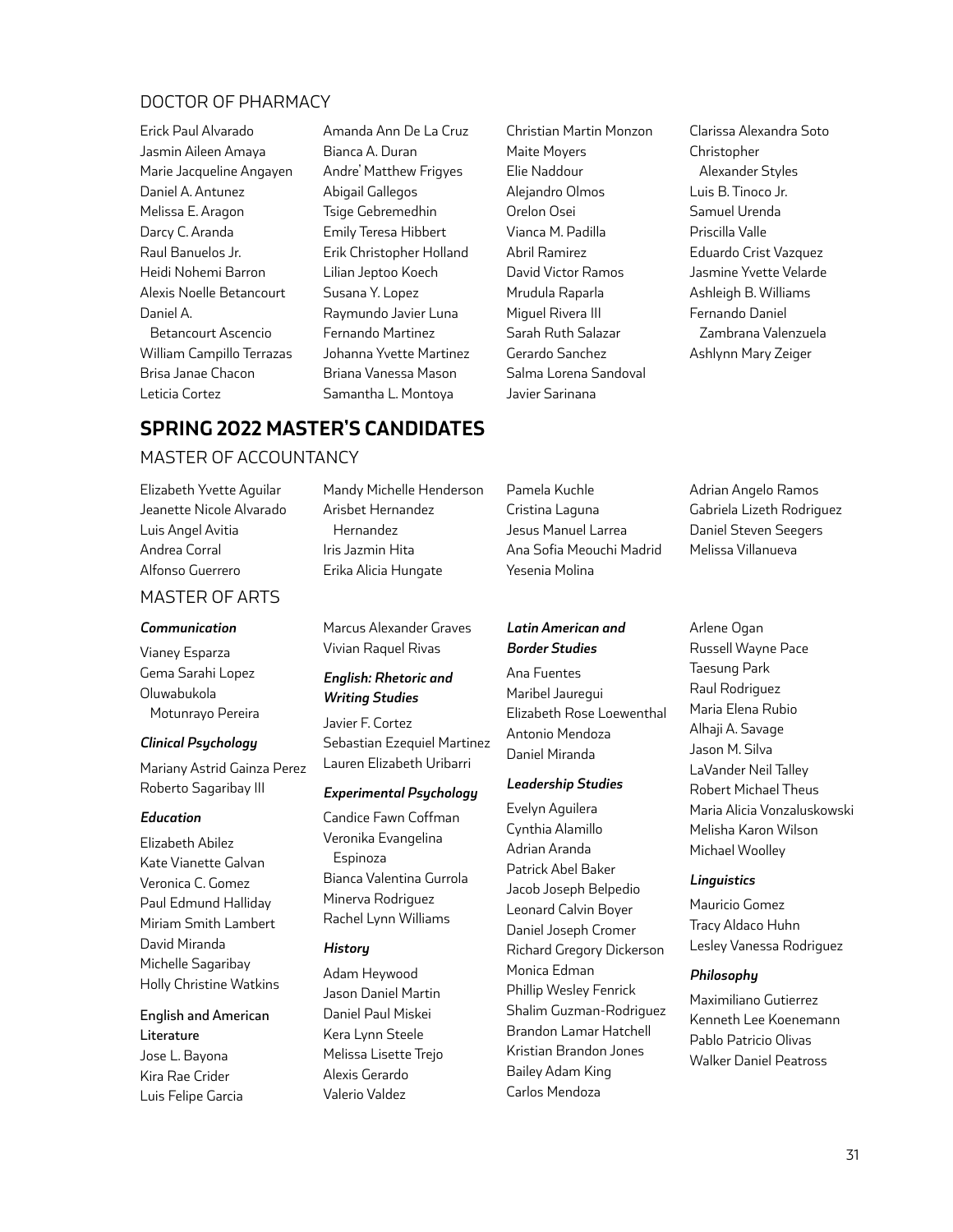## DOCTOR OF PHARMACY

Erick Paul Alvarado
Jasmin Aileen Amaya
Marie Jacqueline Angayen
Daniel A. Antunez
Melissa E. Aragon
Darcy C. Aranda
Raul Banuelos Jr.
Heidi Nohemi Barron
Alexis Noelle Betancourt
Daniel A. Betancourt Ascencio
William Campillo Terrazas
Brisa Janae Chacon
Leticia Cortez
Amanda Ann De La Cruz
Bianca A. Duran
Andre' Matthew Frigyes
Abigail Gallegos
Tsige Gebremedhin
Emily Teresa Hibbert
Erik Christopher Holland
Lilian Jeptoo Koech
Susana Y. Lopez
Raymundo Javier Luna
Fernando Martinez
Johanna Yvette Martinez
Briana Vanessa Mason
Samantha L. Montoya
Christian Martin Monzon
Maite Moyers
Elie Naddour
Alejandro Olmos
Orelon Osei
Vianca M. Padilla
Abril Ramirez
David Victor Ramos
Mrudula Raparla
Miguel Rivera III
Sarah Ruth Salazar
Gerardo Sanchez
Salma Lorena Sandoval
Javier Sarinana
Clarissa Alexandra Soto
Christopher Alexander Styles
Luis B. Tinoco Jr.
Samuel Urenda
Priscilla Valle
Eduardo Crist Vazquez
Jasmine Yvette Velarde
Ashleigh B. Williams
Fernando Daniel Zambrana Valenzuela
Ashlynn Mary Zeiger

# SPRING 2022 MASTER'S CANDIDATES

## MASTER OF ACCOUNTANCY

Elizabeth Yvette Aguilar
Jeanette Nicole Alvarado
Luis Angel Avitia
Andrea Corral
Alfonso Guerrero
Mandy Michelle Henderson
Arisbet Hernandez Hernandez
Iris Jazmin Hita
Erika Alicia Hungate
Pamela Kuchle
Cristina Laguna
Jesus Manuel Larrea
Ana Sofia Meouchi Madrid
Yesenia Molina
Adrian Angelo Ramos
Gabriela Lizeth Rodriguez
Daniel Steven Seegers
Melissa Villanueva

## MASTER OF ARTS

### *Communication*

Vianey Esparza
Gema Sarahi Lopez
Oluwabukola Motunrayo Pereira
Marcus Alexander Graves
Vivian Raquel Rivas

### *Clinical Psychology*

Mariany Astrid Gainza Perez
Roberto Sagaribay III

### *Education*

Elizabeth Abilez
Kate Vianette Galvan
Veronica C. Gomez
Paul Edmund Halliday
Miriam Smith Lambert
David Miranda
Michelle Sagaribay
Holly Christine Watkins

### English and American Literature

Jose L. Bayona
Kira Rae Crider
Luis Felipe Garcia

### *English: Rhetoric and Writing Studies*

Javier F. Cortez
Sebastian Ezequiel Martinez
Lauren Elizabeth Uribarri

### *Experimental Psychology*

Candice Fawn Coffman
Veronika Evangelina Espinoza
Bianca Valentina Gurrola
Minerva Rodriguez
Rachel Lynn Williams

### *History*

Adam Heywood
Jason Daniel Martin
Daniel Paul Miskei
Kera Lynn Steele
Melissa Lisette Trejo
Alexis Gerardo Valerio Valdez

### *Latin American and Border Studies*

Ana Fuentes
Maribel Jauregui
Elizabeth Rose Loewenthal
Antonio Mendoza
Daniel Miranda

### *Leadership Studies*

Evelyn Aguilera
Cynthia Alamillo
Adrian Aranda
Patrick Abel Baker
Jacob Joseph Belpedio
Leonard Calvin Boyer
Daniel Joseph Cromer
Richard Gregory Dickerson
Monica Edman
Phillip Wesley Fenrick
Shalim Guzman-Rodriguez
Brandon Lamar Hatchell
Kristian Brandon Jones
Bailey Adam King
Carlos Mendoza
Arlene Ogan
Russell Wayne Pace
Taesung Park
Raul Rodriguez
Maria Elena Rubio
Alhaji A. Savage
Jason M. Silva
LaVander Neil Talley
Robert Michael Theus
Maria Alicia Vonzaluskowski
Melisha Karon Wilson
Michael Woolley

### *Linguistics*

Mauricio Gomez
Tracy Aldaco Huhn
Lesley Vanessa Rodriguez

### *Philosophy*

Maximiliano Gutierrez
Kenneth Lee Koenemann
Pablo Patricio Olivas
Walker Daniel Peatross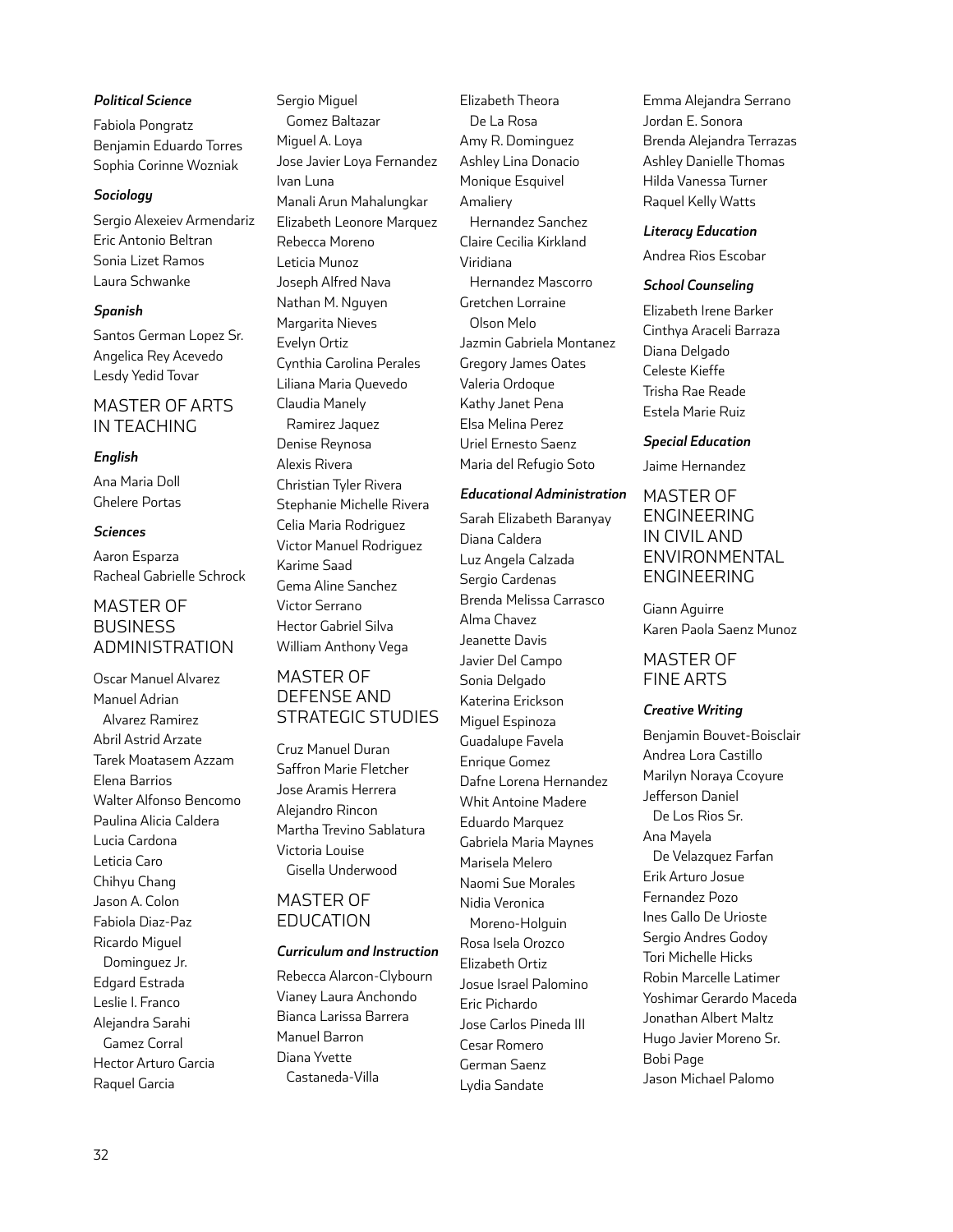*Political Science*

Fabiola Pongratz
Benjamin Eduardo Torres
Sophia Corinne Wozniak

*Sociology*

Sergio Alexeiev Armendariz
Eric Antonio Beltran
Sonia Lizet Ramos
Laura Schwanke

*Spanish*

Santos German Lopez Sr.
Angelica Rey Acevedo
Lesdy Yedid Tovar

## MASTER OF ARTS IN TEACHING

*English*

Ana Maria Doll
Ghelere Portas

*Sciences*

Aaron Esparza
Racheal Gabrielle Schrock

## MASTER OF BUSINESS ADMINISTRATION

Oscar Manuel Alvarez
Manuel Adrian Alvarez Ramirez
Abril Astrid Arzate
Tarek Moatasem Azzam
Elena Barrios
Walter Alfonso Bencomo
Paulina Alicia Caldera
Lucia Cardona
Leticia Caro
Chihyu Chang
Jason A. Colon
Fabiola Diaz-Paz
Ricardo Miguel Dominguez Jr.
Edgard Estrada
Leslie I. Franco
Alejandra Sarahi Gamez Corral
Hector Arturo Garcia
Raquel Garcia
Sergio Miguel Gomez Baltazar
Miguel A. Loya
Jose Javier Loya Fernandez
Ivan Luna
Manali Arun Mahalungkar
Elizabeth Leonore Marquez
Rebecca Moreno
Leticia Munoz
Joseph Alfred Nava
Nathan M. Nguyen
Margarita Nieves
Evelyn Ortiz
Cynthia Carolina Perales
Liliana Maria Quevedo
Claudia Manely Ramirez Jaquez
Denise Reynosa
Alexis Rivera
Christian Tyler Rivera
Stephanie Michelle Rivera
Celia Maria Rodriguez
Victor Manuel Rodriguez
Karime Saad
Gema Aline Sanchez
Victor Serrano
Hector Gabriel Silva
William Anthony Vega

## MASTER OF DEFENSE AND STRATEGIC STUDIES

Cruz Manuel Duran
Saffron Marie Fletcher
Jose Aramis Herrera
Alejandro Rincon
Martha Trevino Sablatura
Victoria Louise Gisella Underwood

## MASTER OF EDUCATION

*Curriculum and Instruction*

Rebecca Alarcon-Clybourn
Vianey Laura Anchondo
Bianca Larissa Barrera
Manuel Barron
Diana Yvette Castaneda-Villa
Elizabeth Theora De La Rosa
Amy R. Dominguez
Ashley Lina Donacio
Monique Esquivel
Amaliery Hernandez Sanchez
Claire Cecilia Kirkland
Viridiana Hernandez Mascorro
Gretchen Lorraine Olson Melo
Jazmin Gabriela Montanez
Gregory James Oates
Valeria Ordoque
Kathy Janet Pena
Elsa Melina Perez
Uriel Ernesto Saenz
Maria del Refugio Soto

*Educational Administration*

Sarah Elizabeth Baranyay
Diana Caldera
Luz Angela Calzada
Sergio Cardenas
Brenda Melissa Carrasco
Alma Chavez
Jeanette Davis
Javier Del Campo
Sonia Delgado
Katerina Erickson
Miguel Espinoza
Guadalupe Favela
Enrique Gomez
Dafne Lorena Hernandez
Whit Antoine Madere
Eduardo Marquez
Gabriela Maria Maynes
Marisela Melero
Naomi Sue Morales
Nidia Veronica Moreno-Holguin
Rosa Isela Orozco
Elizabeth Ortiz
Josue Israel Palomino
Eric Pichardo
Jose Carlos Pineda III
Cesar Romero
German Saenz
Lydia Sandate
Emma Alejandra Serrano
Jordan E. Sonora
Brenda Alejandra Terrazas
Ashley Danielle Thomas
Hilda Vanessa Turner
Raquel Kelly Watts

*Literacy Education*

Andrea Rios Escobar

*School Counseling*

Elizabeth Irene Barker
Cinthya Araceli Barraza
Diana Delgado
Celeste Kieffe
Trisha Rae Reade
Estela Marie Ruiz

*Special Education*

Jaime Hernandez

## MASTER OF ENGINEERING IN CIVIL AND ENVIRONMENTAL ENGINEERING

Giann Aguirre
Karen Paola Saenz Munoz

## MASTER OF FINE ARTS

*Creative Writing*

Benjamin Bouvet-Boisclair
Andrea Lora Castillo
Marilyn Noraya Ccoyure
Jefferson Daniel De Los Rios Sr.
Ana Mayela De Velazquez Farfan
Erik Arturo Josue Fernandez Pozo
Ines Gallo De Urioste
Sergio Andres Godoy
Tori Michelle Hicks
Robin Marcelle Latimer
Yoshimar Gerardo Maceda
Jonathan Albert Maltz
Hugo Javier Moreno Sr.
Bobi Page
Jason Michael Palomo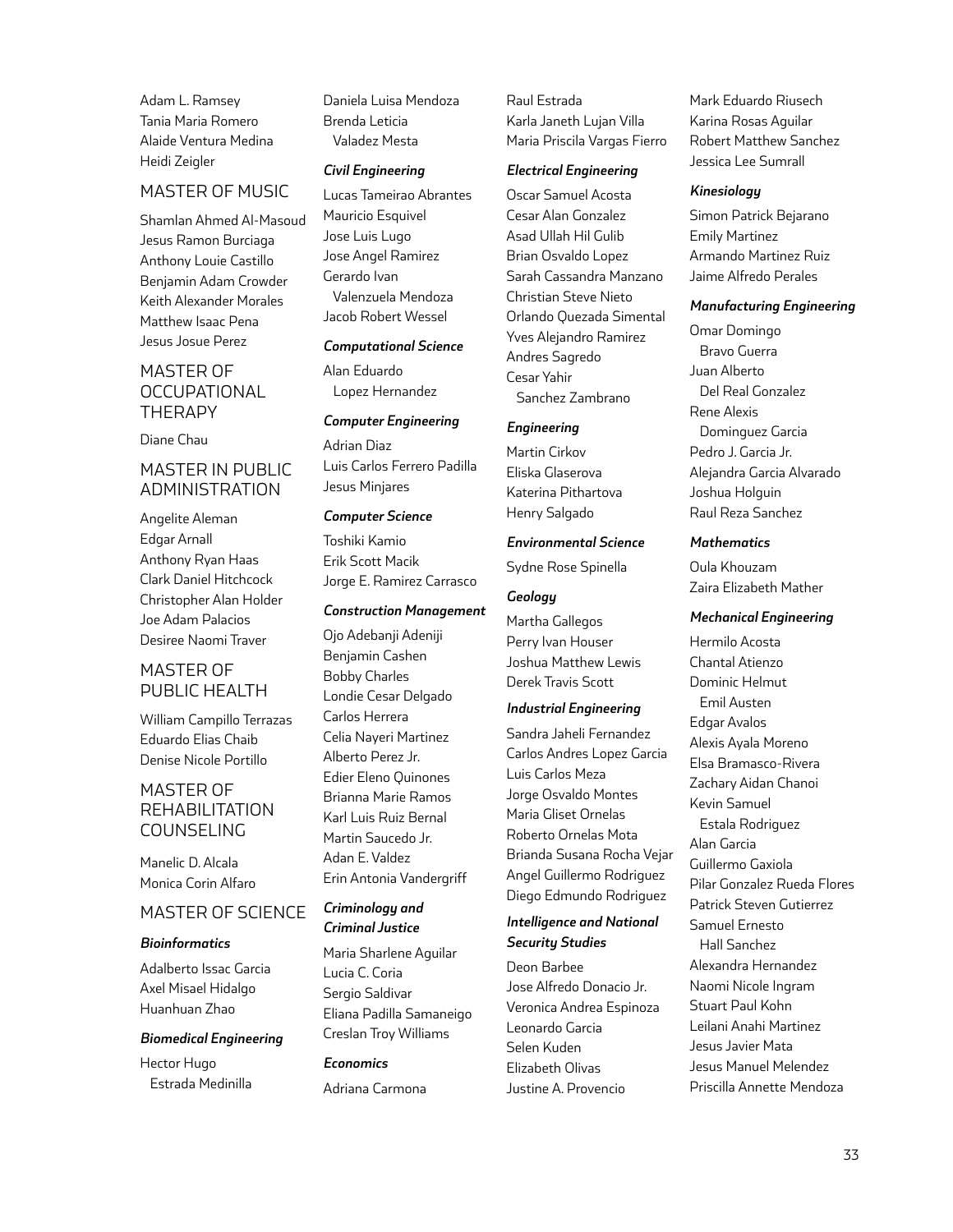Adam L. Ramsey
Tania Maria Romero
Alaide Ventura Medina
Heidi Zeigler

## MASTER OF MUSIC

Shamlan Ahmed Al-Masoud
Jesus Ramon Burciaga
Anthony Louie Castillo
Benjamin Adam Crowder
Keith Alexander Morales
Matthew Isaac Pena
Jesus Josue Perez

## MASTER OF OCCUPATIONAL THERAPY

Diane Chau

## MASTER IN PUBLIC ADMINISTRATION

Angelite Aleman
Edgar Arnall
Anthony Ryan Haas
Clark Daniel Hitchcock
Christopher Alan Holder
Joe Adam Palacios
Desiree Naomi Traver

## MASTER OF PUBLIC HEALTH

William Campillo Terrazas
Eduardo Elias Chaib
Denise Nicole Portillo

## MASTER OF REHABILITATION COUNSELING

Manelic D. Alcala
Monica Corin Alfaro

## MASTER OF SCIENCE

### *Bioinformatics*

Adalberto Issac Garcia
Axel Misael Hidalgo
Huanhuan Zhao

### *Biomedical Engineering*

Hector Hugo Estrada Medinilla
Daniela Luisa Mendoza
Brenda Leticia Valadez Mesta

### *Civil Engineering*

Lucas Tameirao Abrantes
Mauricio Esquivel
Jose Luis Lugo
Jose Angel Ramirez
Gerardo Ivan Valenzuela Mendoza
Jacob Robert Wessel

### *Computational Science*

Alan Eduardo Lopez Hernandez

### *Computer Engineering*

Adrian Diaz
Luis Carlos Ferrero Padilla
Jesus Minjares

### *Computer Science*

Toshiki Kamio
Erik Scott Macik
Jorge E. Ramirez Carrasco

### *Construction Management*

Ojo Adebanji Adeniji
Benjamin Cashen
Bobby Charles
Londie Cesar Delgado
Carlos Herrera
Celia Nayeri Martinez
Alberto Perez Jr.
Edier Eleno Quinones
Brianna Marie Ramos
Karl Luis Ruiz Bernal
Martin Saucedo Jr.
Adan E. Valdez
Erin Antonia Vandergriff

### *Criminology and Criminal Justice*

Maria Sharlene Aguilar
Lucia C. Coria
Sergio Saldivar
Eliana Padilla Samaneigo
Creslan Troy Williams

### *Economics*

Adriana Carmona
Raul Estrada
Karla Janeth Lujan Villa
Maria Priscila Vargas Fierro

### *Electrical Engineering*

Oscar Samuel Acosta
Cesar Alan Gonzalez
Asad Ullah Hil Gulib
Brian Osvaldo Lopez
Sarah Cassandra Manzano
Christian Steve Nieto
Orlando Quezada Simental
Yves Alejandro Ramirez
Andres Sagredo
Cesar Yahir Sanchez Zambrano

### *Engineering*

Martin Cirkov
Eliska Glaserova
Katerina Pithartova
Henry Salgado

### *Environmental Science*

Sydne Rose Spinella

### *Geology*

Martha Gallegos
Perry Ivan Houser
Joshua Matthew Lewis
Derek Travis Scott

### *Industrial Engineering*

Sandra Jaheli Fernandez
Carlos Andres Lopez Garcia
Luis Carlos Meza
Jorge Osvaldo Montes
Maria Gliset Ornelas
Roberto Ornelas Mota
Brianda Susana Rocha Vejar
Angel Guillermo Rodriguez
Diego Edmundo Rodriguez

### *Intelligence and National Security Studies*

Deon Barbee
Jose Alfredo Donacio Jr.
Veronica Andrea Espinoza
Leonardo Garcia
Selen Kuden
Elizabeth Olivas
Justine A. Provencio
Mark Eduardo Riusech
Karina Rosas Aguilar
Robert Matthew Sanchez
Jessica Lee Sumrall

### *Kinesiology*

Simon Patrick Bejarano
Emily Martinez
Armando Martinez Ruiz
Jaime Alfredo Perales

### *Manufacturing Engineering*

Omar Domingo Bravo Guerra
Juan Alberto Del Real Gonzalez
Rene Alexis Dominguez Garcia
Pedro J. Garcia Jr.
Alejandra Garcia Alvarado
Joshua Holguin
Raul Reza Sanchez

### *Mathematics*

Oula Khouzam
Zaira Elizabeth Mather

### *Mechanical Engineering*

Hermilo Acosta
Chantal Atienzo
Dominic Helmut Emil Austen
Edgar Avalos
Alexis Ayala Moreno
Elsa Bramasco-Rivera
Zachary Aidan Chanoi
Kevin Samuel Estala Rodriguez
Alan Garcia
Guillermo Gaxiola
Pilar Gonzalez Rueda Flores
Patrick Steven Gutierrez
Samuel Ernesto Hall Sanchez
Alexandra Hernandez
Naomi Nicole Ingram
Stuart Paul Kohn
Leilani Anahi Martinez
Jesus Javier Mata
Jesus Manuel Melendez
Priscilla Annette Mendoza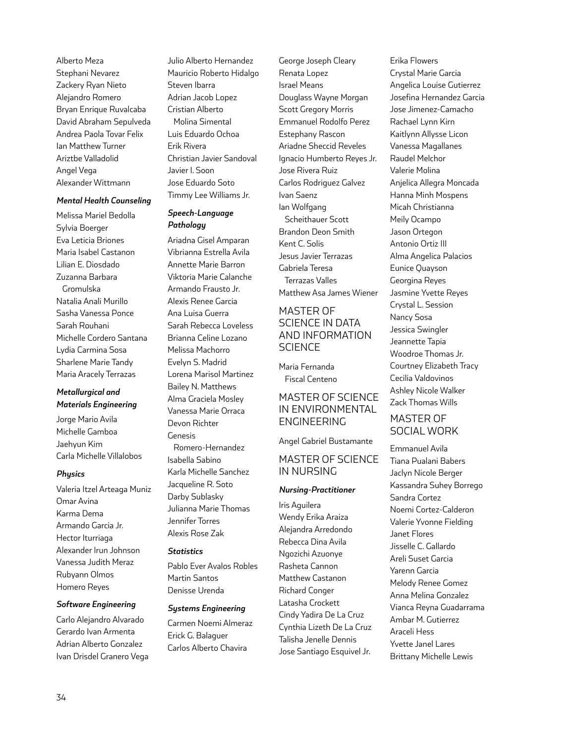Alberto Meza
Stephani Nevarez
Zackery Ryan Nieto
Alejandro Romero
Bryan Enrique Ruvalcaba
David Abraham Sepulveda
Andrea Paola Tovar Felix
Ian Matthew Turner
Ariztbe Valladolid
Angel Vega
Alexander Wittmann

### *Mental Health Counseling*

Melissa Mariel Bedolla
Sylvia Boerger
Eva Leticia Briones
Maria Isabel Castanon
Lilian E. Diosdado
Zuzanna Barbara Gromulska
Natalia Anali Murillo
Sasha Vanessa Ponce
Sarah Rouhani
Michelle Cordero Santana
Lydia Carmina Sosa
Sharlene Marie Tandy
Maria Aracely Terrazas

### *Metallurgical and Materials Engineering*

Jorge Mario Avila
Michelle Gamboa
Jaehyun Kim
Carla Michelle Villalobos

### *Physics*

Valeria Itzel Arteaga Muniz
Omar Avina
Karma Dema
Armando Garcia Jr.
Hector Iturriaga
Alexander Irun Johnson
Vanessa Judith Meraz
Rubyann Olmos
Homero Reyes

### *Software Engineering*

Carlo Alejandro Alvarado
Gerardo Ivan Armenta
Adrian Alberto Gonzalez
Ivan Drisdel Granero Vega
Julio Alberto Hernandez
Mauricio Roberto Hidalgo
Steven Ibarra
Adrian Jacob Lopez
Cristian Alberto Molina Simental
Luis Eduardo Ochoa
Erik Rivera
Christian Javier Sandoval
Javier I. Soon
Jose Eduardo Soto
Timmy Lee Williams Jr.

### *Speech-Language Pathology*

Ariadna Gisel Amparan
Vibrianna Estrella Avila
Annette Marie Barron
Viktoria Marie Calanche
Armando Frausto Jr.
Alexis Renee Garcia
Ana Luisa Guerra
Sarah Rebecca Loveless
Brianna Celine Lozano
Melissa Machorro
Evelyn S. Madrid
Lorena Marisol Martinez
Bailey N. Matthews
Alma Graciela Mosley
Vanessa Marie Orraca
Devon Richter
Genesis Romero-Hernandez
Isabella Sabino
Karla Michelle Sanchez
Jacqueline R. Soto
Darby Sublasky
Julianna Marie Thomas
Jennifer Torres
Alexis Rose Zak

### *Statistics*

Pablo Ever Avalos Robles
Martin Santos
Denisse Urenda

### *Systems Engineering*

Carmen Noemi Almeraz
Erick G. Balaguer
Carlos Alberto Chavira
George Joseph Cleary
Renata Lopez
Israel Means
Douglass Wayne Morgan
Scott Gregory Morris
Emmanuel Rodolfo Perez
Estephany Rascon
Ariadne Sheccid Reveles
Ignacio Humberto Reyes Jr.
Jose Rivera Ruiz
Carlos Rodriguez Galvez
Ivan Saenz
Ian Wolfgang Scheithauer Scott
Brandon Deon Smith
Kent C. Solis
Jesus Javier Terrazas
Gabriela Teresa Terrazas Valles
Matthew Asa James Wiener

## MASTER OF SCIENCE IN DATA AND INFORMATION SCIENCE

Maria Fernanda Fiscal Centeno

## MASTER OF SCIENCE IN ENVIRONMENTAL ENGINEERING

Angel Gabriel Bustamante

## MASTER OF SCIENCE IN NURSING

### *Nursing-Practitioner*

Iris Aguilera
Wendy Erika Araiza
Alejandra Arredondo
Rebecca Dina Avila
Ngozichi Azuonye
Rasheta Cannon
Matthew Castanon
Richard Conger
Latasha Crockett
Cindy Yadira De La Cruz
Cynthia Lizeth De La Cruz
Talisha Jenelle Dennis
Jose Santiago Esquivel Jr.
Erika Flowers
Crystal Marie Garcia
Angelica Louise Gutierrez
Josefina Hernandez Garcia
Jose Jimenez-Camacho
Rachael Lynn Kirn
Kaitlynn Allysse Licon
Vanessa Magallanes
Raudel Melchor
Valerie Molina
Anjelica Allegra Moncada
Hanna Minh Mospens
Micah Christianna
Meily Ocampo
Jason Ortegon
Antonio Ortiz III
Alma Angelica Palacios
Eunice Quayson
Georgina Reyes
Jasmine Yvette Reyes
Crystal L. Session
Nancy Sosa
Jessica Swingler
Jeannette Tapia
Woodroe Thomas Jr.
Courtney Elizabeth Tracy
Cecilia Valdovinos
Ashley Nicole Walker
Zack Thomas Wills

## MASTER OF SOCIAL WORK

Emmanuel Avila
Tiana Pualani Babers
Jaclyn Nicole Berger
Kassandra Suhey Borrego
Sandra Cortez
Noemi Cortez-Calderon
Valerie Yvonne Fielding
Janet Flores
Jisselle C. Gallardo
Areli Suset Garcia
Yarenn Garcia
Melody Renee Gomez
Anna Melina Gonzalez
Vianca Reyna Guadarrama
Ambar M. Gutierrez
Araceli Hess
Yvette Janel Lares
Brittany Michelle Lewis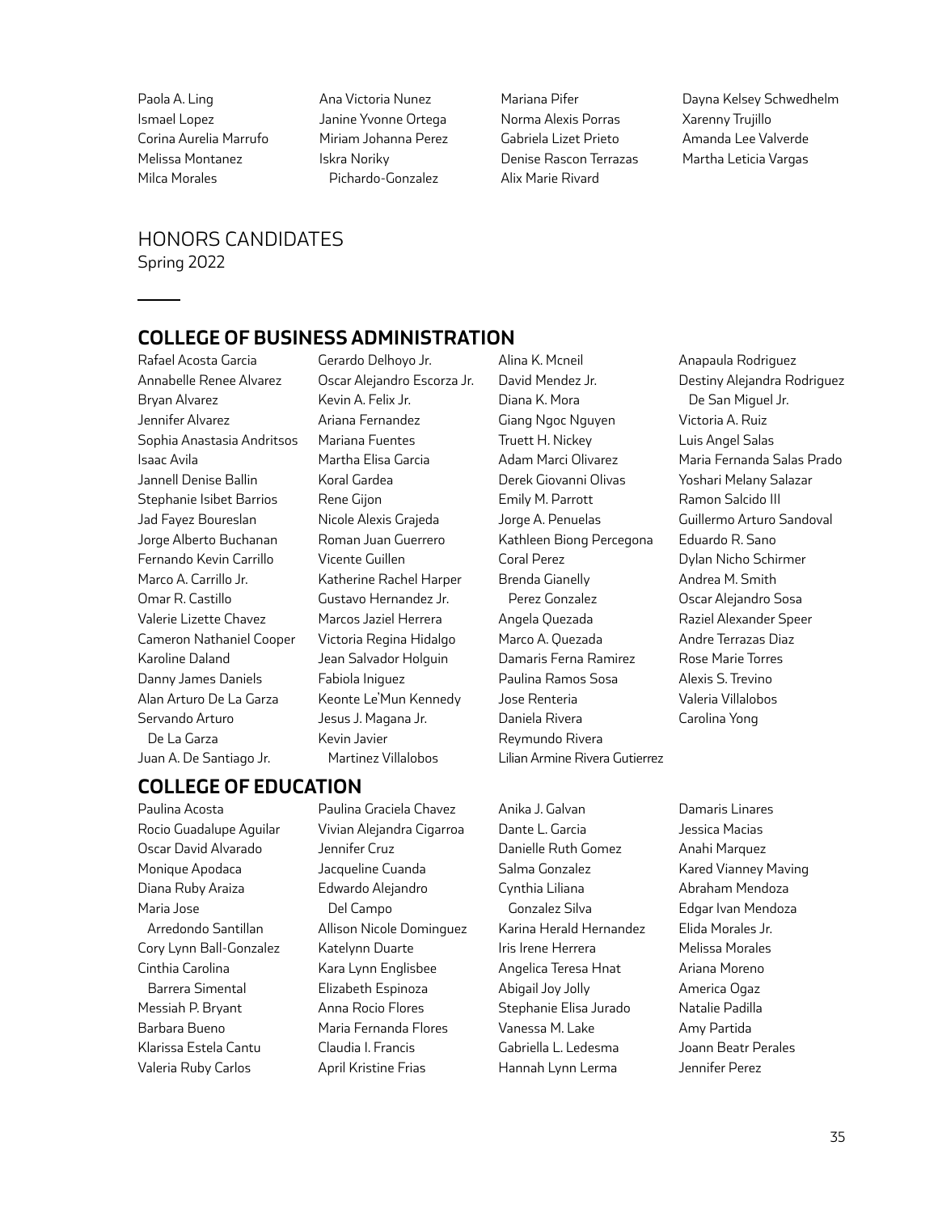Paola A. Ling
Ismael Lopez
Corina Aurelia Marrufo
Melissa Montanez
Milca Morales
Ana Victoria Nunez
Janine Yvonne Ortega
Miriam Johanna Perez
Iskra Noriky Pichardo-Gonzalez
Mariana Pifer
Norma Alexis Porras
Gabriela Lizet Prieto
Denise Rascon Terrazas
Alix Marie Rivard
Dayna Kelsey Schwedhelm
Xarenny Trujillo
Amanda Lee Valverde
Martha Leticia Vargas

# HONORS CANDIDATES

Spring 2022

## COLLEGE OF BUSINESS ADMINISTRATION

Rafael Acosta Garcia
Annabelle Renee Alvarez
Bryan Alvarez
Jennifer Alvarez
Sophia Anastasia Andritsos
Isaac Avila
Jannell Denise Ballin
Stephanie Isibet Barrios
Jad Fayez Boureslan
Jorge Alberto Buchanan
Fernando Kevin Carrillo
Marco A. Carrillo Jr.
Omar R. Castillo
Valerie Lizette Chavez
Cameron Nathaniel Cooper
Karoline Daland
Danny James Daniels
Alan Arturo De La Garza
Servando Arturo De La Garza
Juan A. De Santiago Jr.
Gerardo Delhoyo Jr.
Oscar Alejandro Escorza Jr.
Kevin A. Felix Jr.
Ariana Fernandez
Mariana Fuentes
Martha Elisa Garcia
Koral Gardea
Rene Gijon
Nicole Alexis Grajeda
Roman Juan Guerrero
Vicente Guillen
Katherine Rachel Harper
Gustavo Hernandez Jr.
Marcos Jaziel Herrera
Victoria Regina Hidalgo
Jean Salvador Holguin
Fabiola Iniguez
Keonte Le'Mun Kennedy
Jesus J. Magana Jr.
Kevin Javier Martinez Villalobos
Alina K. Mcneil
David Mendez Jr.
Diana K. Mora
Giang Ngoc Nguyen
Truett H. Nickey
Adam Marci Olivarez
Derek Giovanni Olivas
Emily M. Parrott
Jorge A. Penuelas
Kathleen Biong Percegona
Coral Perez
Brenda Gianelly Perez Gonzalez
Angela Quezada
Marco A. Quezada
Damaris Ferna Ramirez
Paulina Ramos Sosa
Jose Renteria
Daniela Rivera
Reymundo Rivera
Lilian Armine Rivera Gutierrez
Anapaula Rodriguez
Destiny Alejandra Rodriguez De San Miguel Jr.
Victoria A. Ruiz
Luis Angel Salas
Maria Fernanda Salas Prado
Yoshari Melany Salazar
Ramon Salcido III
Guillermo Arturo Sandoval
Eduardo R. Sano
Dylan Nicho Schirmer
Andrea M. Smith
Oscar Alejandro Sosa
Raziel Alexander Speer
Andre Terrazas Diaz
Rose Marie Torres
Alexis S. Trevino
Valeria Villalobos
Carolina Yong

## COLLEGE OF EDUCATION

Paulina Acosta
Rocio Guadalupe Aguilar
Oscar David Alvarado
Monique Apodaca
Diana Ruby Araiza
Maria Jose Arredondo Santillan
Cory Lynn Ball-Gonzalez
Cinthia Carolina Barrera Simental
Messiah P. Bryant
Barbara Bueno
Klarissa Estela Cantu
Valeria Ruby Carlos
Paulina Graciela Chavez
Vivian Alejandra Cigarroa
Jennifer Cruz
Jacqueline Cuanda
Edwardo Alejandro Del Campo
Allison Nicole Dominguez
Katelynn Duarte
Kara Lynn Englisbee
Elizabeth Espinoza
Anna Rocio Flores
Maria Fernanda Flores
Claudia I. Francis
April Kristine Frias
Anika J. Galvan
Dante L. Garcia
Danielle Ruth Gomez
Salma Gonzalez
Cynthia Liliana Gonzalez Silva
Karina Herald Hernandez
Iris Irene Herrera
Angelica Teresa Hnat
Abigail Joy Jolly
Stephanie Elisa Jurado
Vanessa M. Lake
Gabriella L. Ledesma
Hannah Lynn Lerma
Damaris Linares
Jessica Macias
Anahi Marquez
Kared Vianney Maving
Abraham Mendoza
Edgar Ivan Mendoza
Elida Morales Jr.
Melissa Morales
Ariana Moreno
America Ogaz
Natalie Padilla
Amy Partida
Joann Beatr Perales
Jennifer Perez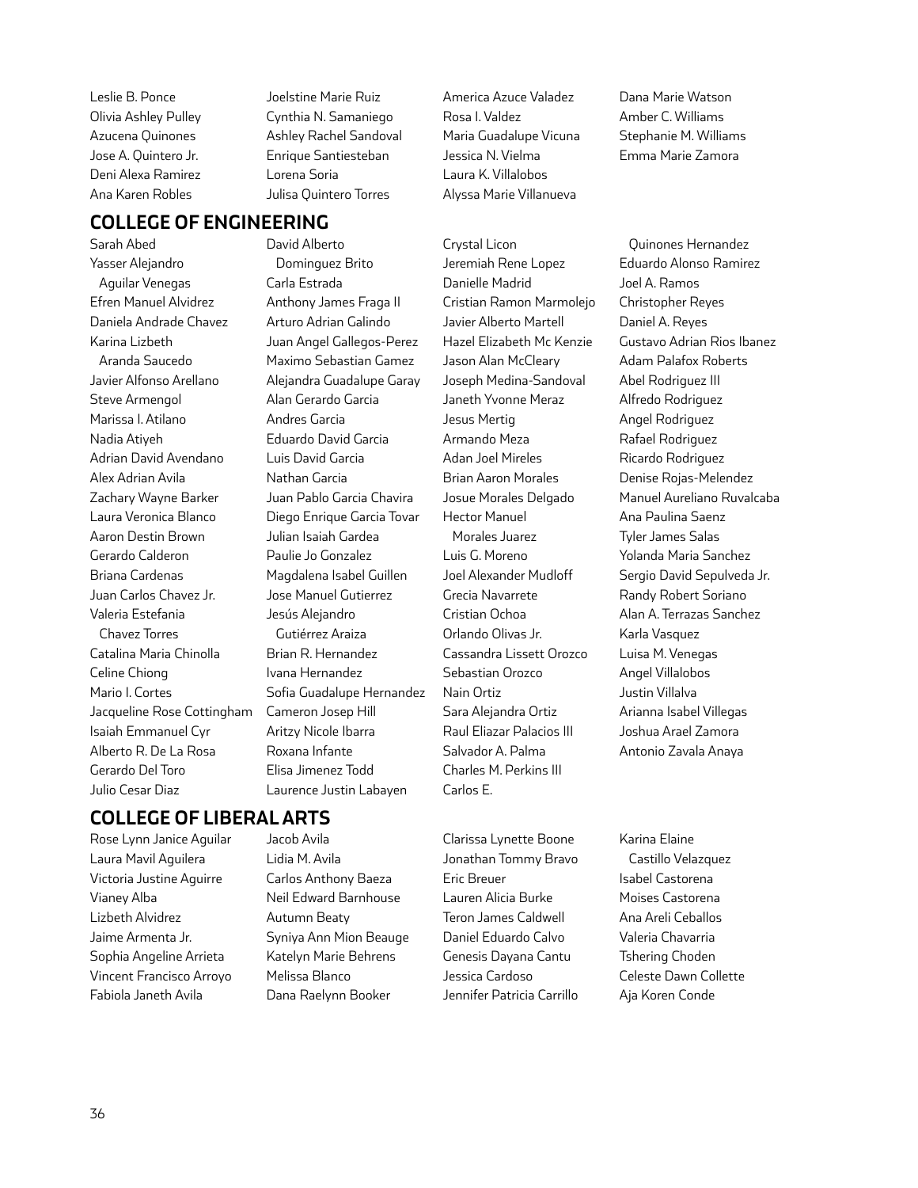Leslie B. Ponce
Olivia Ashley Pulley
Azucena Quinones
Jose A. Quintero Jr.
Deni Alexa Ramirez
Ana Karen Robles
Joelstine Marie Ruiz
Cynthia N. Samaniego
Ashley Rachel Sandoval
Enrique Santiesteban
Lorena Soria
Julisa Quintero Torres
America Azuce Valadez
Rosa I. Valdez
Maria Guadalupe Vicuna
Jessica N. Vielma
Laura K. Villalobos
Alyssa Marie Villanueva
Dana Marie Watson
Amber C. Williams
Stephanie M. Williams
Emma Marie Zamora

## COLLEGE OF ENGINEERING

Sarah Abed
Yasser Alejandro Aguilar Venegas
Efren Manuel Alvidrez
Daniela Andrade Chavez
Karina Lizbeth Aranda Saucedo
Javier Alfonso Arellano
Steve Armengol
Marissa I. Atilano
Nadia Atiyeh
Adrian David Avendano
Alex Adrian Avila
Zachary Wayne Barker
Laura Veronica Blanco
Aaron Destin Brown
Gerardo Calderon
Briana Cardenas
Juan Carlos Chavez Jr.
Valeria Estefania Chavez Torres
Catalina Maria Chinolla
Celine Chiong
Mario I. Cortes
Jacqueline Rose Cottingham
Isaiah Emmanuel Cyr
Alberto R. De La Rosa
Gerardo Del Toro
Julio Cesar Diaz
David Alberto Dominguez Brito
Carla Estrada
Anthony James Fraga II
Arturo Adrian Galindo
Juan Angel Gallegos-Perez
Maximo Sebastian Gamez
Alejandra Guadalupe Garay
Alan Gerardo Garcia
Andres Garcia
Eduardo David Garcia
Luis David Garcia
Nathan Garcia
Juan Pablo Garcia Chavira
Diego Enrique Garcia Tovar
Julian Isaiah Gardea
Paulie Jo Gonzalez
Magdalena Isabel Guillen
Jose Manuel Gutierrez
Jesús Alejandro Gutiérrez Araiza
Brian R. Hernandez
Ivana Hernandez
Sofia Guadalupe Hernandez
Cameron Josep Hill
Aritzy Nicole Ibarra
Roxana Infante
Elisa Jimenez Todd
Laurence Justin Labayen
Crystal Licon
Jeremiah Rene Lopez
Danielle Madrid
Cristian Ramon Marmolejo
Javier Alberto Martell
Hazel Elizabeth Mc Kenzie
Jason Alan McCleary
Joseph Medina-Sandoval
Janeth Yvonne Meraz
Jesus Mertig
Armando Meza
Adan Joel Mireles
Brian Aaron Morales
Josue Morales Delgado
Hector Manuel Morales Juarez
Luis G. Moreno
Joel Alexander Mudloff
Grecia Navarrete
Cristian Ochoa
Orlando Olivas Jr.
Cassandra Lissett Orozco
Sebastian Orozco
Nain Ortiz
Sara Alejandra Ortiz
Raul Eliazar Palacios III
Salvador A. Palma
Charles M. Perkins III
Carlos E. Quinones Hernandez
Eduardo Alonso Ramirez
Joel A. Ramos
Christopher Reyes
Daniel A. Reyes
Gustavo Adrian Rios Ibanez
Adam Palafox Roberts
Abel Rodriguez III
Alfredo Rodriguez
Angel Rodriguez
Rafael Rodriguez
Ricardo Rodriguez
Denise Rojas-Melendez
Manuel Aureliano Ruvalcaba
Ana Paulina Saenz
Tyler James Salas
Yolanda Maria Sanchez
Sergio David Sepulveda Jr.
Randy Robert Soriano
Alan A. Terrazas Sanchez
Karla Vasquez
Luisa M. Venegas
Angel Villalobos
Justin Villalva
Arianna Isabel Villegas
Joshua Arael Zamora
Antonio Zavala Anaya

## COLLEGE OF LIBERAL ARTS

Rose Lynn Janice Aguilar
Laura Mavil Aguilera
Victoria Justine Aguirre
Vianey Alba
Lizbeth Alvidrez
Jaime Armenta Jr.
Sophia Angeline Arrieta
Vincent Francisco Arroyo
Fabiola Janeth Avila
Jacob Avila
Lidia M. Avila
Carlos Anthony Baeza
Neil Edward Barnhouse
Autumn Beaty
Syniya Ann Mion Beauge
Katelyn Marie Behrens
Melissa Blanco
Dana Raelynn Booker
Clarissa Lynette Boone
Jonathan Tommy Bravo
Eric Breuer
Lauren Alicia Burke
Teron James Caldwell
Daniel Eduardo Calvo
Genesis Dayana Cantu
Jessica Cardoso
Jennifer Patricia Carrillo
Karina Elaine Castillo Velazquez
Isabel Castorena
Moises Castorena
Ana Areli Ceballos
Valeria Chavarria
Tshering Choden
Celeste Dawn Collette
Aja Koren Conde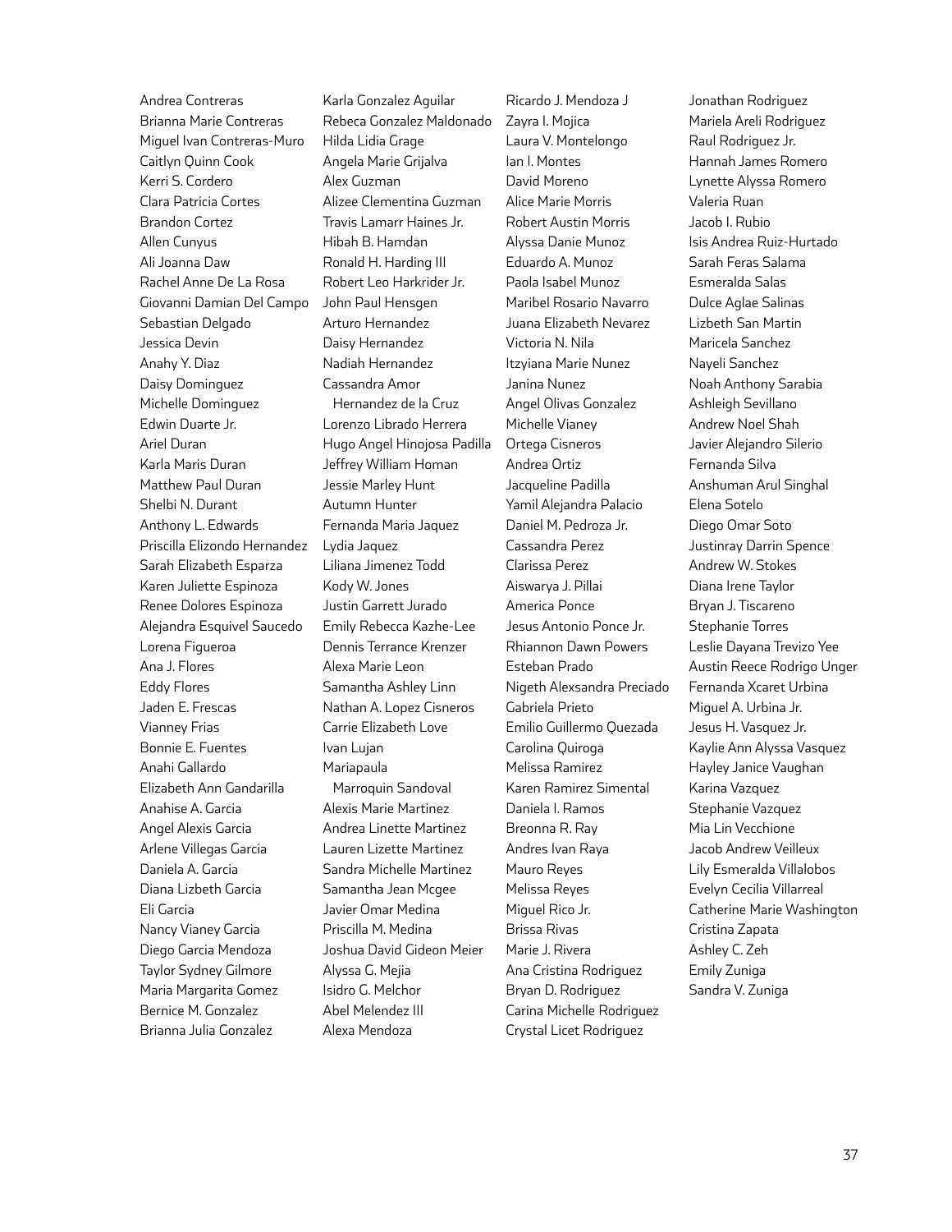Andrea Contreras
Brianna Marie Contreras
Miguel Ivan Contreras-Muro
Caitlyn Quinn Cook
Kerri S. Cordero
Clara Patricia Cortes
Brandon Cortez
Allen Cunyus
Ali Joanna Daw
Rachel Anne De La Rosa
Giovanni Damian Del Campo
Sebastian Delgado
Jessica Devin
Anahy Y. Diaz
Daisy Dominguez
Michelle Dominguez
Edwin Duarte Jr.
Ariel Duran
Karla Maris Duran
Matthew Paul Duran
Shelbi N. Durant
Anthony L. Edwards
Priscilla Elizondo Hernandez
Sarah Elizabeth Esparza
Karen Juliette Espinoza
Renee Dolores Espinoza
Alejandra Esquivel Saucedo
Lorena Figueroa
Ana J. Flores
Eddy Flores
Jaden E. Frescas
Vianney Frias
Bonnie E. Fuentes
Anahi Gallardo
Elizabeth Ann Gandarilla
Anahise A. Garcia
Angel Alexis Garcia
Arlene Villegas Garcia
Daniela A. Garcia
Diana Lizbeth Garcia
Eli Garcia
Nancy Vianey Garcia
Diego Garcia Mendoza
Taylor Sydney Gilmore
Maria Margarita Gomez
Bernice M. Gonzalez
Brianna Julia Gonzalez
Karla Gonzalez Aguilar
Rebeca Gonzalez Maldonado
Hilda Lidia Grage
Angela Marie Grijalva
Alex Guzman
Alizee Clementina Guzman
Travis Lamarr Haines Jr.
Hibah B. Hamdan
Ronald H. Harding III
Robert Leo Harkrider Jr.
John Paul Hensgen
Arturo Hernandez
Daisy Hernandez
Nadiah Hernandez
Cassandra Amor Hernandez de la Cruz
Lorenzo Librado Herrera
Hugo Angel Hinojosa Padilla
Jeffrey William Homan
Jessie Marley Hunt
Autumn Hunter
Fernanda Maria Jaquez
Lydia Jaquez
Liliana Jimenez Todd
Kody W. Jones
Justin Garrett Jurado
Emily Rebecca Kazhe-Lee
Dennis Terrance Krenzer
Alexa Marie Leon
Samantha Ashley Linn
Nathan A. Lopez Cisneros
Carrie Elizabeth Love
Ivan Lujan
Mariapaula Marroquin Sandoval
Alexis Marie Martinez
Andrea Linette Martinez
Lauren Lizette Martinez
Sandra Michelle Martinez
Samantha Jean Mcgee
Javier Omar Medina
Priscilla M. Medina
Joshua David Gideon Meier
Alyssa G. Mejia
Isidro G. Melchor
Abel Melendez III
Alexa Mendoza
Ricardo J. Mendoza J
Zayra I. Mojica
Laura V. Montelongo
Ian I. Montes
David Moreno
Alice Marie Morris
Robert Austin Morris
Alyssa Danie Munoz
Eduardo A. Munoz
Paola Isabel Munoz
Maribel Rosario Navarro
Juana Elizabeth Nevarez
Victoria N. Nila
Itzyiana Marie Nunez
Janina Nunez
Angel Olivas Gonzalez
Michelle Vianey
Ortega Cisneros
Andrea Ortiz
Jacqueline Padilla
Yamil Alejandra Palacio
Daniel M. Pedroza Jr.
Cassandra Perez
Clarissa Perez
Aiswarya J. Pillai
America Ponce
Jesus Antonio Ponce Jr.
Rhiannon Dawn Powers
Esteban Prado
Nigeth Alexsandra Preciado
Gabriela Prieto
Emilio Guillermo Quezada
Carolina Quiroga
Melissa Ramirez
Karen Ramirez Simental
Daniela I. Ramos
Breonna R. Ray
Andres Ivan Raya
Mauro Reyes
Melissa Reyes
Miguel Rico Jr.
Brissa Rivas
Marie J. Rivera
Ana Cristina Rodriguez
Bryan D. Rodriguez
Carina Michelle Rodriguez
Crystal Licet Rodriguez
Jonathan Rodriguez
Mariela Areli Rodriguez
Raul Rodriguez Jr.
Hannah James Romero
Lynette Alyssa Romero
Valeria Ruan
Jacob I. Rubio
Isis Andrea Ruiz-Hurtado
Sarah Feras Salama
Esmeralda Salas
Dulce Aglae Salinas
Lizbeth San Martin
Maricela Sanchez
Nayeli Sanchez
Noah Anthony Sarabia
Ashleigh Sevillano
Andrew Noel Shah
Javier Alejandro Silerio
Fernanda Silva
Anshuman Arul Singhal
Elena Sotelo
Diego Omar Soto
Justinray Darrin Spence
Andrew W. Stokes
Diana Irene Taylor
Bryan J. Tiscareno
Stephanie Torres
Leslie Dayana Trevizo Yee
Austin Reece Rodrigo Unger
Fernanda Xcaret Urbina
Miguel A. Urbina Jr.
Jesus H. Vasquez Jr.
Kaylie Ann Alyssa Vasquez
Hayley Janice Vaughan
Karina Vazquez
Stephanie Vazquez
Mia Lin Vecchione
Jacob Andrew Veilleux
Lily Esmeralda Villalobos
Evelyn Cecilia Villarreal
Catherine Marie Washington
Cristina Zapata
Ashley C. Zeh
Emily Zuniga
Sandra V. Zuniga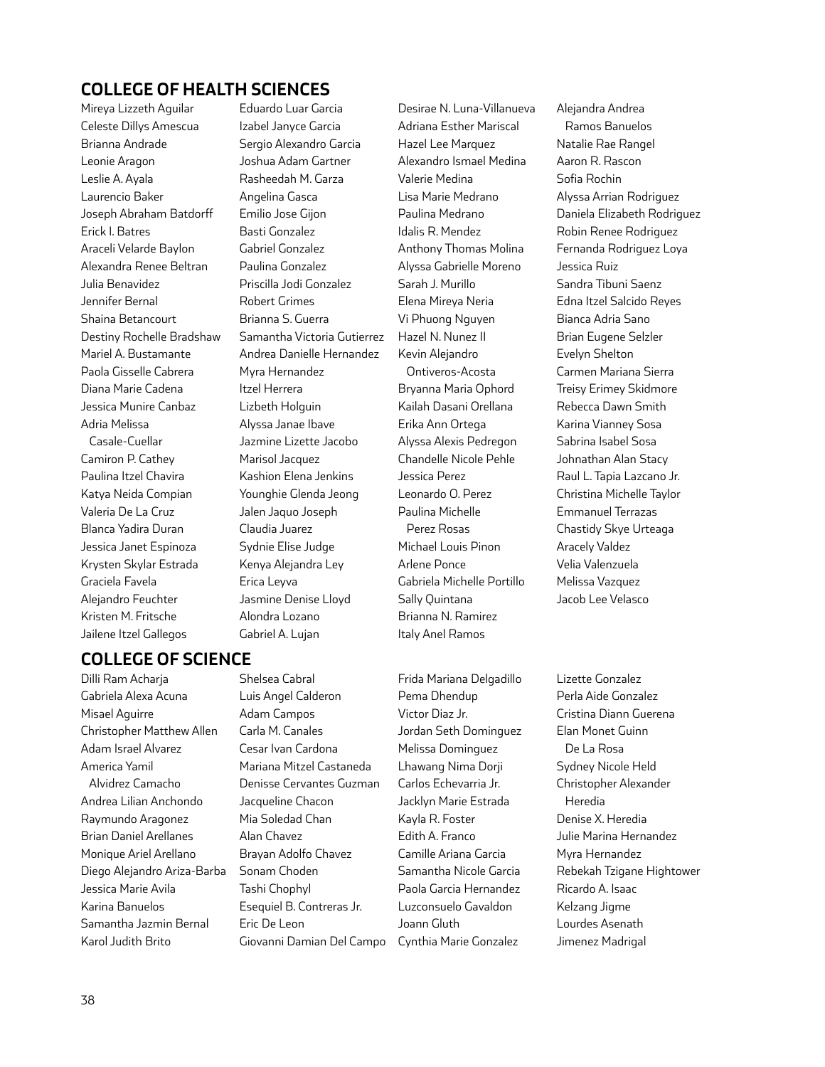## COLLEGE OF HEALTH SCIENCES

Mireya Lizzeth Aguilar
Celeste Dillys Amescua
Brianna Andrade
Leonie Aragon
Leslie A. Ayala
Laurencio Baker
Joseph Abraham Batdorff
Erick I. Batres
Araceli Velarde Baylon
Alexandra Renee Beltran
Julia Benavidez
Jennifer Bernal
Shaina Betancourt
Destiny Rochelle Bradshaw
Mariel A. Bustamante
Paola Gisselle Cabrera
Diana Marie Cadena
Jessica Munire Canbaz
Adria Melissa Casale-Cuellar
Camiron P. Cathey
Paulina Itzel Chavira
Katya Neida Compian
Valeria De La Cruz
Blanca Yadira Duran
Jessica Janet Espinoza
Krysten Skylar Estrada
Graciela Favela
Alejandro Feuchter
Kristen M. Fritsche
Jailene Itzel Gallegos
Eduardo Luar Garcia
Izabel Janyce Garcia
Sergio Alexandro Garcia
Joshua Adam Gartner
Rasheedah M. Garza
Angelina Gasca
Emilio Jose Gijon
Basti Gonzalez
Gabriel Gonzalez
Paulina Gonzalez
Priscilla Jodi Gonzalez
Robert Grimes
Brianna S. Guerra
Samantha Victoria Gutierrez
Andrea Danielle Hernandez
Myra Hernandez
Itzel Herrera
Lizbeth Holguin
Alyssa Janae Ibave
Jazmine Lizette Jacobo
Marisol Jacquez
Kashion Elena Jenkins
Younghie Glenda Jeong
Jalen Jaquo Joseph
Claudia Juarez
Sydnie Elise Judge
Kenya Alejandra Ley
Erica Leyva
Jasmine Denise Lloyd
Alondra Lozano
Gabriel A. Lujan
Desirae N. Luna-Villanueva
Adriana Esther Mariscal
Hazel Lee Marquez
Alexandro Ismael Medina
Valerie Medina
Lisa Marie Medrano
Paulina Medrano
Idalis R. Mendez
Anthony Thomas Molina
Alyssa Gabrielle Moreno
Sarah J. Murillo
Elena Mireya Neria
Vi Phuong Nguyen
Hazel N. Nunez II
Kevin Alejandro Ontiveros-Acosta
Bryanna Maria Ophord
Kailah Dasani Orellana
Erika Ann Ortega
Alyssa Alexis Pedregon
Chandelle Nicole Pehle
Jessica Perez
Leonardo O. Perez
Paulina Michelle Perez Rosas
Michael Louis Pinon
Arlene Ponce
Gabriela Michelle Portillo
Sally Quintana
Brianna N. Ramirez
Italy Anel Ramos
Alejandra Andrea Ramos Banuelos
Natalie Rae Rangel
Aaron R. Rascon
Sofia Rochin
Alyssa Arrian Rodriguez
Daniela Elizabeth Rodriguez
Robin Renee Rodriguez
Fernanda Rodriguez Loya
Jessica Ruiz
Sandra Tibuni Saenz
Edna Itzel Salcido Reyes
Bianca Adria Sano
Brian Eugene Selzler
Evelyn Shelton
Carmen Mariana Sierra
Treisy Erimey Skidmore
Rebecca Dawn Smith
Karina Vianney Sosa
Sabrina Isabel Sosa
Johnathan Alan Stacy
Raul L. Tapia Lazcano Jr.
Christina Michelle Taylor
Emmanuel Terrazas
Chastidy Skye Urteaga
Aracely Valdez
Velia Valenzuela
Melissa Vazquez
Jacob Lee Velasco

## COLLEGE OF SCIENCE

Dilli Ram Acharja
Gabriela Alexa Acuna
Misael Aguirre
Christopher Matthew Allen
Adam Israel Alvarez
America Yamil Alvidrez Camacho
Andrea Lilian Anchondo
Raymundo Aragonez
Brian Daniel Arellanes
Monique Ariel Arellano
Diego Alejandro Ariza-Barba
Jessica Marie Avila
Karina Banuelos
Samantha Jazmin Bernal
Karol Judith Brito
Shelsea Cabral
Luis Angel Calderon
Adam Campos
Carla M. Canales
Cesar Ivan Cardona
Mariana Mitzel Castaneda
Denisse Cervantes Guzman
Jacqueline Chacon
Mia Soledad Chan
Alan Chavez
Brayan Adolfo Chavez
Sonam Choden
Tashi Chophyl
Esequiel B. Contreras Jr.
Eric De Leon
Giovanni Damian Del Campo
Frida Mariana Delgadillo
Pema Dhendup
Victor Diaz Jr.
Jordan Seth Dominguez
Melissa Dominguez
Lhawang Nima Dorji
Carlos Echevarria Jr.
Jacklyn Marie Estrada
Kayla R. Foster
Edith A. Franco
Camille Ariana Garcia
Samantha Nicole Garcia
Paola Garcia Hernandez
Luzconsuelo Gavaldon
Joann Gluth
Cynthia Marie Gonzalez
Lizette Gonzalez
Perla Aide Gonzalez
Cristina Diann Guerena
Elan Monet Guinn De La Rosa
Sydney Nicole Held
Christopher Alexander Heredia
Denise X. Heredia
Julie Marina Hernandez
Myra Hernandez
Rebekah Tzigane Hightower
Ricardo A. Isaac
Kelzang Jigme
Lourdes Asenath Jimenez Madrigal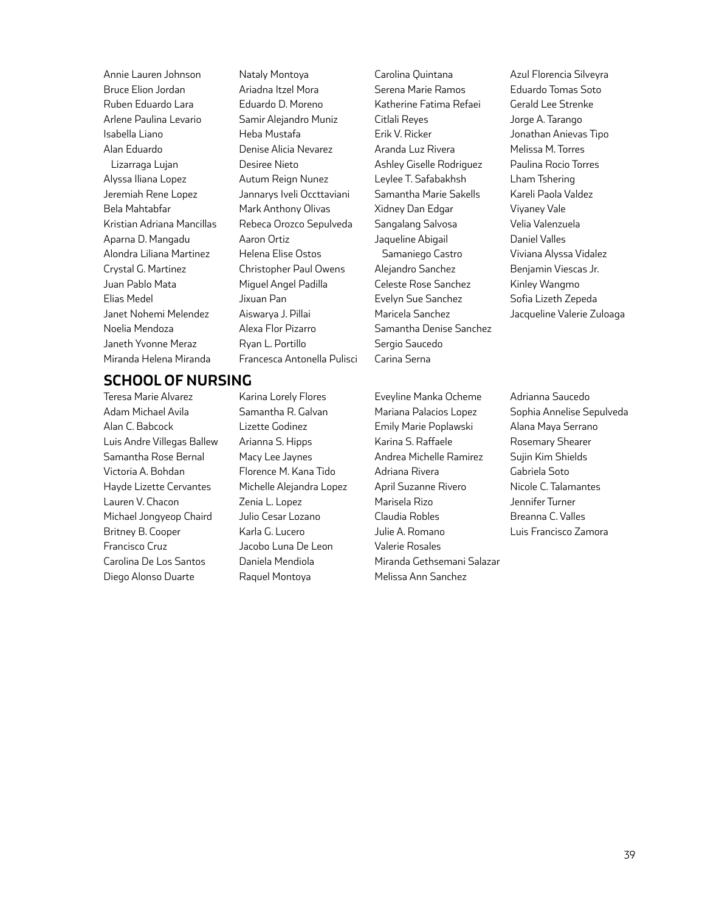Annie Lauren Johnson
Bruce Elion Jordan
Ruben Eduardo Lara
Arlene Paulina Levario
Isabella Liano
Alan Eduardo Lizarraga Lujan
Alyssa Iliana Lopez
Jeremiah Rene Lopez
Bela Mahtabfar
Kristian Adriana Mancillas
Aparna D. Mangadu
Alondra Liliana Martinez
Crystal G. Martinez
Juan Pablo Mata
Elias Medel
Janet Nohemi Melendez
Noelia Mendoza
Janeth Yvonne Meraz
Miranda Helena Miranda
Nataly Montoya
Ariadna Itzel Mora
Eduardo D. Moreno
Samir Alejandro Muniz
Heba Mustafa
Denise Alicia Nevarez
Desiree Nieto
Autum Reign Nunez
Jannarys Iveli Occttaviani
Mark Anthony Olivas
Rebeca Orozco Sepulveda
Aaron Ortiz
Helena Elise Ostos
Christopher Paul Owens
Miguel Angel Padilla
Jixuan Pan
Aiswarya J. Pillai
Alexa Flor Pizarro
Ryan L. Portillo
Francesca Antonella Pulisci
Carolina Quintana
Serena Marie Ramos
Katherine Fatima Refaei
Citlali Reyes
Erik V. Ricker
Aranda Luz Rivera
Ashley Giselle Rodriguez
Leylee T. Safabakhsh
Samantha Marie Sakells
Xidney Dan Edgar
Sangalang Salvosa
Jaqueline Abigail Samaniego Castro
Alejandro Sanchez
Celeste Rose Sanchez
Evelyn Sue Sanchez
Maricela Sanchez
Samantha Denise Sanchez
Sergio Saucedo
Carina Serna
Azul Florencia Silveyra
Eduardo Tomas Soto
Gerald Lee Strenke
Jorge A. Tarango
Jonathan Anievas Tipo
Melissa M. Torres
Paulina Rocio Torres
Lham Tshering
Kareli Paola Valdez
Viyaney Vale
Velia Valenzuela
Daniel Valles
Viviana Alyssa Vidalez
Benjamin Viescas Jr.
Kinley Wangmo
Sofia Lizeth Zepeda
Jacqueline Valerie Zuloaga

## SCHOOL OF NURSING

Teresa Marie Alvarez
Adam Michael Avila
Alan C. Babcock
Luis Andre Villegas Ballew
Samantha Rose Bernal
Victoria A. Bohdan
Hayde Lizette Cervantes
Lauren V. Chacon
Michael Jongyeop Chaird
Britney B. Cooper
Francisco Cruz
Carolina De Los Santos
Diego Alonso Duarte
Karina Lorely Flores
Samantha R. Galvan
Lizette Godinez
Arianna S. Hipps
Macy Lee Jaynes
Florence M. Kana Tido
Michelle Alejandra Lopez
Zenia L. Lopez
Julio Cesar Lozano
Karla G. Lucero
Jacobo Luna De Leon
Daniela Mendiola
Raquel Montoya
Eveyline Manka Ocheme
Mariana Palacios Lopez
Emily Marie Poplawski
Karina S. Raffaele
Andrea Michelle Ramirez
Adriana Rivera
April Suzanne Rivero
Marisela Rizo
Claudia Robles
Julie A. Romano
Valerie Rosales
Miranda Gethsemani Salazar
Melissa Ann Sanchez
Adrianna Saucedo
Sophia Annelise Sepulveda
Alana Maya Serrano
Rosemary Shearer
Sujin Kim Shields
Gabriela Soto
Nicole C. Talamantes
Jennifer Turner
Breanna C. Valles
Luis Francisco Zamora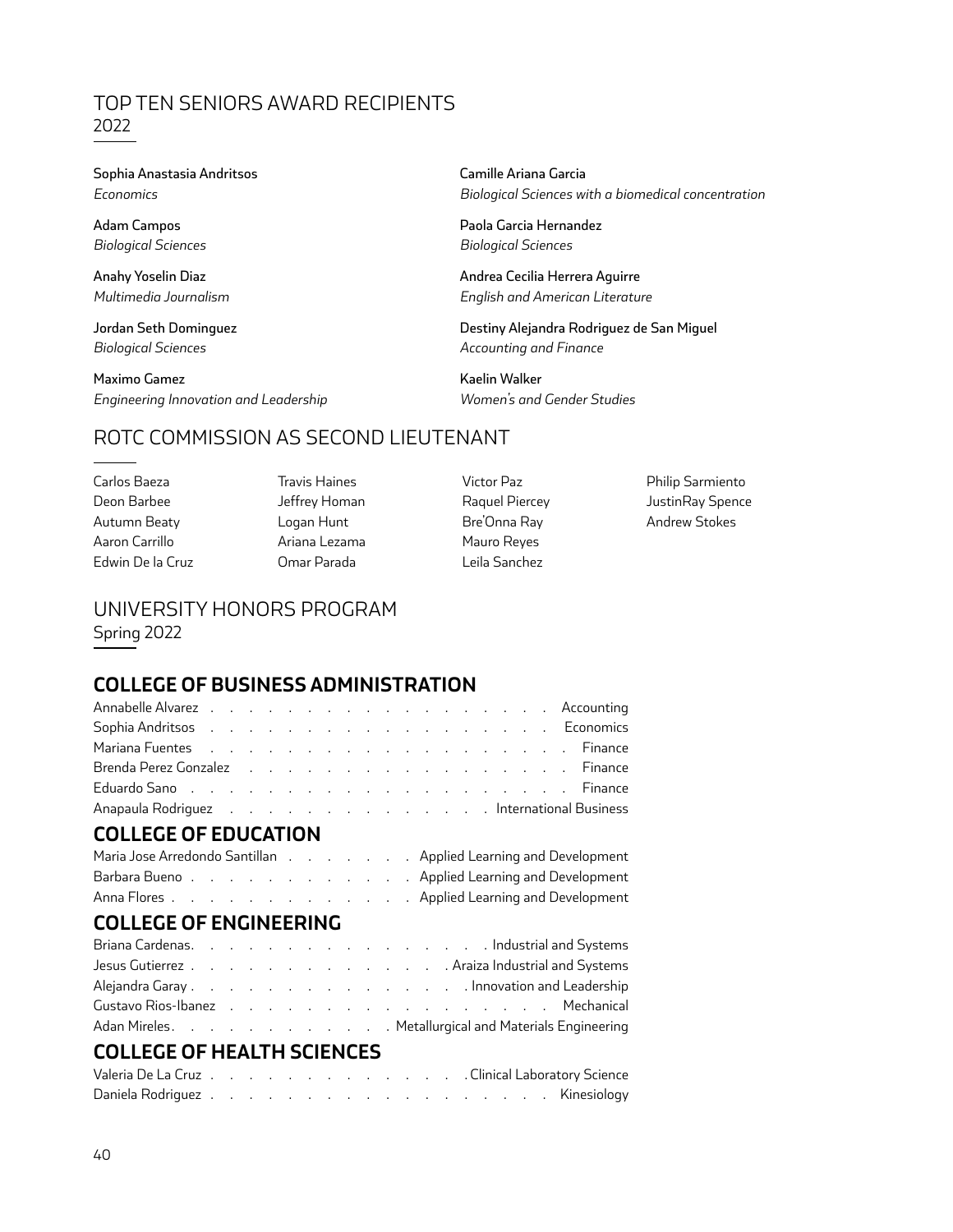## TOP TEN SENIORS AWARD RECIPIENTS
2022

**Sophia Anastasia Andritsos**
*Economics*

**Adam Campos**
*Biological Sciences*

**Anahy Yoselin Diaz**
*Multimedia Journalism*

**Jordan Seth Dominguez**
*Biological Sciences*

**Maximo Gamez**
*Engineering Innovation and Leadership*

**Camille Ariana Garcia**
*Biological Sciences with a biomedical concentration*

**Paola Garcia Hernandez**
*Biological Sciences*

**Andrea Cecilia Herrera Aguirre**
*English and American Literature*

**Destiny Alejandra Rodriguez de San Miguel**
*Accounting and Finance*

**Kaelin Walker**
*Women's and Gender Studies*

## ROTC COMMISSION AS SECOND LIEUTENANT

Carlos Baeza
Deon Barbee
Autumn Beaty
Aaron Carrillo
Edwin De la Cruz
Travis Haines
Jeffrey Homan
Logan Hunt
Ariana Lezama
Omar Parada
Victor Paz
Raquel Piercey
Bre'Onna Ray
Mauro Reyes
Leila Sanchez
Philip Sarmiento
JustinRay Spence
Andrew Stokes

## UNIVERSITY HONORS PROGRAM
Spring 2022

### COLLEGE OF BUSINESS ADMINISTRATION

Annabelle Alvarez . . . . . . . . . . . . . . . . . . . Accounting
Sophia Andritsos . . . . . . . . . . . . . . . . . . . Economics
Mariana Fuentes . . . . . . . . . . . . . . . . . . . Finance
Brenda Perez Gonzalez . . . . . . . . . . . . . . . . . Finance
Eduardo Sano . . . . . . . . . . . . . . . . . . . Finance
Anapaula Rodriguez . . . . . . . . . . . . . . . International Business

### COLLEGE OF EDUCATION

Maria Jose Arredondo Santillan . . . . . . . . Applied Learning and Development
Barbara Bueno . . . . . . . . . . . . Applied Learning and Development
Anna Flores . . . . . . . . . . . . . Applied Learning and Development

### COLLEGE OF ENGINEERING

Briana Cardenas. . . . . . . . . . . . . . . . Industrial and Systems
Jesus Gutierrez . . . . . . . . . . . . . . . Araiza Industrial and Systems
Alejandra Garay . . . . . . . . . . . . . . . Innovation and Leadership
Gustavo Rios-Ibanez . . . . . . . . . . . . . . . . . Mechanical
Adan Mireles. . . . . . . . . . . . . Metallurgical and Materials Engineering

### COLLEGE OF HEALTH SCIENCES

Valeria De La Cruz . . . . . . . . . . . . . . . Clinical Laboratory Science
Daniela Rodriguez . . . . . . . . . . . . . . . . . . Kinesiology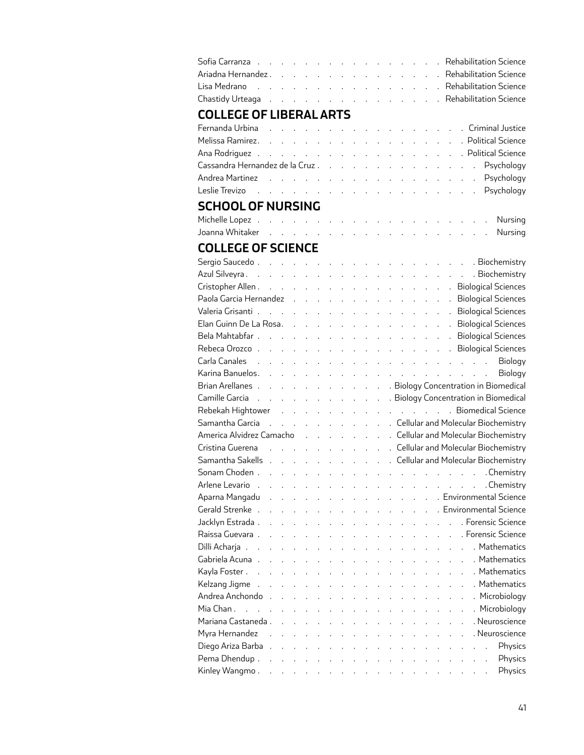Sofia Carranza . . . . . . . . . . . . . . . . . Rehabilitation Science
Ariadna Hernandez . . . . . . . . . . . . . . . . Rehabilitation Science
Lisa Medrano . . . . . . . . . . . . . . . . . Rehabilitation Science
Chastidy Urteaga . . . . . . . . . . . . . . . . Rehabilitation Science

## COLLEGE OF LIBERAL ARTS

Fernanda Urbina . . . . . . . . . . . . . . . . . . Criminal Justice
Melissa Ramirez . . . . . . . . . . . . . . . . . . Political Science
Ana Rodriguez . . . . . . . . . . . . . . . . . . Political Science
Cassandra Hernandez de la Cruz . . . . . . . . . . . . . . Psychology
Andrea Martinez . . . . . . . . . . . . . . . . . . . Psychology
Leslie Trevizo . . . . . . . . . . . . . . . . . . . Psychology

## SCHOOL OF NURSING

Michelle Lopez . . . . . . . . . . . . . . . . . . . . Nursing
Joanna Whitaker . . . . . . . . . . . . . . . . . . . Nursing

## COLLEGE OF SCIENCE

Sergio Saucedo . . . . . . . . . . . . . . . . . . . . Biochemistry
Azul Silveyra . . . . . . . . . . . . . . . . . . . . Biochemistry
Cristopher Allen . . . . . . . . . . . . . . . . . Biological Sciences
Paola Garcia Hernandez . . . . . . . . . . . . . . . Biological Sciences
Valeria Grisanti . . . . . . . . . . . . . . . . . Biological Sciences
Elan Guinn De La Rosa . . . . . . . . . . . . . . . Biological Sciences
Bela Mahtabfar . . . . . . . . . . . . . . . . . Biological Sciences
Rebeca Orozco . . . . . . . . . . . . . . . . . Biological Sciences
Carla Canales . . . . . . . . . . . . . . . . . . . . . Biology
Karina Banuelos . . . . . . . . . . . . . . . . . . . . Biology
Brian Arellanes . . . . . . . . . . . . Biology Concentration in Biomedical
Camille Garcia . . . . . . . . . . . . Biology Concentration in Biomedical
Rebekah Hightower . . . . . . . . . . . . . . . . . Biomedical Science
Samantha Garcia . . . . . . . . . . . . Cellular and Molecular Biochemistry
America Alvidrez Camacho . . . . . . . . . Cellular and Molecular Biochemistry
Cristina Guerena . . . . . . . . . . . Cellular and Molecular Biochemistry
Samantha Sakells . . . . . . . . . . . Cellular and Molecular Biochemistry
Sonam Choden . . . . . . . . . . . . . . . . . . . . . Chemistry
Arlene Levario . . . . . . . . . . . . . . . . . . . . Chemistry
Aparna Mangadu . . . . . . . . . . . . . . . . . Environmental Science
Gerald Strenke . . . . . . . . . . . . . . . . . Environmental Science
Jacklyn Estrada . . . . . . . . . . . . . . . . . . . Forensic Science
Raissa Guevara . . . . . . . . . . . . . . . . . . . Forensic Science
Dilli Acharja . . . . . . . . . . . . . . . . . . . . Mathematics
Gabriela Acuna . . . . . . . . . . . . . . . . . . . . Mathematics
Kayla Foster . . . . . . . . . . . . . . . . . . . . Mathematics
Kelzang Jigme . . . . . . . . . . . . . . . . . . . . Mathematics
Andrea Anchondo . . . . . . . . . . . . . . . . . . . Microbiology
Mia Chan . . . . . . . . . . . . . . . . . . . . . Microbiology
Mariana Castaneda . . . . . . . . . . . . . . . . . . . Neuroscience
Myra Hernandez . . . . . . . . . . . . . . . . . . . Neuroscience
Diego Ariza Barba . . . . . . . . . . . . . . . . . . . . Physics
Pema Dhendup . . . . . . . . . . . . . . . . . . . . . Physics
Kinley Wangmo . . . . . . . . . . . . . . . . . . . . . Physics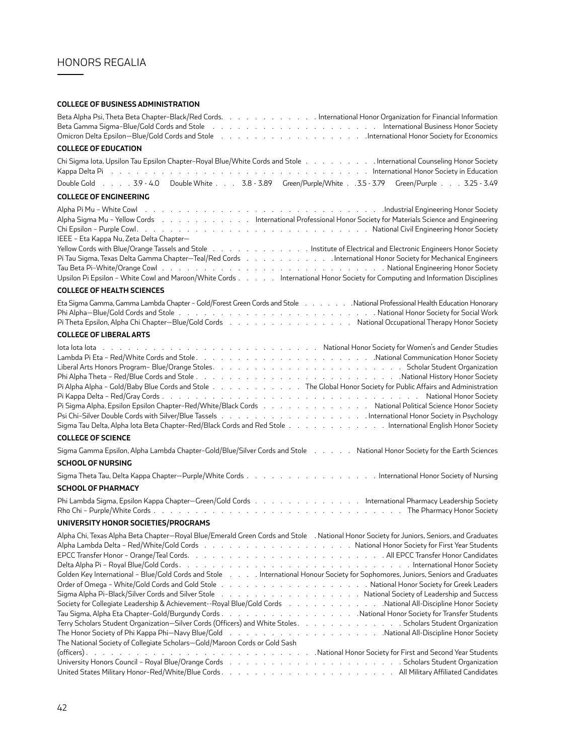# HONORS REGALIA

## COLLEGE OF BUSINESS ADMINISTRATION

Beta Alpha Psi, Theta Beta Chapter–Black/Red Cords. . . . . . . . . . . . International Honor Organization for Financial Information
Beta Gamma Sigma–Blue/Gold Cords and Stole . . . . . . . . . . . . . . . . . . . . International Business Honor Society
Omicron Delta Epsilon—Blue/Gold Cords and Stole . . . . . . . . . . . . . . . . . .International Honor Society for Economics

## COLLEGE OF EDUCATION

Chi Sigma Iota, Upsilon Tau Epsilon Chapter–Royal Blue/White Cords and Stole . . . . . . . . . International Counseling Honor Society
Kappa Delta Pi . . . . . . . . . . . . . . . . . . . . . . . . . . . . . . . International Honor Society in Education
Double Gold . . . . 3.9 - 4.0 Double White . . . 3.8 - 3.89 Green/Purple/White . . 3.5 - 3.79 Green/Purple . . . 3.25 - 3.49

## COLLEGE OF ENGINEERING

Alpha Pi Mu – White Cowl . . . . . . . . . . . . . . . . . . . . . . . . . . . . .Industrial Engineering Honor Society
Alpha Sigma Mu – Yellow Cords . . . . . . . . . . . International Professional Honor Society for Materials Science and Engineering
Chi Epsilon – Purple Cowl. . . . . . . . . . . . . . . . . . . . . . . . . . . . National Civil Engineering Honor Society
IEEE – Eta Kappa Nu, Zeta Delta Chapter—
Yellow Cords with Blue/Orange Tassels and Stole . . . . . . . . . . . . Institute of Electrical and Electronic Engineers Honor Society
Pi Tau Sigma, Texas Delta Gamma Chapter—Teal/Red Cords . . . . . . . . . . .International Honor Society for Mechanical Engineers
Tau Beta Pi–White/Orange Cowl . . . . . . . . . . . . . . . . . . . . . . . . . . . National Engineering Honor Society
Upsilon Pi Epsilon – White Cowl and Maroon/White Cords . . . . . International Honor Society for Computing and Information Disciplines

## COLLEGE OF HEALTH SCIENCES

Eta Sigma Gamma, Gamma Lambda Chapter – Gold/Forest Green Cords and Stole . . . . . . .National Professional Health Education Honorary
Phi Alpha—Blue/Gold Cords and Stole . . . . . . . . . . . . . . . . . . . . . . . . . National Honor Society for Social Work
Pi Theta Epsilon, Alpha Chi Chapter—Blue/Gold Cords . . . . . . . . . . . . . . National Occupational Therapy Honor Society

## COLLEGE OF LIBERAL ARTS

Iota Iota Iota . . . . . . . . . . . . . . . . . . . . . . . . . . . National Honor Society for Women's and Gender Studies
Lambda Pi Eta – Red/White Cords and Stole . . . . . . . . . . . . . . . . . . . . . .National Communication Honor Society
Liberal Arts Honors Program– Blue/Orange Stoles. . . . . . . . . . . . . . . . . . . . . . . Scholar Student Organization
Phi Alpha Theta – Red/Blue Cords and Stole . . . . . . . . . . . . . . . . . . . . . . . . .National History Honor Society
Pi Alpha Alpha – Gold/Baby Blue Cords and Stole . . . . . . . . . . . The Global Honor Society for Public Affairs and Administration
Pi Kappa Delta – Red/Gray Cords . . . . . . . . . . . . . . . . . . . . . . . . . . . . . . . National Honor Society
Pi Sigma Alpha, Epsilon Epsilon Chapter–Red/White/Black Cords . . . . . . . . . . . . . National Political Science Honor Society
Psi Chi–Silver Double Cords with Silver/Blue Tassels . . . . . . . . . . . . . . . . . . .International Honor Society in Psychology
Sigma Tau Delta, Alpha Iota Beta Chapter–Red/Black Cords and Red Stole . . . . . . . . . . . . International English Honor Society

## COLLEGE OF SCIENCE

Sigma Gamma Epsilon, Alpha Lambda Chapter–Gold/Blue/Silver Cords and Stole . . . . . National Honor Society for the Earth Sciences

## SCHOOL OF NURSING

Sigma Theta Tau, Delta Kappa Chapter—Purple/White Cords . . . . . . . . . . . . . . . . . International Honor Society of Nursing

## SCHOOL OF PHARMACY

Phi Lambda Sigma, Epsilon Kappa Chapter—Green/Gold Cords . . . . . . . . . . . . . International Pharmacy Leadership Society
Rho Chi – Purple/White Cords . . . . . . . . . . . . . . . . . . . . . . . . . . . . . . The Pharmacy Honor Society

## UNIVERSITY HONOR SOCIETIES/PROGRAMS

Alpha Chi, Texas Alpha Beta Chapter—Royal Blue/Emerald Green Cords and Stole . National Honor Society for Juniors, Seniors, and Graduates
Alpha Lambda Delta – Red/White/Gold Cords . . . . . . . . . . . . . . . . . . . National Honor Society for First Year Students
EPCC Transfer Honor – Orange/Teal Cords. . . . . . . . . . . . . . . . . . . . . . . . . All EPCC Transfer Honor Candidates
Delta Alpha Pi – Royal Blue/Gold Cords. . . . . . . . . . . . . . . . . . . . . . . . . . . . . International Honor Society
Golden Key International – Blue/Gold Cords and Stole . . . . International Honour Society for Sophomores, Juniors, Seniors and Graduates
Order of Omega – White/Gold Cords and Gold Stole . . . . . . . . . . . . . . . . . . National Honor Society for Greek Leaders
Sigma Alpha Pi–Black/Silver Cords and Silver Stole . . . . . . . . . . . . . . . . . National Society of Leadership and Success
Society for Collegiate Leadership & Achievement--Royal Blue/Gold Cords . . . . . . . . . . . .National All-Discipline Honor Society
Tau Sigma, Alpha Eta Chapter–Gold/Burgundy Cords . . . . . . . . . . . . . . . . .National Honor Society for Transfer Students
Terry Scholars Student Organization—Silver Cords (Officers) and White Stoles. . . . . . . . . . . . . Scholars Student Organization
The Honor Society of Phi Kappa Phi—Navy Blue/Gold . . . . . . . . . . . . . . . . . . .National All-Discipline Honor Society
The National Society of Collegiate Scholars—Gold/Maroon Cords or Gold Sash
(officers) . . . . . . . . . . . . . . . . . . . . . . . . . . . .National Honor Society for First and Second Year Students
University Honors Council – Royal Blue/Orange Cords . . . . . . . . . . . . . . . . . . . . . Scholars Student Organization
United States Military Honor–Red/White/Blue Cords . . . . . . . . . . . . . . . . . . . . . . All Military Affiliated Candidates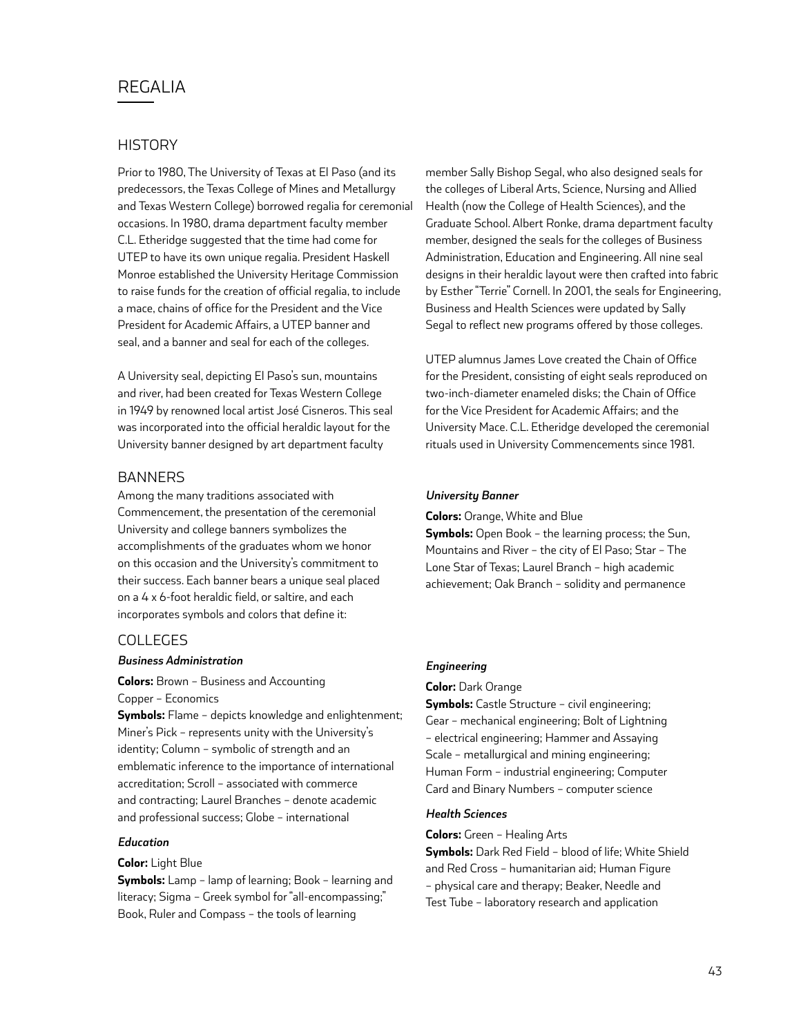# REGALIA

## HISTORY

Prior to 1980, The University of Texas at El Paso (and its predecessors, the Texas College of Mines and Metallurgy and Texas Western College) borrowed regalia for ceremonial occasions. In 1980, drama department faculty member C.L. Etheridge suggested that the time had come for UTEP to have its own unique regalia. President Haskell Monroe established the University Heritage Commission to raise funds for the creation of official regalia, to include a mace, chains of office for the President and the Vice President for Academic Affairs, a UTEP banner and seal, and a banner and seal for each of the colleges.

A University seal, depicting El Paso's sun, mountains and river, had been created for Texas Western College in 1949 by renowned local artist José Cisneros. This seal was incorporated into the official heraldic layout for the University banner designed by art department faculty member Sally Bishop Segal, who also designed seals for the colleges of Liberal Arts, Science, Nursing and Allied Health (now the College of Health Sciences), and the Graduate School. Albert Ronke, drama department faculty member, designed the seals for the colleges of Business Administration, Education and Engineering. All nine seal designs in their heraldic layout were then crafted into fabric by Esther "Terrie" Cornell. In 2001, the seals for Engineering, Business and Health Sciences were updated by Sally Segal to reflect new programs offered by those colleges.

UTEP alumnus James Love created the Chain of Office for the President, consisting of eight seals reproduced on two-inch-diameter enameled disks; the Chain of Office for the Vice President for Academic Affairs; and the University Mace. C.L. Etheridge developed the ceremonial rituals used in University Commencements since 1981.

## BANNERS

Among the many traditions associated with Commencement, the presentation of the ceremonial University and college banners symbolizes the accomplishments of the graduates whom we honor on this occasion and the University's commitment to their success. Each banner bears a unique seal placed on a 4 x 6-foot heraldic field, or saltire, and each incorporates symbols and colors that define it:

### *University Banner*

**Colors:** Orange, White and Blue
**Symbols:** Open Book – the learning process; the Sun, Mountains and River – the city of El Paso; Star – The Lone Star of Texas; Laurel Branch – high academic achievement; Oak Branch – solidity and permanence

## COLLEGES

### *Business Administration*

**Colors:** Brown – Business and Accounting
Copper – Economics
**Symbols:** Flame – depicts knowledge and enlightenment; Miner's Pick – represents unity with the University's identity; Column – symbolic of strength and an emblematic inference to the importance of international accreditation; Scroll – associated with commerce and contracting; Laurel Branches – denote academic and professional success; Globe – international

### *Education*

**Color:** Light Blue
**Symbols:** Lamp – lamp of learning; Book – learning and literacy; Sigma – Greek symbol for "all-encompassing;" Book, Ruler and Compass – the tools of learning

### *Engineering*

**Color:** Dark Orange
**Symbols:** Castle Structure – civil engineering; Gear – mechanical engineering; Bolt of Lightning – electrical engineering; Hammer and Assaying Scale – metallurgical and mining engineering; Human Form – industrial engineering; Computer Card and Binary Numbers – computer science

### *Health Sciences*

**Colors:** Green – Healing Arts
**Symbols:** Dark Red Field – blood of life; White Shield and Red Cross – humanitarian aid; Human Figure – physical care and therapy; Beaker, Needle and Test Tube – laboratory research and application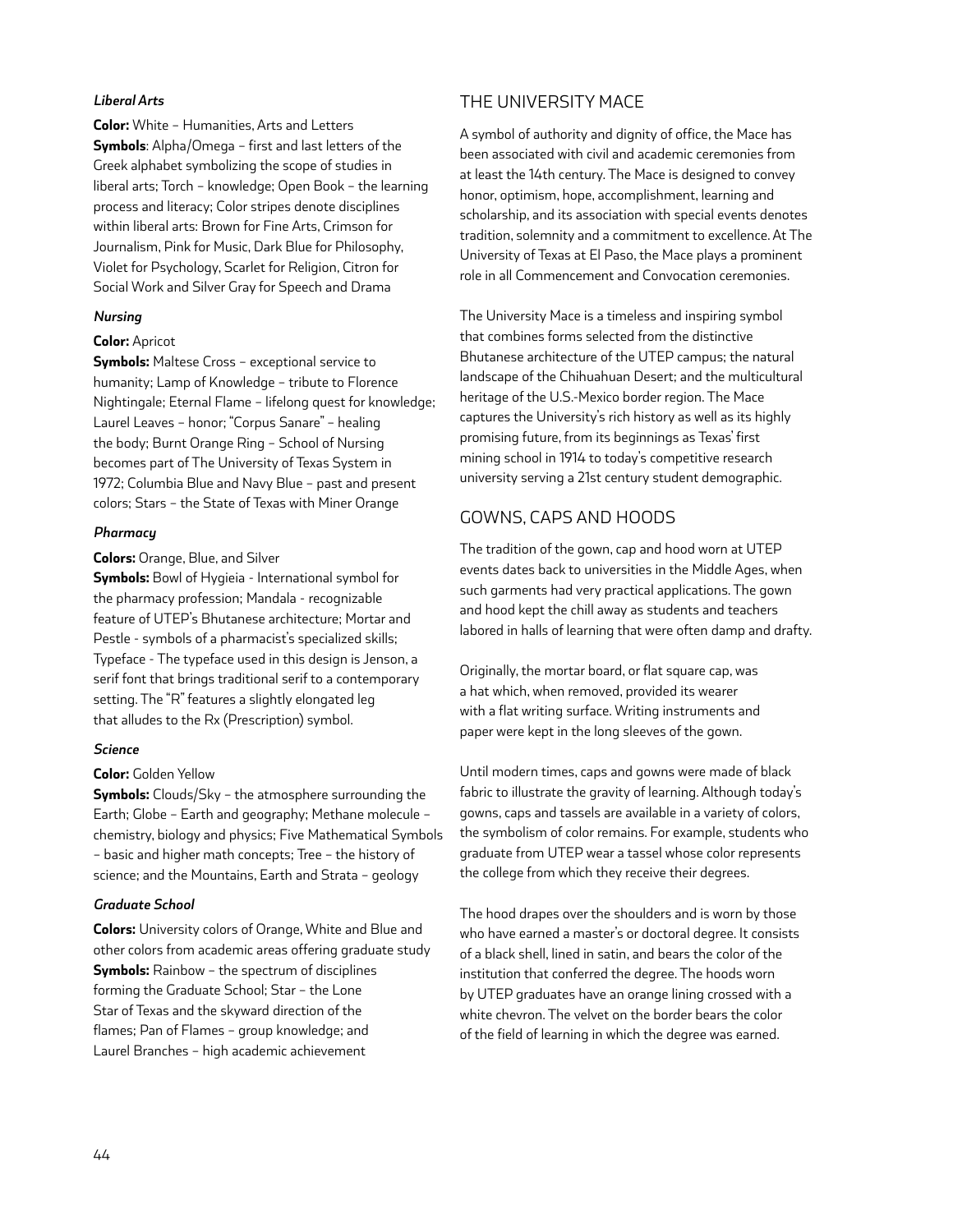#### *Liberal Arts*

**Color:** White – Humanities, Arts and Letters
**Symbols**: Alpha/Omega – first and last letters of the Greek alphabet symbolizing the scope of studies in liberal arts; Torch – knowledge; Open Book – the learning process and literacy; Color stripes denote disciplines within liberal arts: Brown for Fine Arts, Crimson for Journalism, Pink for Music, Dark Blue for Philosophy, Violet for Psychology, Scarlet for Religion, Citron for Social Work and Silver Gray for Speech and Drama

#### *Nursing*

**Color:** Apricot
**Symbols:** Maltese Cross – exceptional service to humanity; Lamp of Knowledge – tribute to Florence Nightingale; Eternal Flame – lifelong quest for knowledge; Laurel Leaves – honor; "Corpus Sanare" – healing the body; Burnt Orange Ring – School of Nursing becomes part of The University of Texas System in 1972; Columbia Blue and Navy Blue – past and present colors; Stars – the State of Texas with Miner Orange

#### *Pharmacy*

**Colors:** Orange, Blue, and Silver
**Symbols:** Bowl of Hygieia - International symbol for the pharmacy profession; Mandala - recognizable feature of UTEP's Bhutanese architecture; Mortar and Pestle - symbols of a pharmacist's specialized skills; Typeface - The typeface used in this design is Jenson, a serif font that brings traditional serif to a contemporary setting. The "R" features a slightly elongated leg that alludes to the Rx (Prescription) symbol.

#### *Science*

**Color:** Golden Yellow
**Symbols:** Clouds/Sky – the atmosphere surrounding the Earth; Globe – Earth and geography; Methane molecule – chemistry, biology and physics; Five Mathematical Symbols – basic and higher math concepts; Tree – the history of science; and the Mountains, Earth and Strata – geology

#### *Graduate School*

**Colors:** University colors of Orange, White and Blue and other colors from academic areas offering graduate study
**Symbols:** Rainbow – the spectrum of disciplines forming the Graduate School; Star – the Lone Star of Texas and the skyward direction of the flames; Pan of Flames – group knowledge; and Laurel Branches – high academic achievement

## THE UNIVERSITY MACE

A symbol of authority and dignity of office, the Mace has been associated with civil and academic ceremonies from at least the 14th century. The Mace is designed to convey honor, optimism, hope, accomplishment, learning and scholarship, and its association with special events denotes tradition, solemnity and a commitment to excellence. At The University of Texas at El Paso, the Mace plays a prominent role in all Commencement and Convocation ceremonies.

The University Mace is a timeless and inspiring symbol that combines forms selected from the distinctive Bhutanese architecture of the UTEP campus; the natural landscape of the Chihuahuan Desert; and the multicultural heritage of the U.S.-Mexico border region. The Mace captures the University's rich history as well as its highly promising future, from its beginnings as Texas' first mining school in 1914 to today's competitive research university serving a 21st century student demographic.

## GOWNS, CAPS AND HOODS

The tradition of the gown, cap and hood worn at UTEP events dates back to universities in the Middle Ages, when such garments had very practical applications. The gown and hood kept the chill away as students and teachers labored in halls of learning that were often damp and drafty.

Originally, the mortar board, or flat square cap, was a hat which, when removed, provided its wearer with a flat writing surface. Writing instruments and paper were kept in the long sleeves of the gown.

Until modern times, caps and gowns were made of black fabric to illustrate the gravity of learning. Although today's gowns, caps and tassels are available in a variety of colors, the symbolism of color remains. For example, students who graduate from UTEP wear a tassel whose color represents the college from which they receive their degrees.

The hood drapes over the shoulders and is worn by those who have earned a master's or doctoral degree. It consists of a black shell, lined in satin, and bears the color of the institution that conferred the degree. The hoods worn by UTEP graduates have an orange lining crossed with a white chevron. The velvet on the border bears the color of the field of learning in which the degree was earned.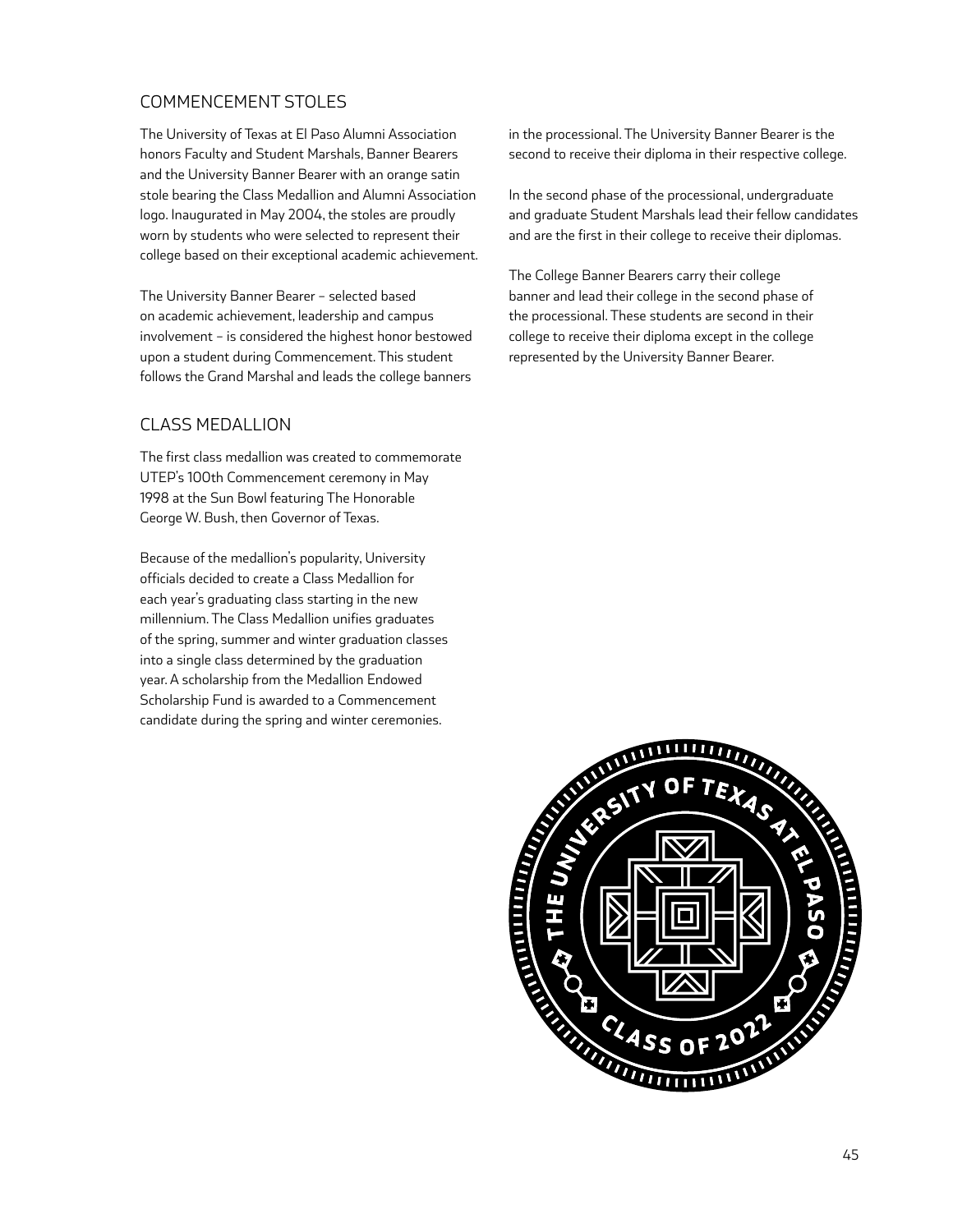## COMMENCEMENT STOLES

The University of Texas at El Paso Alumni Association honors Faculty and Student Marshals, Banner Bearers and the University Banner Bearer with an orange satin stole bearing the Class Medallion and Alumni Association logo. Inaugurated in May 2004, the stoles are proudly worn by students who were selected to represent their college based on their exceptional academic achievement.

The University Banner Bearer – selected based on academic achievement, leadership and campus involvement – is considered the highest honor bestowed upon a student during Commencement. This student follows the Grand Marshal and leads the college banners in the processional. The University Banner Bearer is the second to receive their diploma in their respective college.

In the second phase of the processional, undergraduate and graduate Student Marshals lead their fellow candidates and are the first in their college to receive their diplomas.

The College Banner Bearers carry their college banner and lead their college in the second phase of the processional. These students are second in their college to receive their diploma except in the college represented by the University Banner Bearer.

## CLASS MEDALLION

The first class medallion was created to commemorate UTEP's 100th Commencement ceremony in May 1998 at the Sun Bowl featuring The Honorable George W. Bush, then Governor of Texas.

Because of the medallion's popularity, University officials decided to create a Class Medallion for each year's graduating class starting in the new millennium. The Class Medallion unifies graduates of the spring, summer and winter graduation classes into a single class determined by the graduation year. A scholarship from the Medallion Endowed Scholarship Fund is awarded to a Commencement candidate during the spring and winter ceremonies.

THE UNIVERSITY OF TEXAS AT EL PASO

CLASS OF 2022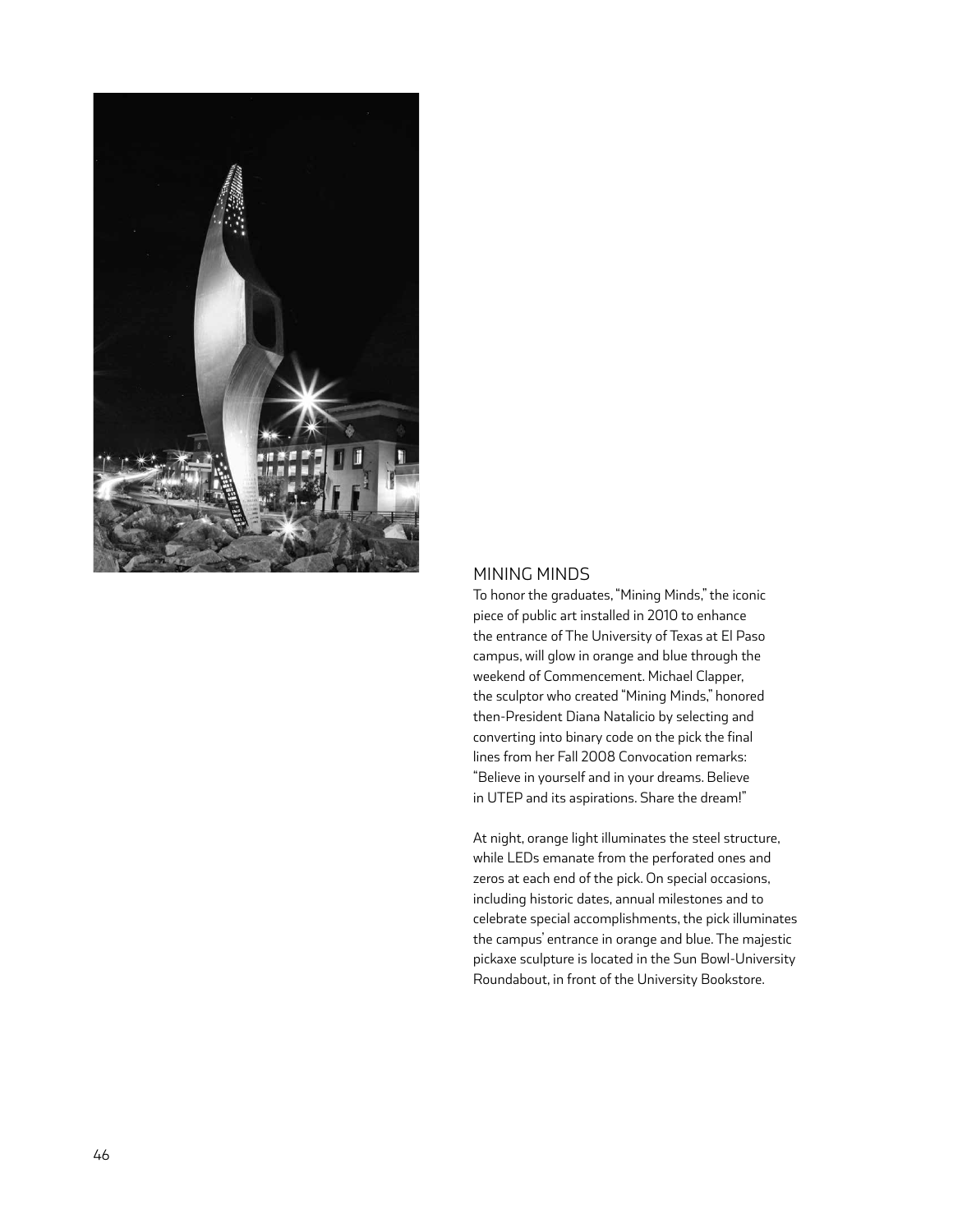## MINING MINDS

To honor the graduates, "Mining Minds," the iconic piece of public art installed in 2010 to enhance the entrance of The University of Texas at El Paso campus, will glow in orange and blue through the weekend of Commencement. Michael Clapper, the sculptor who created "Mining Minds," honored then-President Diana Natalicio by selecting and converting into binary code on the pick the final lines from her Fall 2008 Convocation remarks: "Believe in yourself and in your dreams. Believe in UTEP and its aspirations. Share the dream!"

At night, orange light illuminates the steel structure, while LEDs emanate from the perforated ones and zeros at each end of the pick. On special occasions, including historic dates, annual milestones and to celebrate special accomplishments, the pick illuminates the campus' entrance in orange and blue. The majestic pickaxe sculpture is located in the Sun Bowl-University Roundabout, in front of the University Bookstore.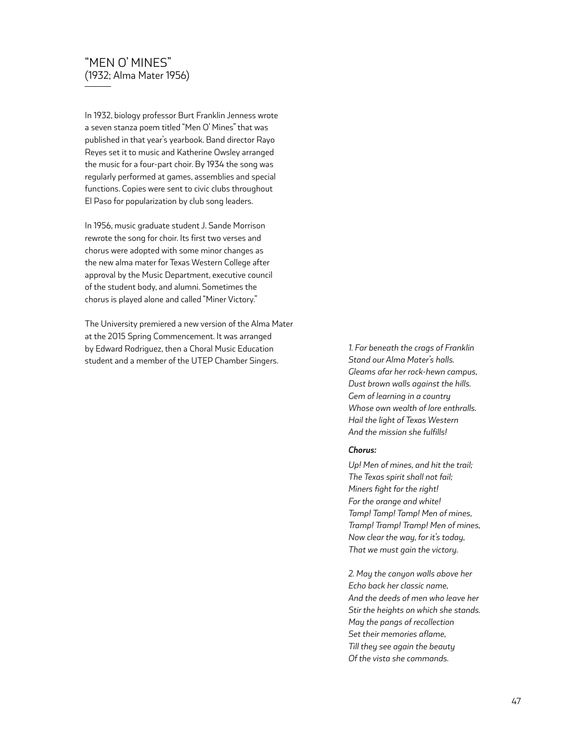## "MEN O' MINES"
(1932; Alma Mater 1956)

In 1932, biology professor Burt Franklin Jenness wrote a seven stanza poem titled "Men O' Mines" that was published in that year's yearbook. Band director Rayo Reyes set it to music and Katherine Owsley arranged the music for a four-part choir. By 1934 the song was regularly performed at games, assemblies and special functions. Copies were sent to civic clubs throughout El Paso for popularization by club song leaders.

In 1956, music graduate student J. Sande Morrison rewrote the song for choir. Its first two verses and chorus were adopted with some minor changes as the new alma mater for Texas Western College after approval by the Music Department, executive council of the student body, and alumni. Sometimes the chorus is played alone and called "Miner Victory."

The University premiered a new version of the Alma Mater at the 2015 Spring Commencement. It was arranged by Edward Rodriguez, then a Choral Music Education student and a member of the UTEP Chamber Singers.

*1. Far beneath the crags of Franklin*
*Stand our Alma Mater's halls.*
*Gleams afar her rock-hewn campus,*
*Dust brown walls against the hills.*
*Gem of learning in a country*
*Whose own wealth of lore enthralls.*
*Hail the light of Texas Western*
*And the mission she fulfills!*

***Chorus:***

*Up! Men of mines, and hit the trail;*
*The Texas spirit shall not fail;*
*Miners fight for the right!*
*For the orange and white!*
*Tamp! Tamp! Tamp! Men of mines,*
*Tramp! Tramp! Tramp! Men of mines,*
*Now clear the way, for it's today,*
*That we must gain the victory.*

*2. May the canyon walls above her*
*Echo back her classic name,*
*And the deeds of men who leave her*
*Stir the heights on which she stands.*
*May the pangs of recollection*
*Set their memories aflame,*
*Till they see again the beauty*
*Of the vista she commands.*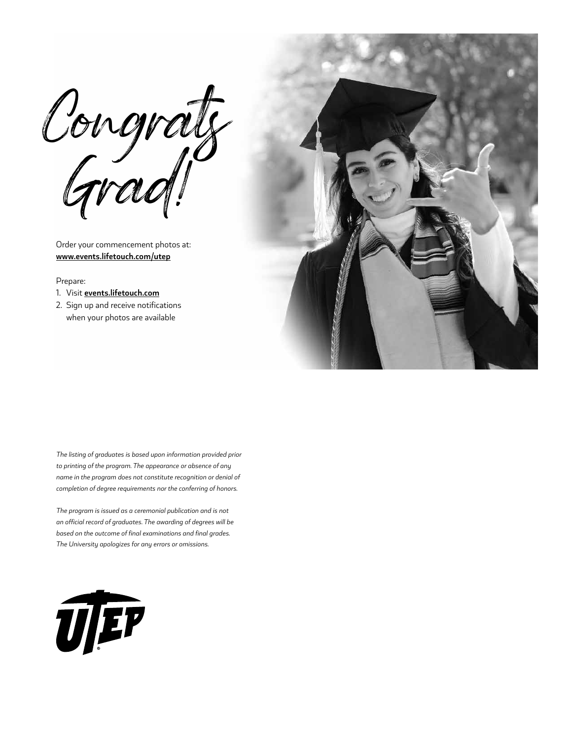# Congrats Grad!

Order your commencement photos at:
**www.events.lifetouch.com/utep**

Prepare:

1. Visit **events.lifetouch.com**
2. Sign up and receive notifications when your photos are available

*The listing of graduates is based upon information provided prior to printing of the program. The appearance or absence of any name in the program does not constitute recognition or denial of completion of degree requirements nor the conferring of honors.*

*The program is issued as a ceremonial publication and is not an official record of graduates. The awarding of degrees will be based on the outcome of final examinations and final grades. The University apologizes for any errors or omissions.*

UTEP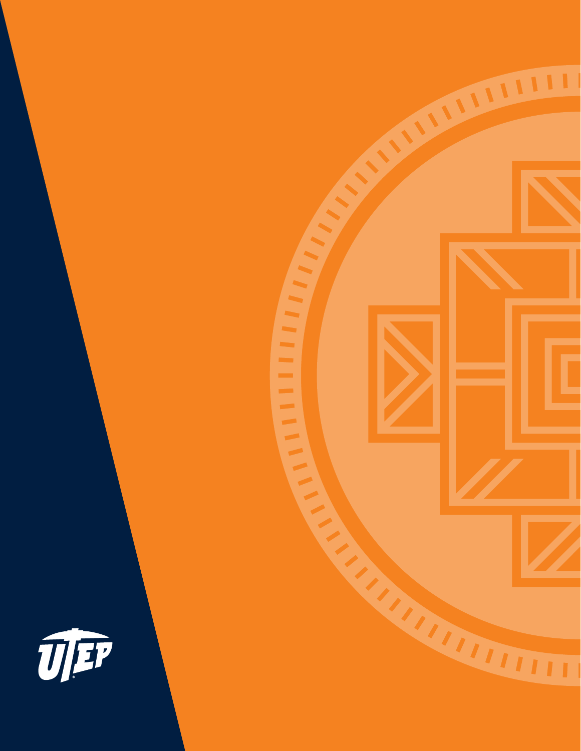UTEP